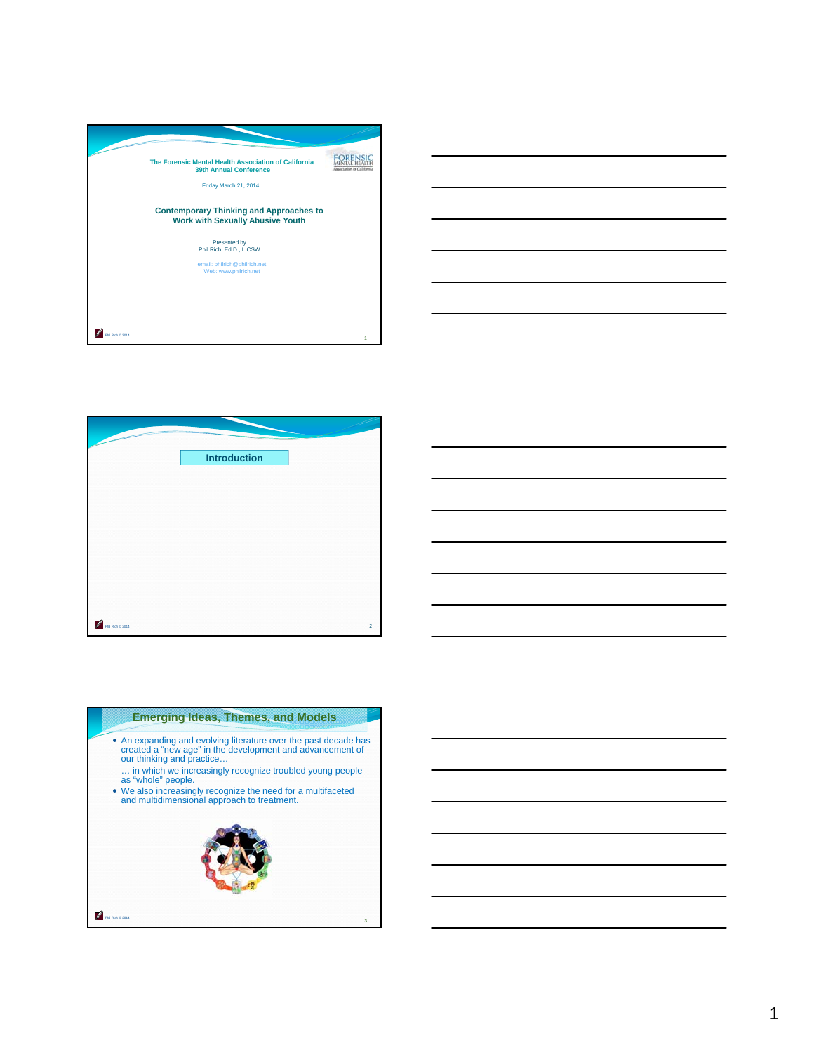The Forensic Mental Health Association of California
39th Annual Conference

Friday March 21, 2014

## Contemporary Thinking and Approaches to Work with Sexually Abusive Youth

Presented by
Phil Rich, Ed.D., LICSW

email: philrich@philrich.net
Web: www.philrich.net

---

## Introduction

---

## Emerging Ideas, Themes, and Models

- An expanding and evolving literature over the past decade has created a "new age" in the development and advancement of our thinking and practice…

  … in which we increasingly recognize troubled young people as "whole" people.

- We also increasingly recognize the need for a multifaceted and multidimensional approach to treatment.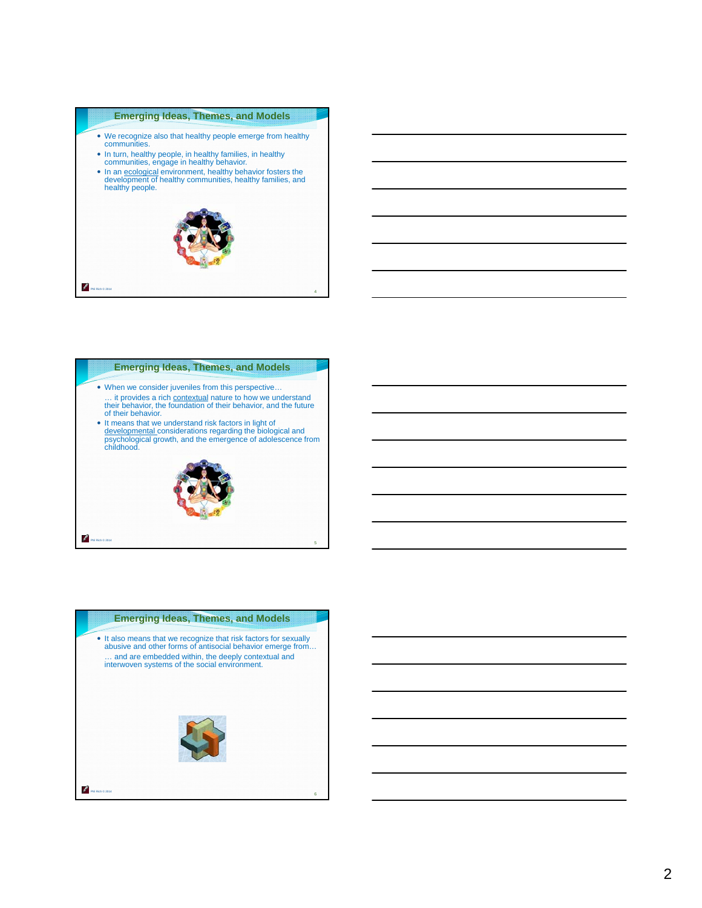## Emerging Ideas, Themes, and Models

- We recognize also that healthy people emerge from healthy communities.
- In turn, healthy people, in healthy families, in healthy communities, engage in healthy behavior.
- In an ecological environment, healthy behavior fosters the development of healthy communities, healthy families, and healthy people.

## Emerging Ideas, Themes, and Models

- When we consider juveniles from this perspective… … it provides a rich contextual nature to how we understand their behavior, the foundation of their behavior, and the future of their behavior.
- It means that we understand risk factors in light of developmental considerations regarding the biological and psychological growth, and the emergence of adolescence from childhood.

## Emerging Ideas, Themes, and Models

- It also means that we recognize that risk factors for sexually abusive and other forms of antisocial behavior emerge from… … and are embedded within, the deeply contextual and interwoven systems of the social environment.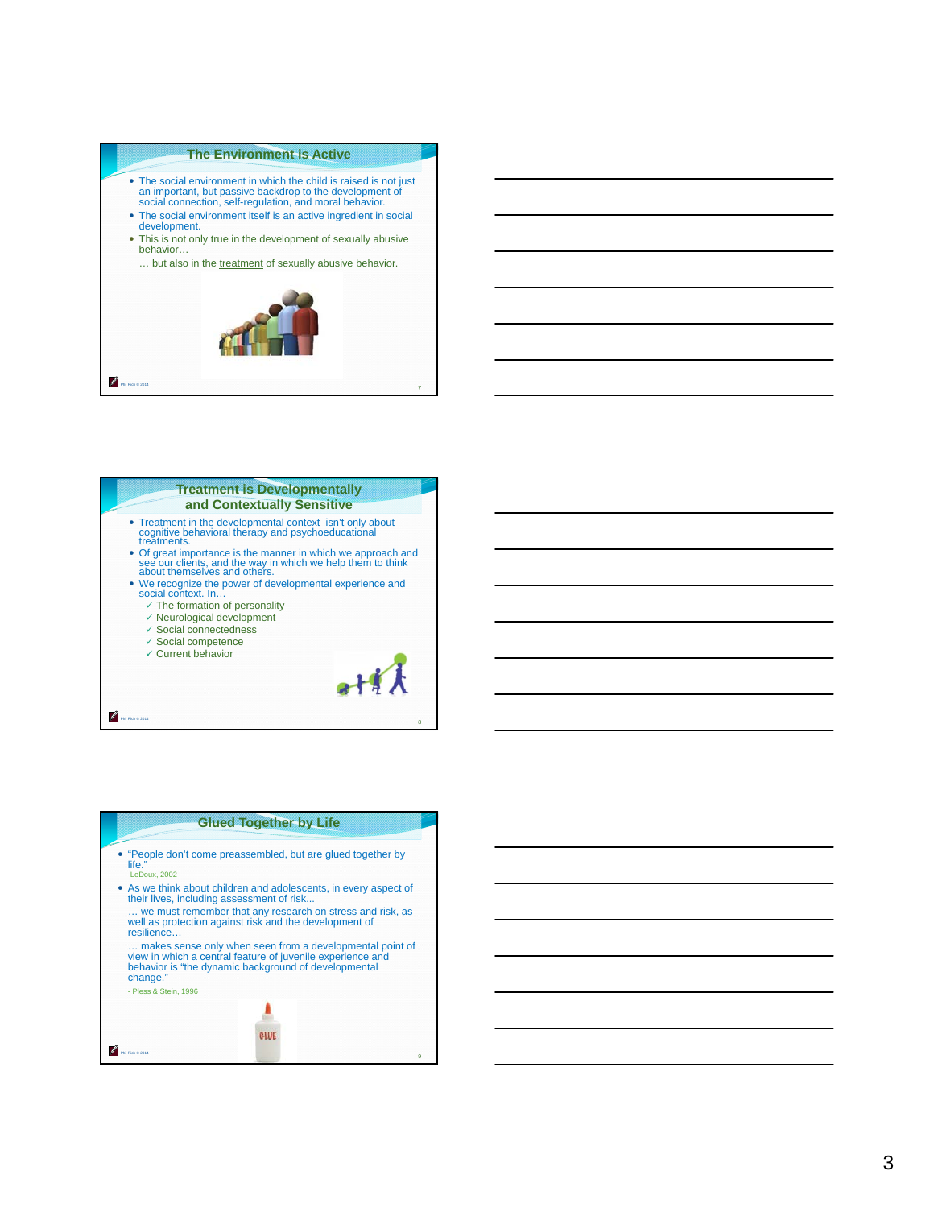## The Environment is Active

- The social environment in which the child is raised is not just an important, but passive backdrop to the development of social connection, self-regulation, and moral behavior.
- The social environment itself is an active ingredient in social development.
- This is not only true in the development of sexually abusive behavior…

  … but also in the treatment of sexually abusive behavior.

## Treatment is Developmentally and Contextually Sensitive

- Treatment in the developmental context isn't only about cognitive behavioral therapy and psychoeducational treatments.
- Of great importance is the manner in which we approach and see our clients, and the way in which we help them to think about themselves and others.
- We recognize the power of developmental experience and social context. In…
  - ✓ The formation of personality
  - ✓ Neurological development
  - ✓ Social connectedness
  - ✓ Social competence
  - ✓ Current behavior

## Glued Together by Life

- "People don't come preassembled, but are glued together by life."

  -LeDoux, 2002
- As we think about children and adolescents, in every aspect of their lives, including assessment of risk…

  … we must remember that any research on stress and risk, as well as protection against risk and the development of resilience…

  … makes sense only when seen from a developmental point of view in which a central feature of juvenile experience and behavior is "the dynamic background of developmental change."

  - Pless & Stein, 1996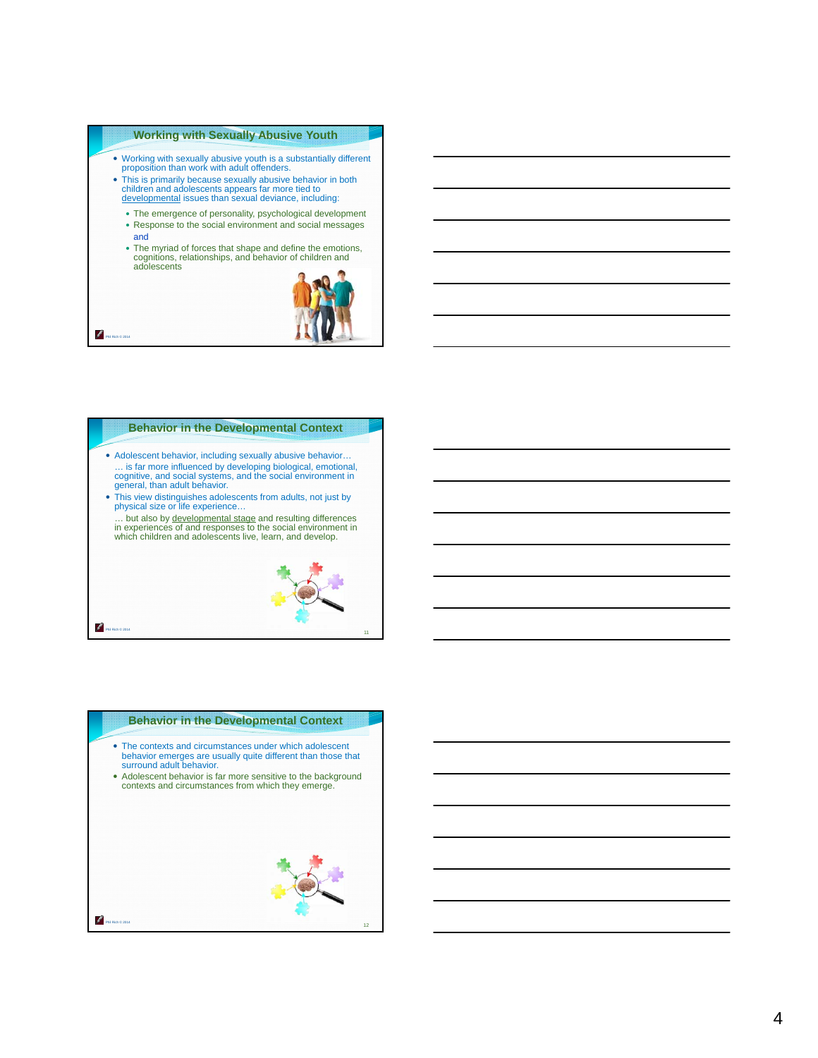## Working with Sexually Abusive Youth

- Working with sexually abusive youth is a substantially different proposition than work with adult offenders.
- This is primarily because sexually abusive behavior in both children and adolescents appears far more tied to developmental issues than sexual deviance, including:
  - The emergence of personality, psychological development
  - Response to the social environment and social messages and
  - The myriad of forces that shape and define the emotions, cognitions, relationships, and behavior of children and adolescents

Phil Rich © 2014

## Behavior in the Developmental Context

- Adolescent behavior, including sexually abusive behavior…
  … is far more influenced by developing biological, emotional, cognitive, and social systems, and the social environment in general, than adult behavior.
- This view distinguishes adolescents from adults, not just by physical size or life experience…
  … but also by developmental stage and resulting differences in experiences of and responses to the social environment in which children and adolescents live, learn, and develop.

Phil Rich © 2014

11

## Behavior in the Developmental Context

- The contexts and circumstances under which adolescent behavior emerges are usually quite different than those that surround adult behavior.
- Adolescent behavior is far more sensitive to the background contexts and circumstances from which they emerge.

Phil Rich © 2014

12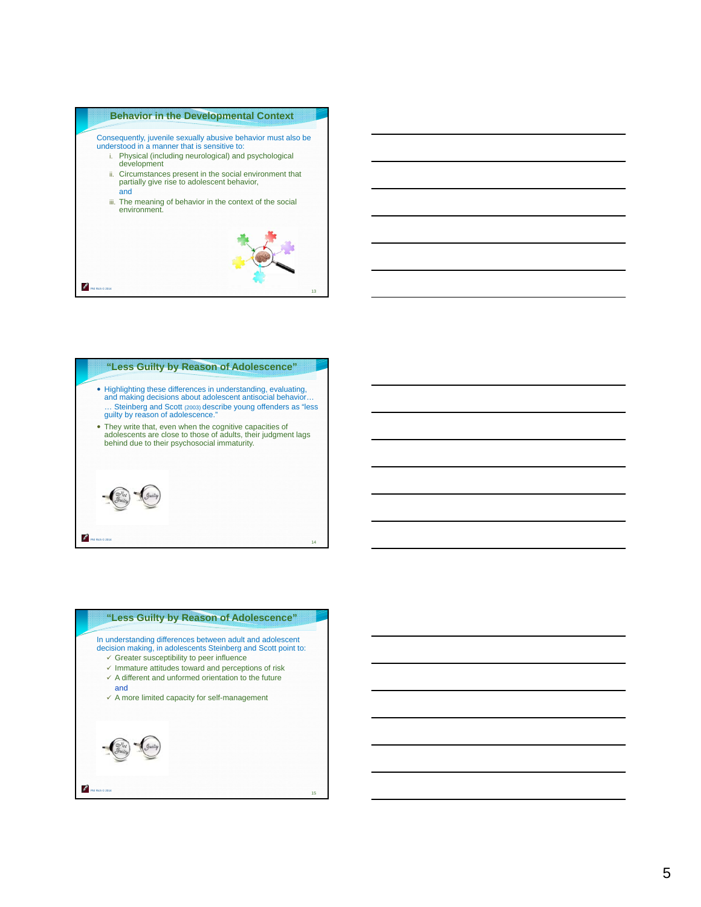## Behavior in the Developmental Context

Consequently, juvenile sexually abusive behavior must also be understood in a manner that is sensitive to:

i. Physical (including neurological) and psychological development
ii. Circumstances present in the social environment that partially give rise to adolescent behavior,
 and
iii. The meaning of behavior in the context of the social environment.

## "Less Guilty by Reason of Adolescence"

- Highlighting these differences in understanding, evaluating, and making decisions about adolescent antisocial behavior… … Steinberg and Scott (2003) describe young offenders as "less guilty by reason of adolescence."
- They write that, even when the cognitive capacities of adolescents are close to those of adults, their judgment lags behind due to their psychosocial immaturity.

## "Less Guilty by Reason of Adolescence"

In understanding differences between adult and adolescent decision making, in adolescents Steinberg and Scott point to:

- ✓ Greater susceptibility to peer influence
- ✓ Immature attitudes toward and perceptions of risk
- ✓ A different and unformed orientation to the future
 and
- ✓ A more limited capacity for self-management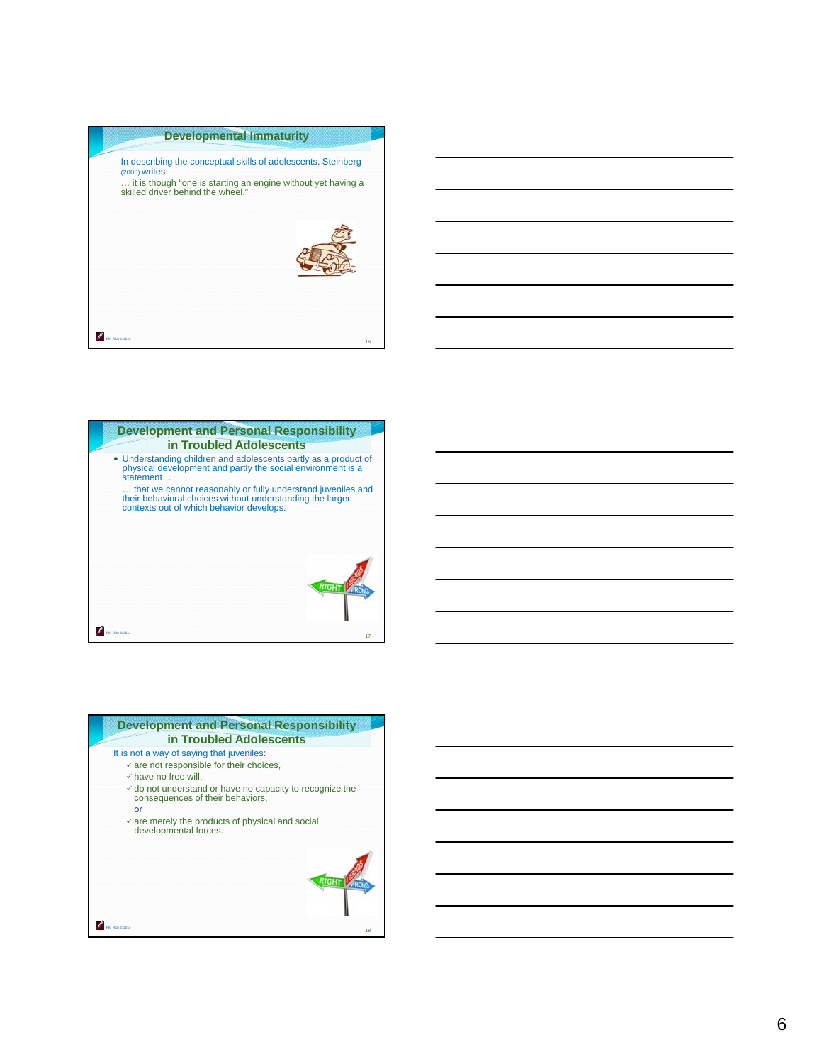## Developmental Immaturity

In describing the conceptual skills of adolescents, Steinberg (2005) writes:

… it is though "one is starting an engine without yet having a skilled driver behind the wheel."

## Development and Personal Responsibility in Troubled Adolescents

- Understanding children and adolescents partly as a product of physical development and partly the social environment is a statement…

  … that we cannot reasonably or fully understand juveniles and their behavioral choices without understanding the larger contexts out of which behavior develops.

## Development and Personal Responsibility in Troubled Adolescents

It is not a way of saying that juveniles:

- ✓ are not responsible for their choices,
- ✓ have no free will,
- ✓ do not understand or have no capacity to recognize the consequences of their behaviors,

  or

- ✓ are merely the products of physical and social developmental forces.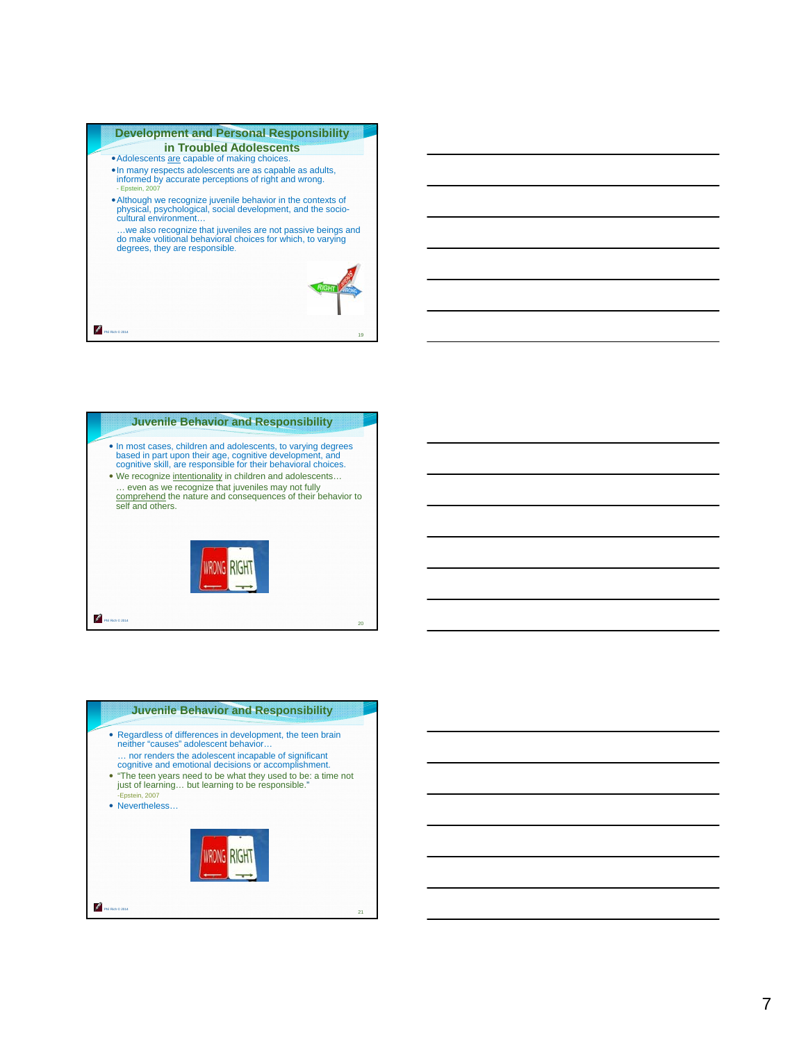## Development and Personal Responsibility in Troubled Adolescents

- Adolescents <u>are</u> capable of making choices.
- In many respects adolescents are as capable as adults, informed by accurate perceptions of right and wrong.
  - Epstein, 2007
- Although we recognize juvenile behavior in the contexts of physical, psychological, social development, and the socio-cultural environment…

  …we also recognize that juveniles are not passive beings and do make volitional behavioral choices for which, to varying degrees, they are responsible.

## Juvenile Behavior and Responsibility

- In most cases, children and adolescents, to varying degrees based in part upon their age, cognitive development, and cognitive skill, are responsible for their behavioral choices.
- We recognize <u>intentionality</u> in children and adolescents…

  … even as we recognize that juveniles may not fully <u>comprehend</u> the nature and consequences of their behavior to self and others.

## Juvenile Behavior and Responsibility

- Regardless of differences in development, the teen brain neither "causes" adolescent behavior…

  … nor renders the adolescent incapable of significant cognitive and emotional decisions or accomplishment.
- "The teen years need to be what they used to be: a time not just of learning… but learning to be responsible."

  -Epstein, 2007
- Nevertheless…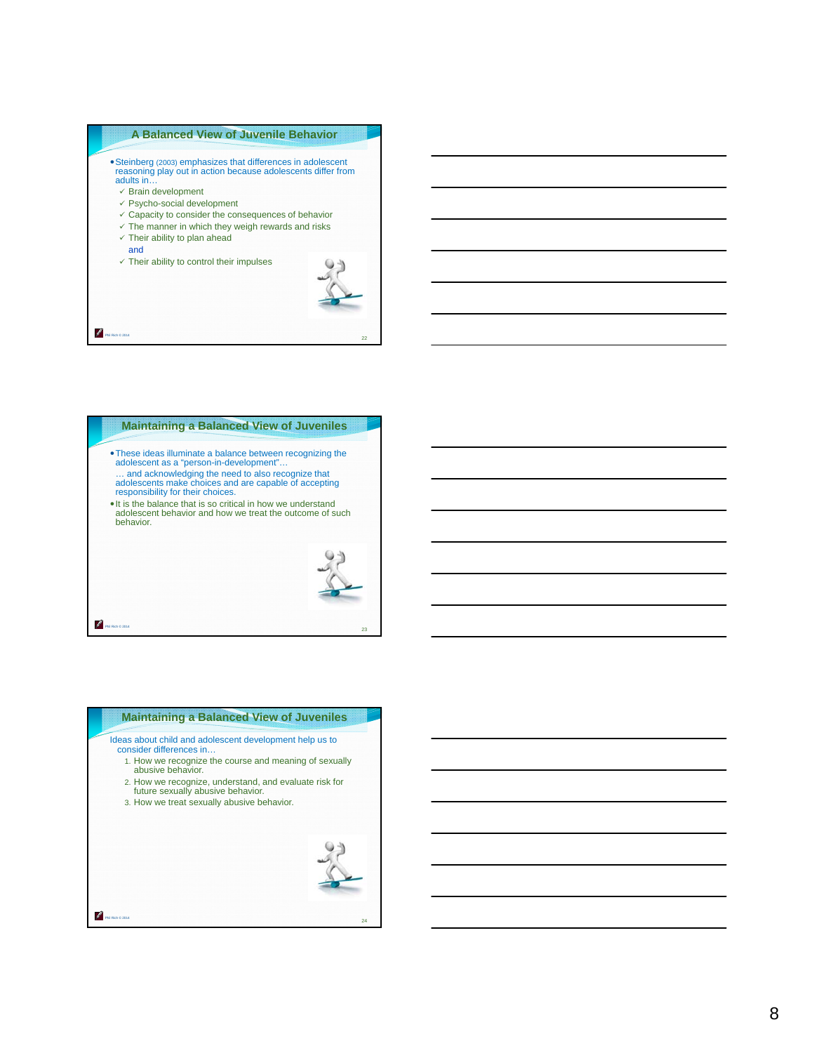## A Balanced View of Juvenile Behavior

- Steinberg (2003) emphasizes that differences in adolescent reasoning play out in action because adolescents differ from adults in…
  - ✓ Brain development
  - ✓ Psycho-social development
  - ✓ Capacity to consider the consequences of behavior
  - ✓ The manner in which they weigh rewards and risks
  - ✓ Their ability to plan ahead

    and
  - ✓ Their ability to control their impulses

## Maintaining a Balanced View of Juveniles

- These ideas illuminate a balance between recognizing the adolescent as a "person-in-development"…

  … and acknowledging the need to also recognize that adolescents make choices and are capable of accepting responsibility for their choices.
- It is the balance that is so critical in how we understand adolescent behavior and how we treat the outcome of such behavior.

## Maintaining a Balanced View of Juveniles

Ideas about child and adolescent development help us to consider differences in…

1. How we recognize the course and meaning of sexually abusive behavior.
2. How we recognize, understand, and evaluate risk for future sexually abusive behavior.
3. How we treat sexually abusive behavior.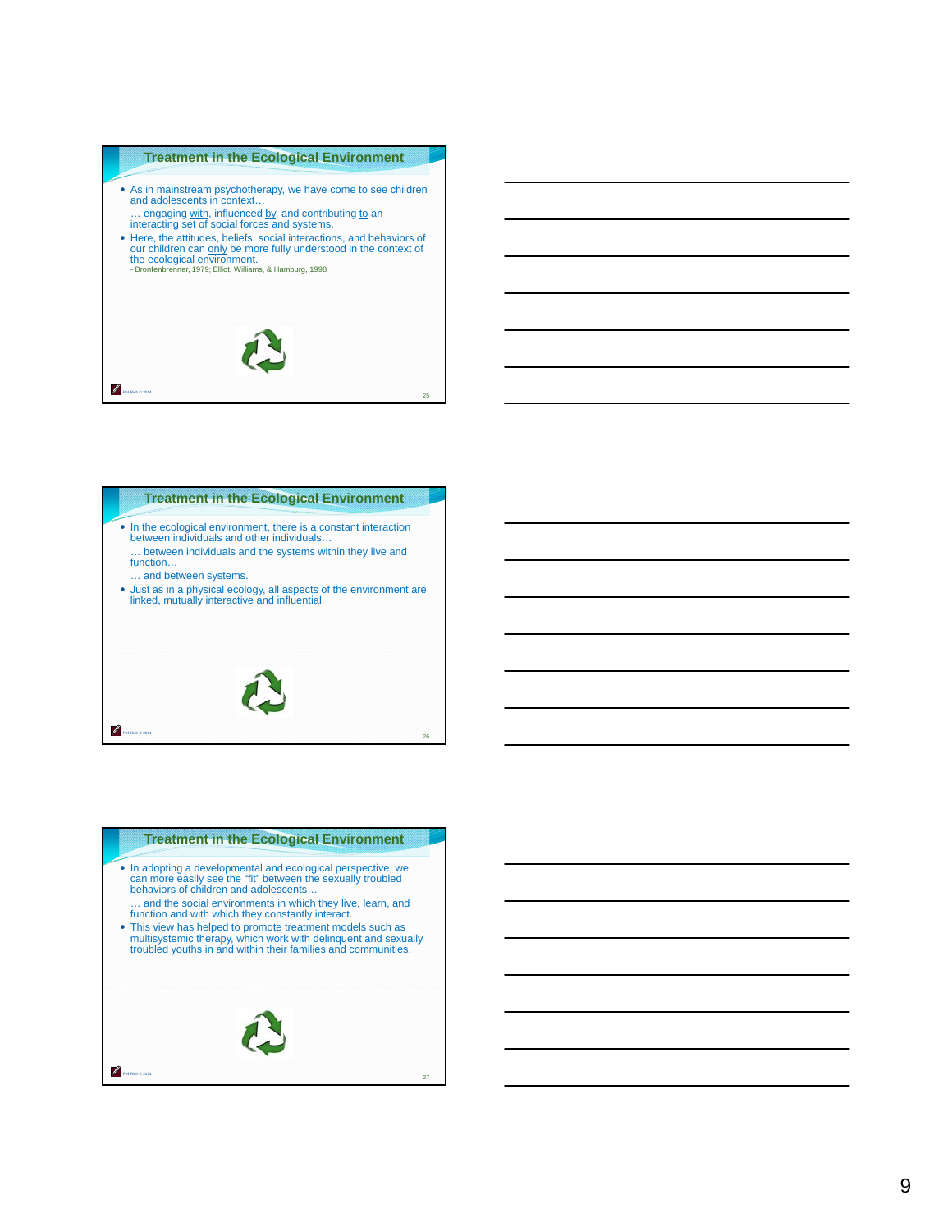## Treatment in the Ecological Environment

- As in mainstream psychotherapy, we have come to see children and adolescents in context…

  … engaging with, influenced by, and contributing to an interacting set of social forces and systems.
- Here, the attitudes, beliefs, social interactions, and behaviors of our children can only be more fully understood in the context of the ecological environment.

  - Bronfenbrenner, 1979; Elliot, Williams, & Hamburg, 1998

## Treatment in the Ecological Environment

- In the ecological environment, there is a constant interaction between individuals and other individuals…

  … between individuals and the systems within they live and function…

  … and between systems.
- Just as in a physical ecology, all aspects of the environment are linked, mutually interactive and influential.

## Treatment in the Ecological Environment

- In adopting a developmental and ecological perspective, we can more easily see the "fit" between the sexually troubled behaviors of children and adolescents…

  … and the social environments in which they live, learn, and function and with which they constantly interact.
- This view has helped to promote treatment models such as multisystemic therapy, which work with delinquent and sexually troubled youths in and within their families and communities.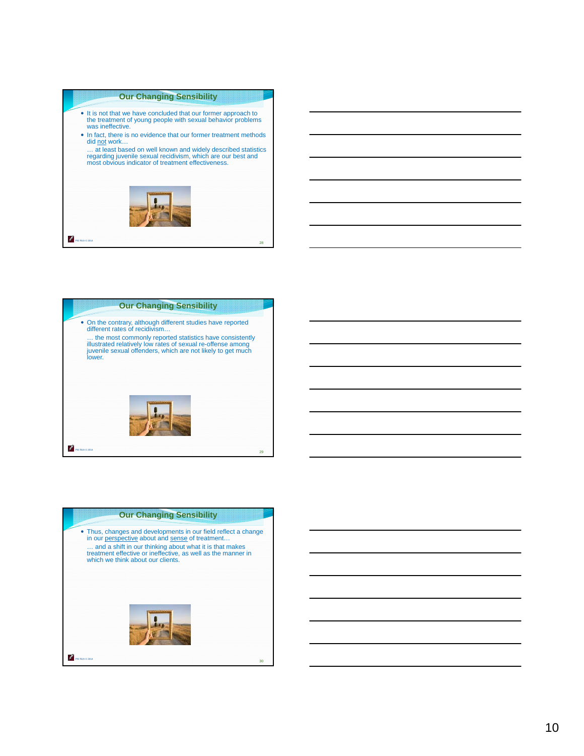## Our Changing Sensibility

- It is not that we have concluded that our former approach to the treatment of young people with sexual behavior problems was ineffective.
- In fact, there is no evidence that our former treatment methods did not work…

  … at least based on well known and widely described statistics regarding juvenile sexual recidivism, which are our best and most obvious indicator of treatment effectiveness.

## Our Changing Sensibility

- On the contrary, although different studies have reported different rates of recidivism…

  … the most commonly reported statistics have consistently illustrated relatively low rates of sexual re-offense among juvenile sexual offenders, which are not likely to get much lower.

## Our Changing Sensibility

- Thus, changes and developments in our field reflect a change in our perspective about and sense of treatment…

  … and a shift in our thinking about what it is that makes treatment effective or ineffective, as well as the manner in which we think about our clients.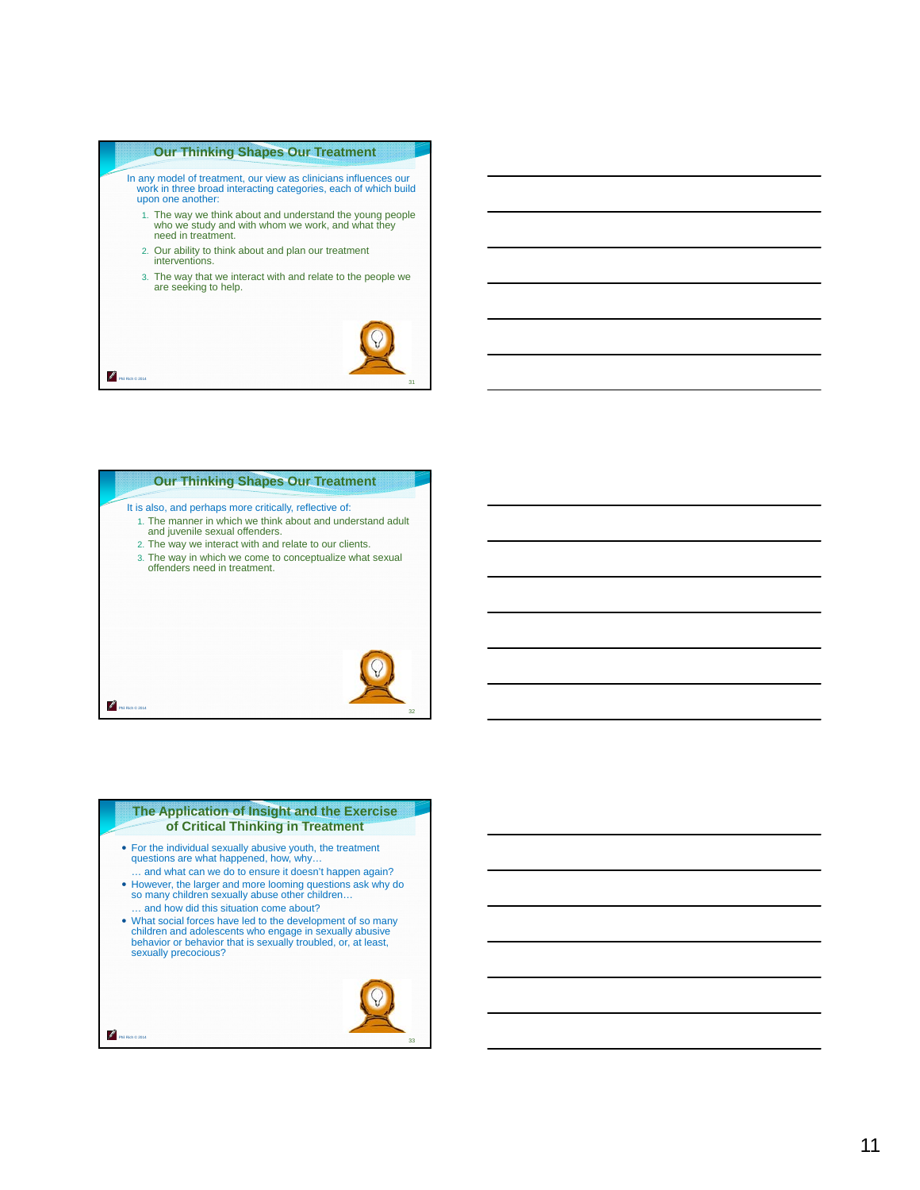## Our Thinking Shapes Our Treatment

In any model of treatment, our view as clinicians influences our work in three broad interacting categories, each of which build upon one another:

1. The way we think about and understand the young people who we study and with whom we work, and what they need in treatment.
2. Our ability to think about and plan our treatment interventions.
3. The way that we interact with and relate to the people we are seeking to help.

## Our Thinking Shapes Our Treatment

It is also, and perhaps more critically, reflective of:

1. The manner in which we think about and understand adult and juvenile sexual offenders.
2. The way we interact with and relate to our clients.
3. The way in which we come to conceptualize what sexual offenders need in treatment.

## The Application of Insight and the Exercise of Critical Thinking in Treatment

- For the individual sexually abusive youth, the treatment questions are what happened, how, why…

  … and what can we do to ensure it doesn't happen again?
- However, the larger and more looming questions ask why do so many children sexually abuse other children…

  … and how did this situation come about?
- What social forces have led to the development of so many children and adolescents who engage in sexually abusive behavior or behavior that is sexually troubled, or, at least, sexually precocious?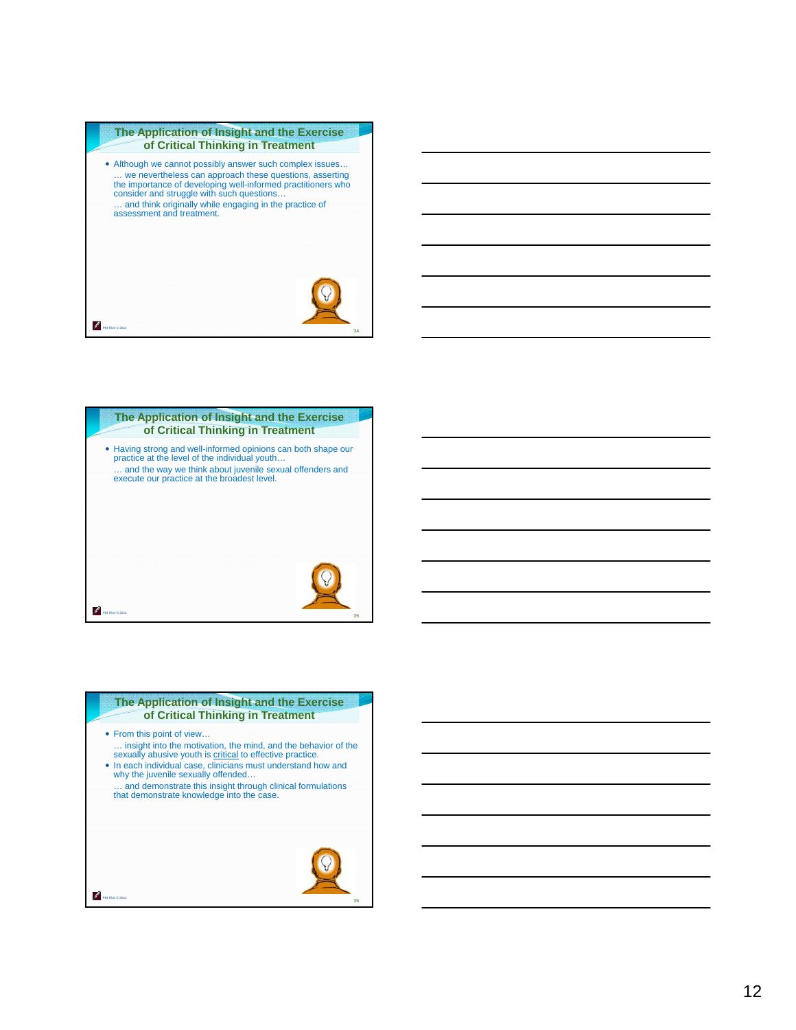## The Application of Insight and the Exercise of Critical Thinking in Treatment

- Although we cannot possibly answer such complex issues…
  … we nevertheless can approach these questions, asserting the importance of developing well-informed practitioners who consider and struggle with such questions…
  … and think originally while engaging in the practice of assessment and treatment.

## The Application of Insight and the Exercise of Critical Thinking in Treatment

- Having strong and well-informed opinions can both shape our practice at the level of the individual youth…
  … and the way we think about juvenile sexual offenders and execute our practice at the broadest level.

## The Application of Insight and the Exercise of Critical Thinking in Treatment

- From this point of view…
  … insight into the motivation, the mind, and the behavior of the sexually abusive youth is <u>critical</u> to effective practice.
- In each individual case, clinicians must understand how and why the juvenile sexually offended…
  … and demonstrate this insight through clinical formulations that demonstrate knowledge into the case.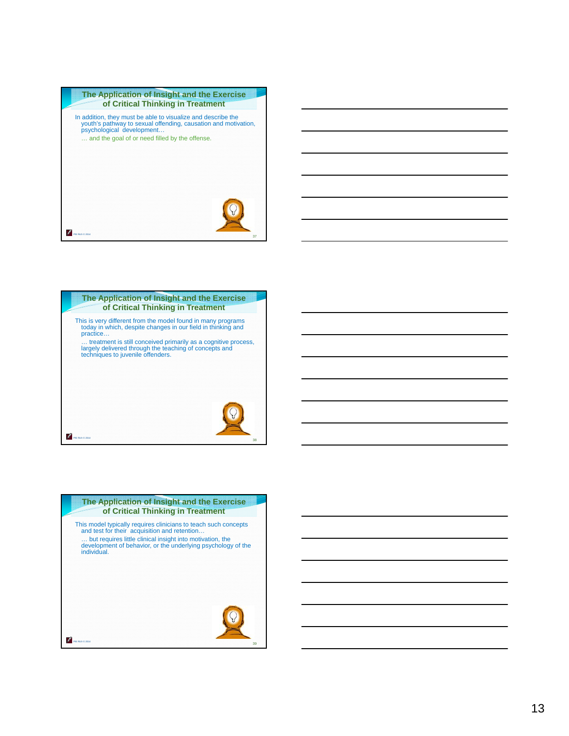## The Application of Insight and the Exercise of Critical Thinking in Treatment

In addition, they must be able to visualize and describe the youth's pathway to sexual offending, causation and motivation, psychological development…

… and the goal of or need filled by the offense.

## The Application of Insight and the Exercise of Critical Thinking in Treatment

This is very different from the model found in many programs today in which, despite changes in our field in thinking and practice…

… treatment is still conceived primarily as a cognitive process, largely delivered through the teaching of concepts and techniques to juvenile offenders.

## The Application of Insight and the Exercise of Critical Thinking in Treatment

This model typically requires clinicians to teach such concepts and test for their acquisition and retention…

… but requires little clinical insight into motivation, the development of behavior, or the underlying psychology of the individual.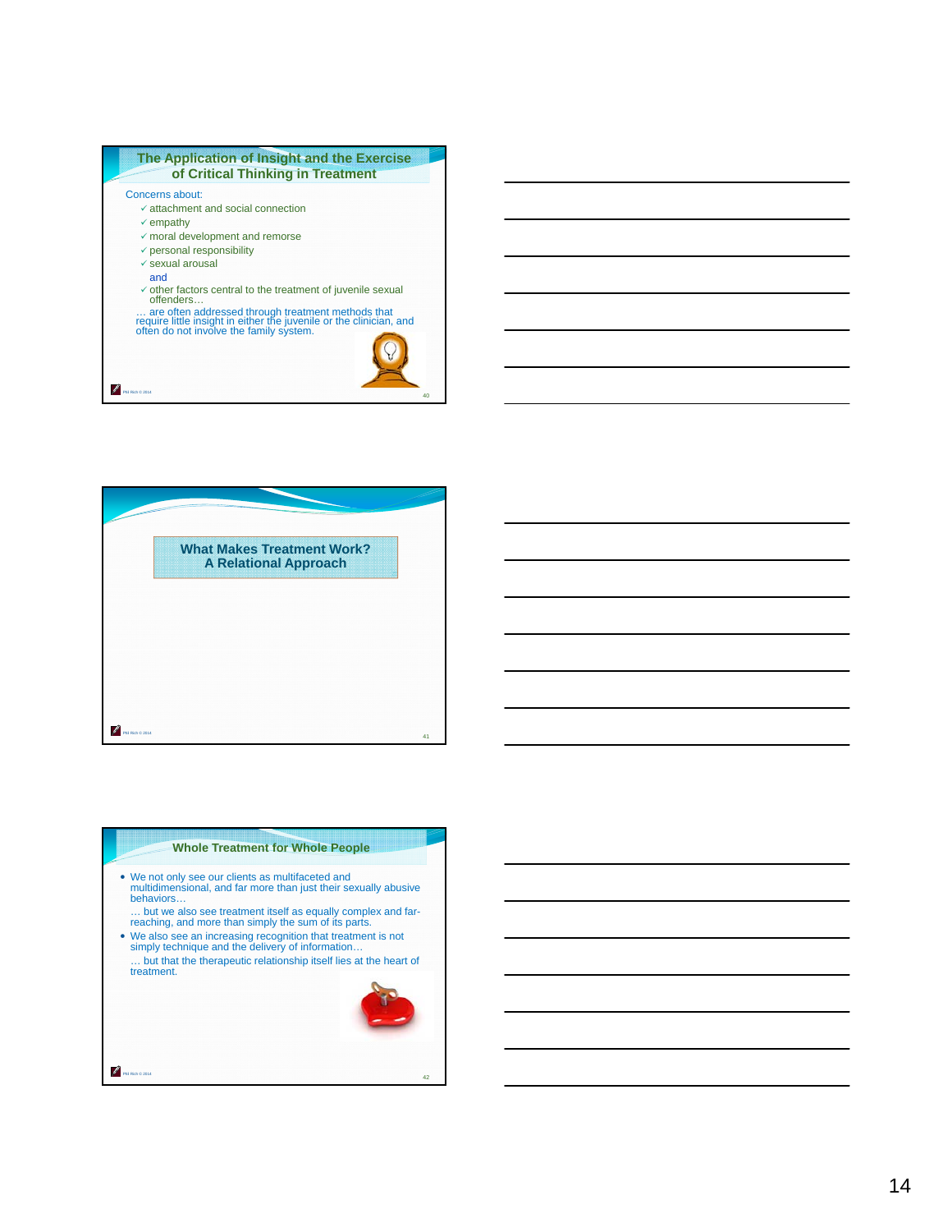## The Application of Insight and the Exercise of Critical Thinking in Treatment

Concerns about:

- ✓ attachment and social connection
- ✓ empathy
- ✓ moral development and remorse
- ✓ personal responsibility
- ✓ sexual arousal

  and

- ✓ other factors central to the treatment of juvenile sexual offenders…

… are often addressed through treatment methods that require little insight in either the juvenile or the clinician, and often do not involve the family system.

## What Makes Treatment Work? A Relational Approach

## Whole Treatment for Whole People

- We not only see our clients as multifaceted and multidimensional, and far more than just their sexually abusive behaviors…

  … but we also see treatment itself as equally complex and far-reaching, and more than simply the sum of its parts.

- We also see an increasing recognition that treatment is not simply technique and the delivery of information…

  … but that the therapeutic relationship itself lies at the heart of treatment.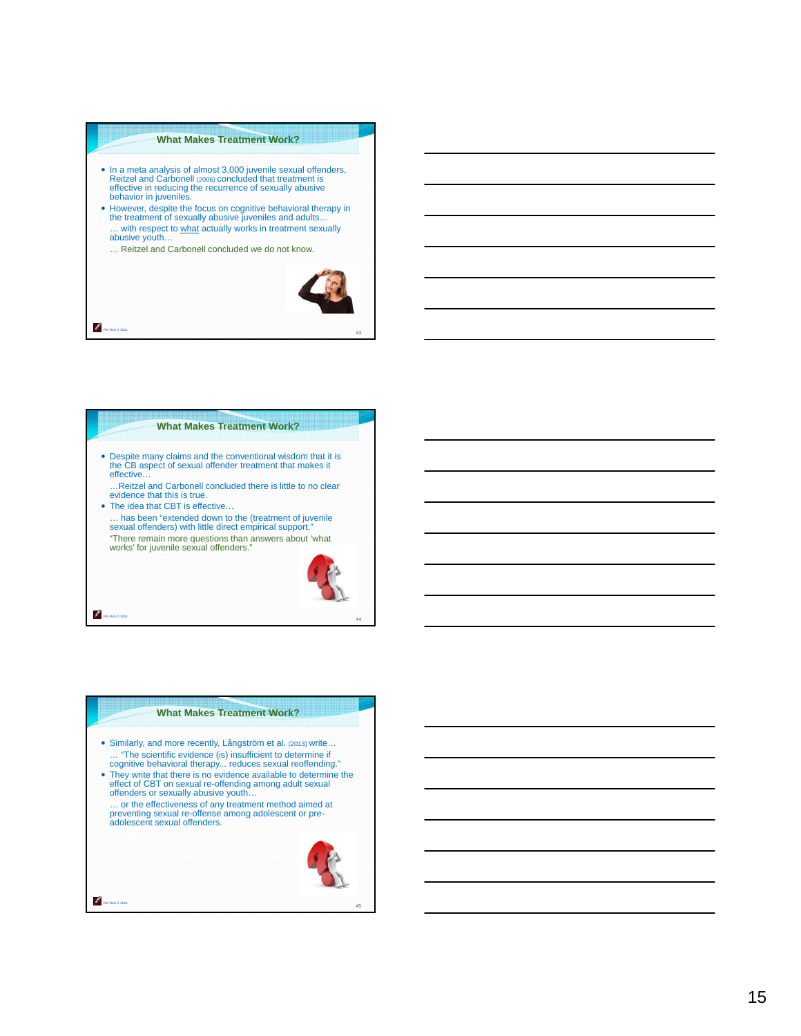## What Makes Treatment Work?

- In a meta analysis of almost 3,000 juvenile sexual offenders, Reitzel and Carbonell (2006) concluded that treatment is effective in reducing the recurrence of sexually abusive behavior in juveniles.
- However, despite the focus on cognitive behavioral therapy in the treatment of sexually abusive juveniles and adults…

  … with respect to what actually works in treatment sexually abusive youth…

  … Reitzel and Carbonell concluded we do not know.

## What Makes Treatment Work?

- Despite many claims and the conventional wisdom that it is the CB aspect of sexual offender treatment that makes it effective…

  …Reitzel and Carbonell concluded there is little to no clear evidence that this is true.
- The idea that CBT is effective…

  … has been "extended down to the (treatment of juvenile sexual offenders) with little direct empirical support."

  "There remain more questions than answers about 'what works' for juvenile sexual offenders."

## What Makes Treatment Work?

- Similarly, and more recently, Långström et al. (2013) write…

  … "The scientific evidence (is) insufficient to determine if cognitive behavioral therapy... reduces sexual reoffending."
- They write that there is no evidence available to determine the effect of CBT on sexual re-offending among adult sexual offenders or sexually abusive youth…

  … or the effectiveness of any treatment method aimed at preventing sexual re-offense among adolescent or pre-adolescent sexual offenders.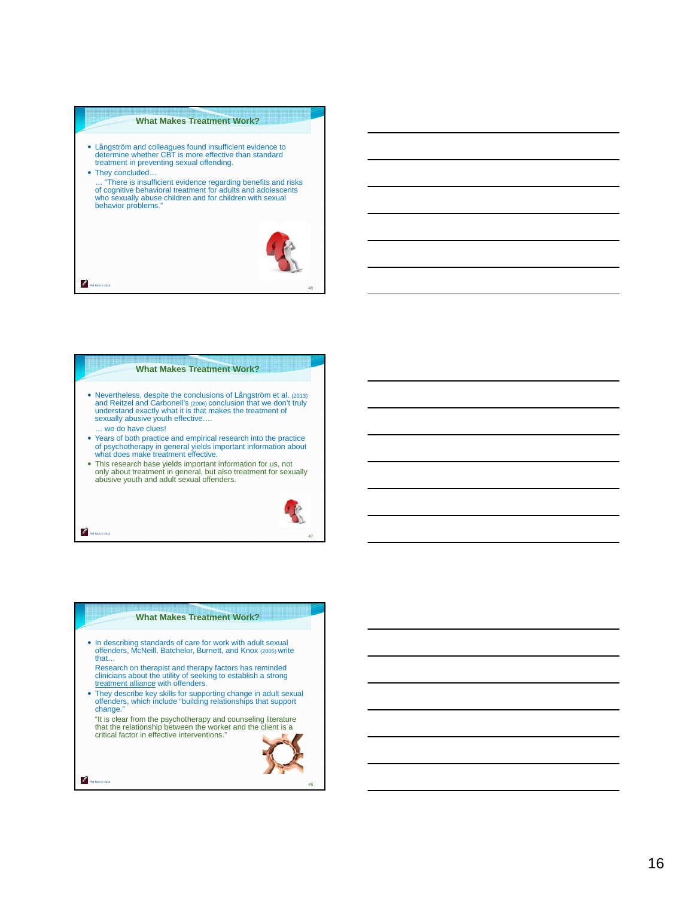## What Makes Treatment Work?

- Långström and colleagues found insufficient evidence to determine whether CBT is more effective than standard treatment in preventing sexual offending.
- They concluded…

  … "There is insufficient evidence regarding benefits and risks of cognitive behavioral treatment for adults and adolescents who sexually abuse children and for children with sexual behavior problems."

## What Makes Treatment Work?

- Nevertheless, despite the conclusions of Långström et al. (2013) and Reitzel and Carbonell's (2006) conclusion that we don't truly understand exactly what it is that makes the treatment of sexually abusive youth effective….

  … we do have clues!
- Years of both practice and empirical research into the practice of psychotherapy in general yields important information about what does make treatment effective.
- This research base yields important information for us, not only about treatment in general, but also treatment for sexually abusive youth and adult sexual offenders.

## What Makes Treatment Work?

- In describing standards of care for work with adult sexual offenders, McNeill, Batchelor, Burnett, and Knox (2005) write that…

  Research on therapist and therapy factors has reminded clinicians about the utility of seeking to establish a strong treatment alliance with offenders.
- They describe key skills for supporting change in adult sexual offenders, which include "building relationships that support change."

  "It is clear from the psychotherapy and counseling literature that the relationship between the worker and the client is a critical factor in effective interventions."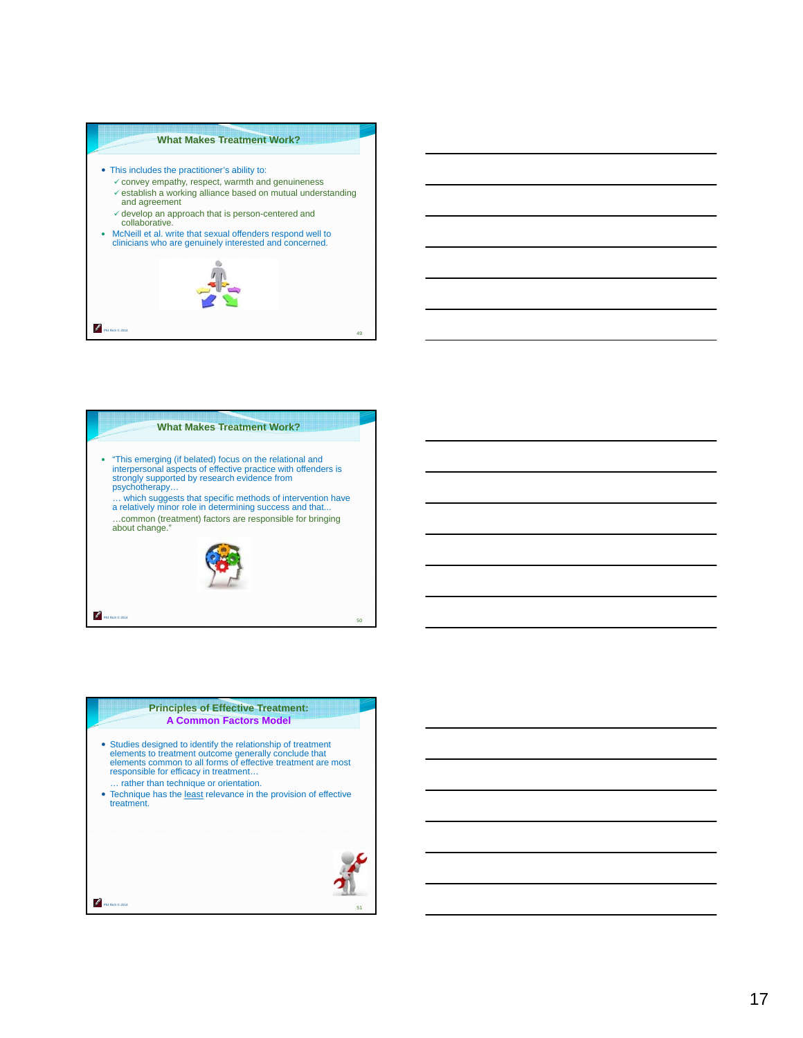## What Makes Treatment Work?

- This includes the practitioner's ability to:
  - ✓ convey empathy, respect, warmth and genuineness
  - ✓ establish a working alliance based on mutual understanding and agreement
  - ✓ develop an approach that is person-centered and collaborative.
- McNeill et al. write that sexual offenders respond well to clinicians who are genuinely interested and concerned.

## What Makes Treatment Work?

- "This emerging (if belated) focus on the relational and interpersonal aspects of effective practice with offenders is strongly supported by research evidence from psychotherapy…

  … which suggests that specific methods of intervention have a relatively minor role in determining success and that...

  …common (treatment) factors are responsible for bringing about change."

## Principles of Effective Treatment: A Common Factors Model

- Studies designed to identify the relationship of treatment elements to treatment outcome generally conclude that elements common to all forms of effective treatment are most responsible for efficacy in treatment…

  … rather than technique or orientation.
- Technique has the least relevance in the provision of effective treatment.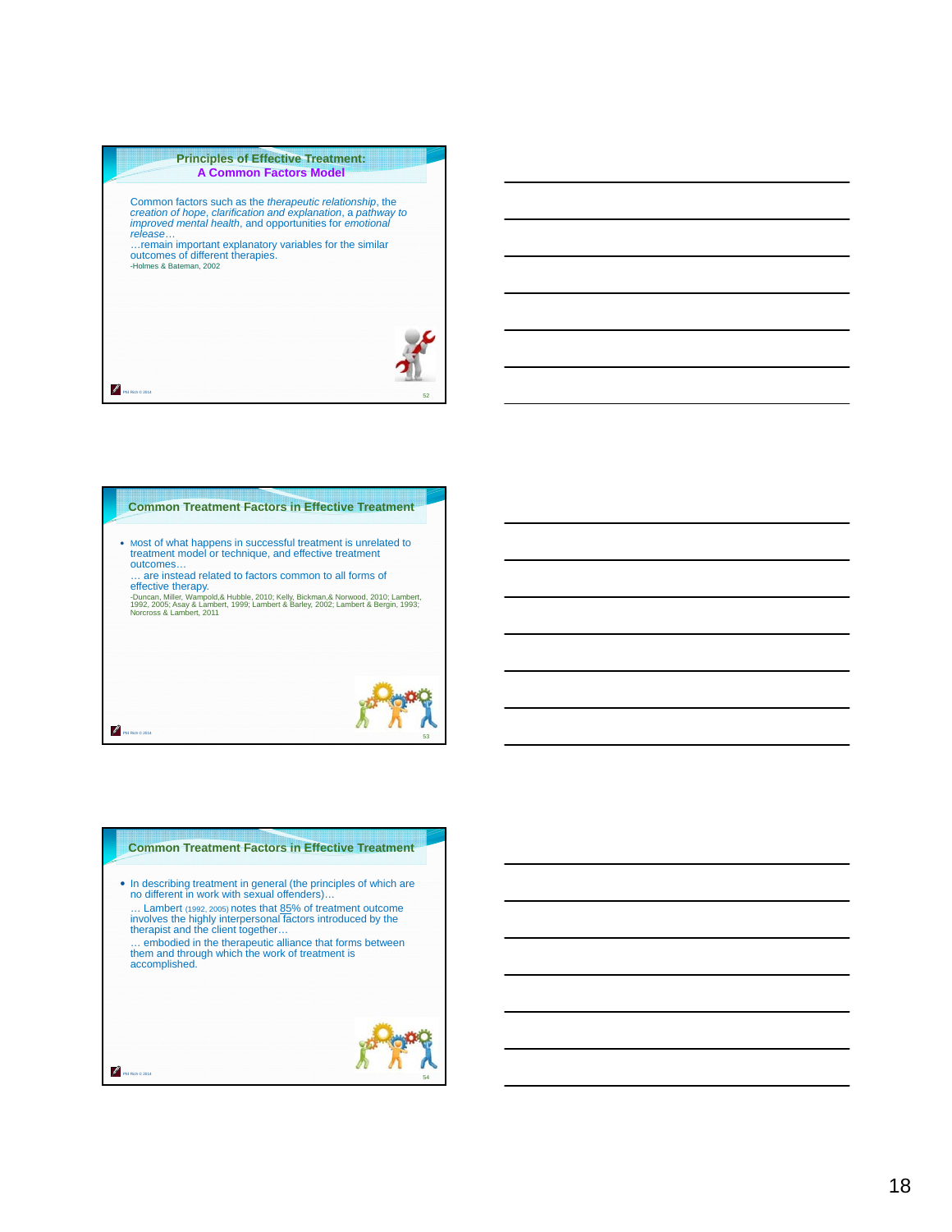## Principles of Effective Treatment: A Common Factors Model

Common factors such as the *therapeutic relationship*, the *creation of hope*, *clarification and explanation*, a *pathway to improved mental health*, and opportunities for *emotional release*…
…remain important explanatory variables for the similar outcomes of different therapies.
-Holmes & Bateman, 2002

## Common Treatment Factors in Effective Treatment

- Most of what happens in successful treatment is unrelated to treatment model or technique, and effective treatment outcomes…
  … are instead related to factors common to all forms of effective therapy.
  -Duncan, Miller, Wampold,& Hubble, 2010; Kelly, Bickman,& Norwood, 2010; Lambert, 1992, 2005; Asay & Lambert, 1999; Lambert & Barley, 2002; Lambert & Bergin, 1993; Norcross & Lambert, 2011

## Common Treatment Factors in Effective Treatment

- In describing treatment in general (the principles of which are no different in work with sexual offenders)…
  … Lambert (1992, 2005) notes that 85% of treatment outcome involves the highly interpersonal factors introduced by the therapist and the client together…
  … embodied in the therapeutic alliance that forms between them and through which the work of treatment is accomplished.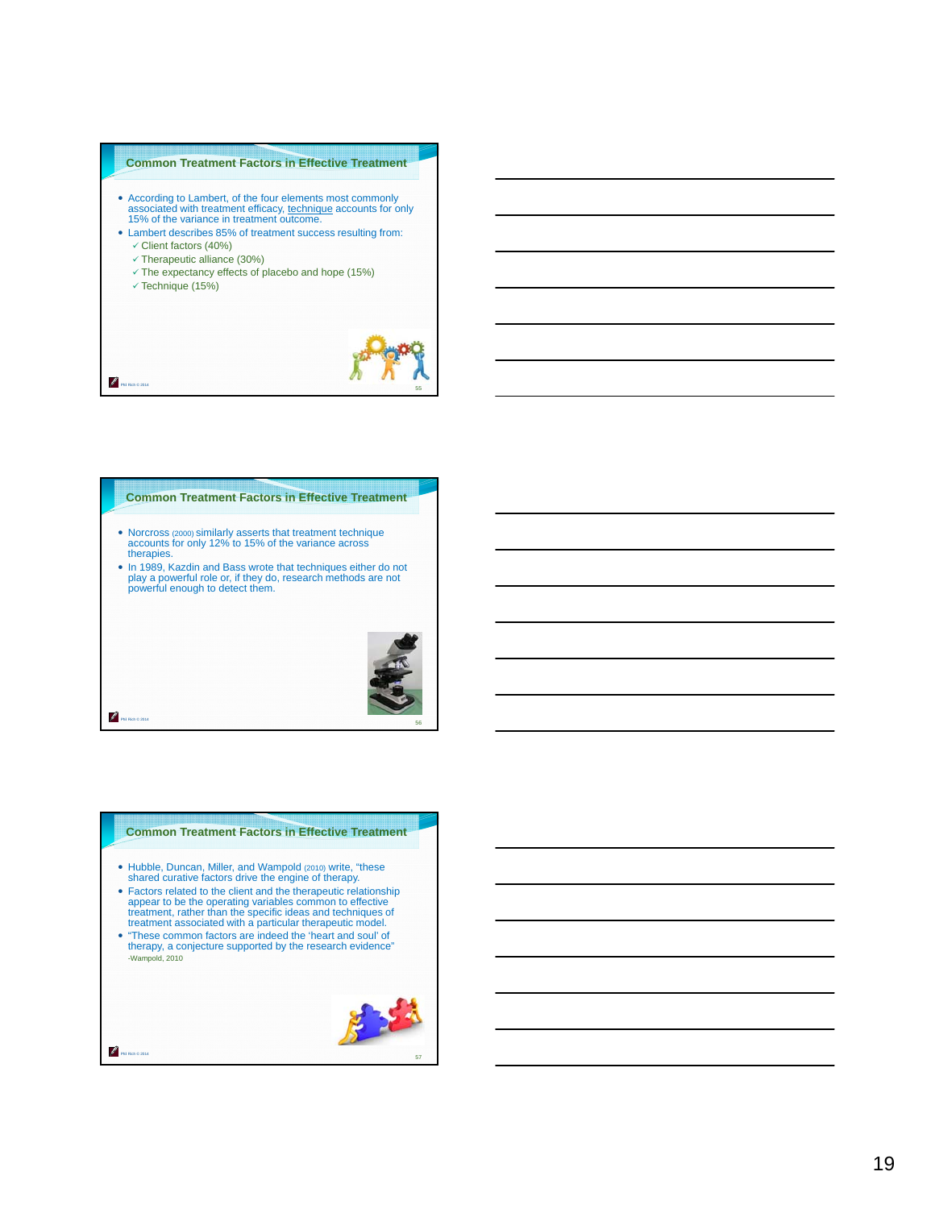## Common Treatment Factors in Effective Treatment

- According to Lambert, of the four elements most commonly associated with treatment efficacy, technique accounts for only 15% of the variance in treatment outcome.
- Lambert describes 85% of treatment success resulting from:
  - ✓ Client factors (40%)
  - ✓ Therapeutic alliance (30%)
  - ✓ The expectancy effects of placebo and hope (15%)
  - ✓ Technique (15%)

## Common Treatment Factors in Effective Treatment

- Norcross (2000) similarly asserts that treatment technique accounts for only 12% to 15% of the variance across therapies.
- In 1989, Kazdin and Bass wrote that techniques either do not play a powerful role or, if they do, research methods are not powerful enough to detect them.

## Common Treatment Factors in Effective Treatment

- Hubble, Duncan, Miller, and Wampold (2010) write, "these shared curative factors drive the engine of therapy.
- Factors related to the client and the therapeutic relationship appear to be the operating variables common to effective treatment, rather than the specific ideas and techniques of treatment associated with a particular therapeutic model.
- "These common factors are indeed the 'heart and soul' of therapy, a conjecture supported by the research evidence"

  -Wampold, 2010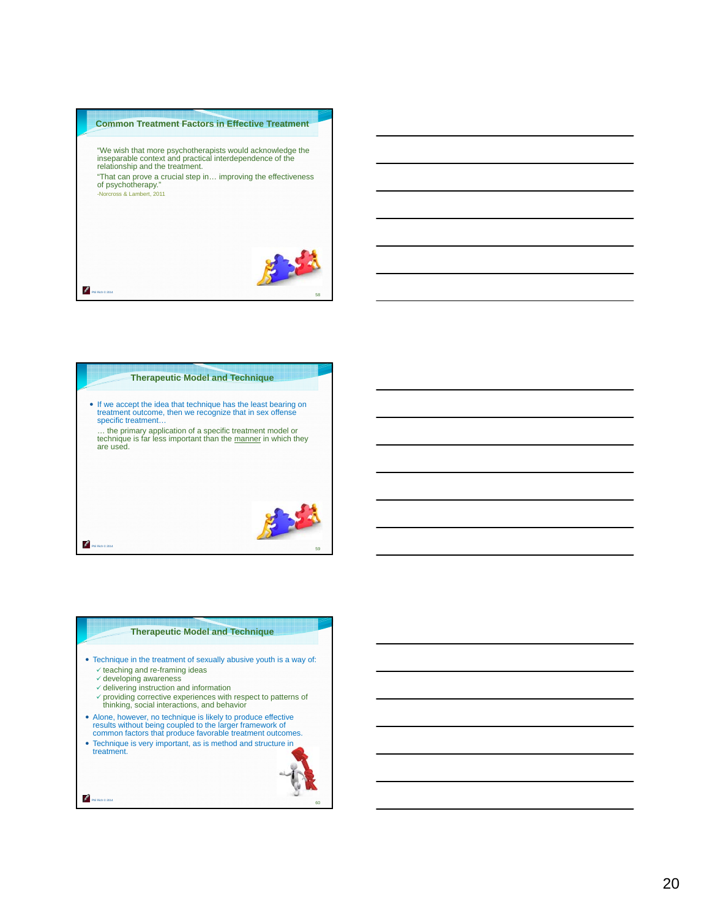## Common Treatment Factors in Effective Treatment

"We wish that more psychotherapists would acknowledge the inseparable context and practical interdependence of the relationship and the treatment.

"That can prove a crucial step in… improving the effectiveness of psychotherapy."

-Norcross & Lambert, 2011

## Therapeutic Model and Technique

- If we accept the idea that technique has the least bearing on treatment outcome, then we recognize that in sex offense specific treatment…

  … the primary application of a specific treatment model or technique is far less important than the manner in which they are used.

## Therapeutic Model and Technique

- Technique in the treatment of sexually abusive youth is a way of:
  - ✓ teaching and re-framing ideas
  - ✓ developing awareness
  - ✓ delivering instruction and information
  - ✓ providing corrective experiences with respect to patterns of thinking, social interactions, and behavior
- Alone, however, no technique is likely to produce effective results without being coupled to the larger framework of common factors that produce favorable treatment outcomes.
- Technique is very important, as is method and structure in treatment.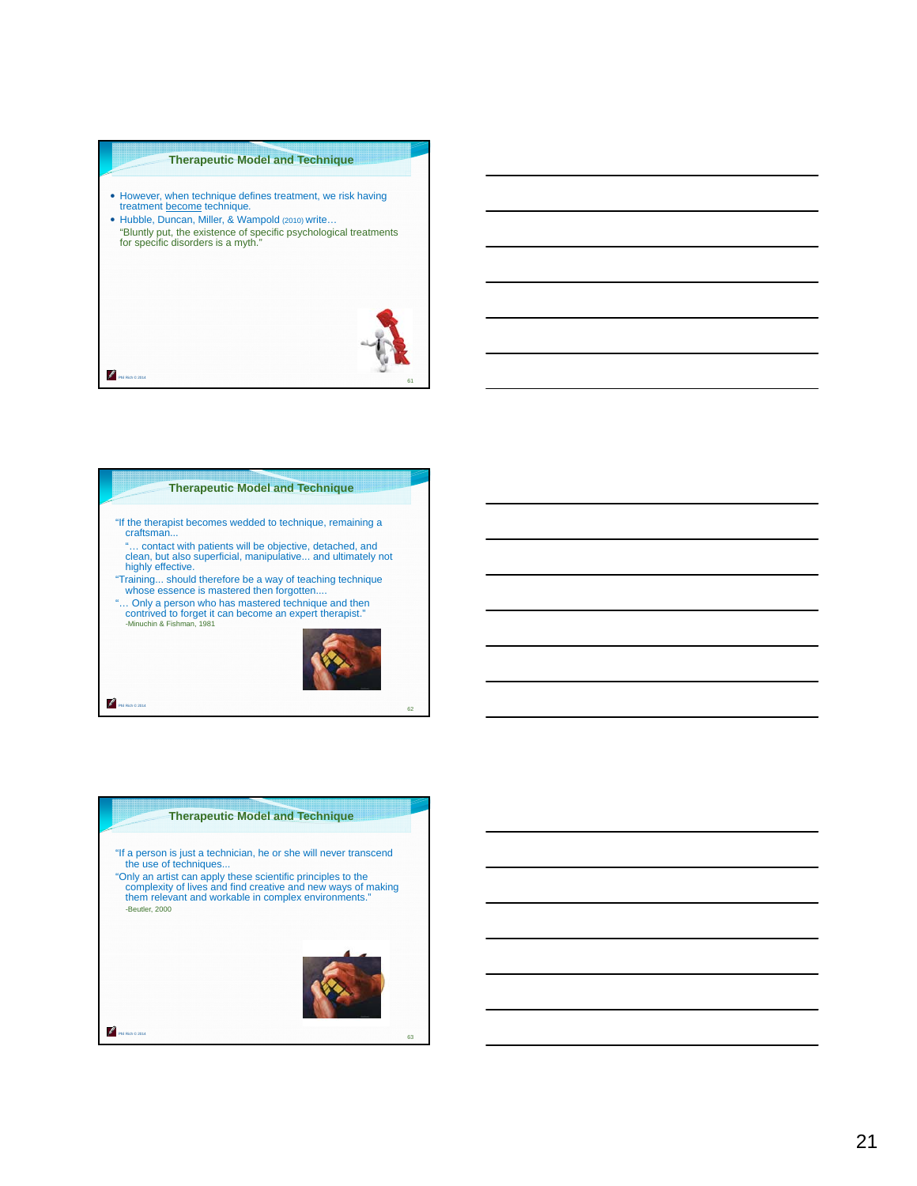## Therapeutic Model and Technique

- However, when technique defines treatment, we risk having treatment become technique.
- Hubble, Duncan, Miller, & Wampold (2010) write…

  "Bluntly put, the existence of specific psychological treatments for specific disorders is a myth."

## Therapeutic Model and Technique

"If the therapist becomes wedded to technique, remaining a craftsman...

"… contact with patients will be objective, detached, and clean, but also superficial, manipulative... and ultimately not highly effective.

"Training... should therefore be a way of teaching technique whose essence is mastered then forgotten....

"… Only a person who has mastered technique and then contrived to forget it can become an expert therapist."

-Minuchin & Fishman, 1981

## Therapeutic Model and Technique

"If a person is just a technician, he or she will never transcend the use of techniques...

"Only an artist can apply these scientific principles to the complexity of lives and find creative and new ways of making them relevant and workable in complex environments."

-Beutler, 2000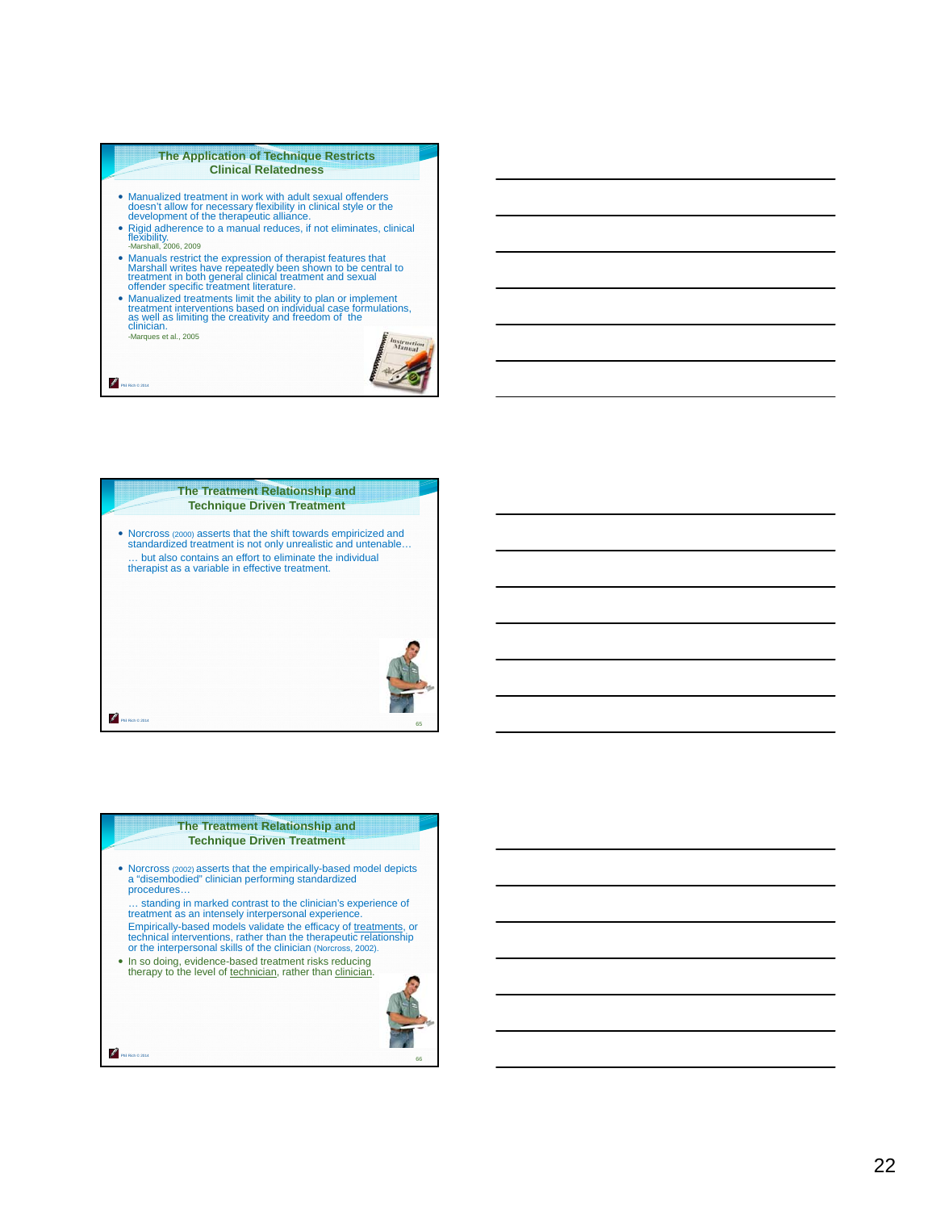## The Application of Technique Restricts Clinical Relatedness

- Manualized treatment in work with adult sexual offenders doesn't allow for necessary flexibility in clinical style or the development of the therapeutic alliance.
- Rigid adherence to a manual reduces, if not eliminates, clinical flexibility.
  -Marshall, 2006, 2009
- Manuals restrict the expression of therapist features that Marshall writes have repeatedly been shown to be central to treatment in both general clinical treatment and sexual offender specific treatment literature.
- Manualized treatments limit the ability to plan or implement treatment interventions based on individual case formulations, as well as limiting the creativity and freedom of the clinician.
  -Marques et al., 2005

## The Treatment Relationship and Technique Driven Treatment

- Norcross (2000) asserts that the shift towards empiricized and standardized treatment is not only unrealistic and untenable…
  … but also contains an effort to eliminate the individual therapist as a variable in effective treatment.

## The Treatment Relationship and Technique Driven Treatment

- Norcross (2002) asserts that the empirically-based model depicts a "disembodied" clinician performing standardized procedures…
  … standing in marked contrast to the clinician's experience of treatment as an intensely interpersonal experience.
  Empirically-based models validate the efficacy of treatments, or technical interventions, rather than the therapeutic relationship or the interpersonal skills of the clinician (Norcross, 2002).
- In so doing, evidence-based treatment risks reducing therapy to the level of technician, rather than clinician.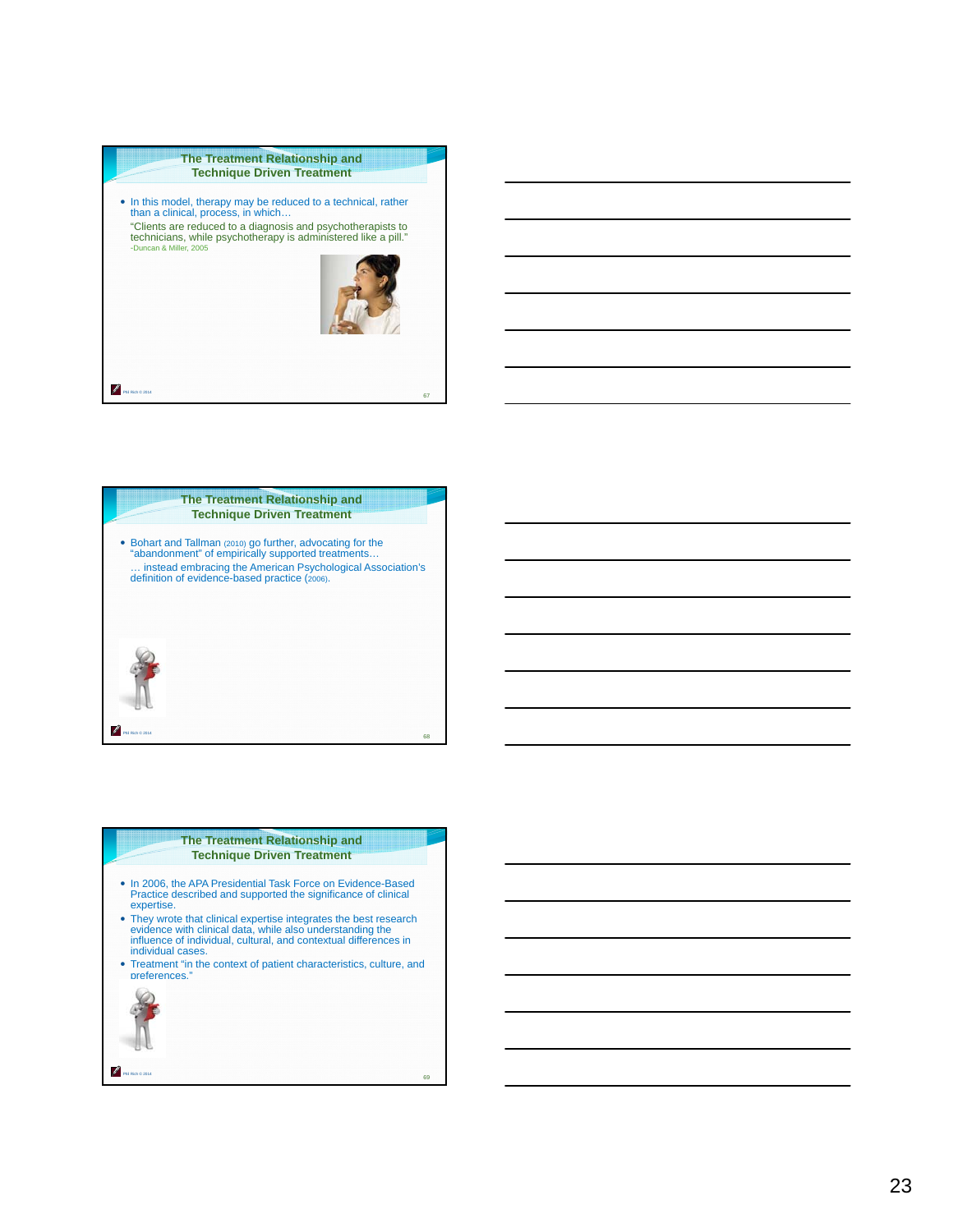## The Treatment Relationship and Technique Driven Treatment

- In this model, therapy may be reduced to a technical, rather than a clinical, process, in which…

  "Clients are reduced to a diagnosis and psychotherapists to technicians, while psychotherapy is administered like a pill."
  -Duncan & Miller, 2005

## The Treatment Relationship and Technique Driven Treatment

- Bohart and Tallman (2010) go further, advocating for the "abandonment" of empirically supported treatments…

  … instead embracing the American Psychological Association's definition of evidence-based practice (2006).

## The Treatment Relationship and Technique Driven Treatment

- In 2006, the APA Presidential Task Force on Evidence-Based Practice described and supported the significance of clinical expertise.
- They wrote that clinical expertise integrates the best research evidence with clinical data, while also understanding the influence of individual, cultural, and contextual differences in individual cases.
- Treatment "in the context of patient characteristics, culture, and preferences."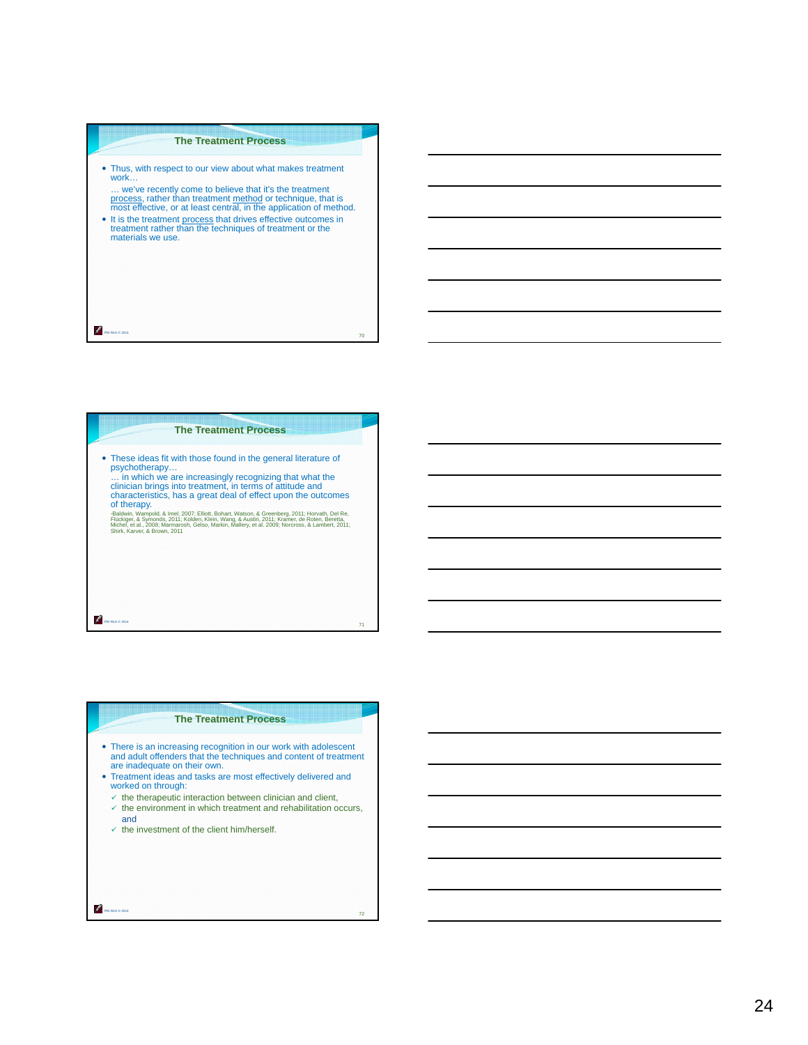## The Treatment Process

- Thus, with respect to our view about what makes treatment work…

  … we've recently come to believe that it's the treatment process, rather than treatment method or technique, that is most effective, or at least central, in the application of method.
- It is the treatment process that drives effective outcomes in treatment rather than the techniques of treatment or the materials we use.

## The Treatment Process

- These ideas fit with those found in the general literature of psychotherapy…

  … in which we are increasingly recognizing that what the clinician brings into treatment, in terms of attitude and characteristics, has a great deal of effect upon the outcomes of therapy.

  -Baldwin, Wampold, & Imel, 2007; Elliott, Bohart, Watson, & Greenberg, 2011; Horvath, Del Re, Flückiger, & Symonds, 2011; Kolden, Klein, Wang, & Austin, 2011; Kramer, de Roten, Beretta, Michel, et al., 2008; Marmarosh, Gelso, Markin, Mallery, et al. 2009; Norcross, & Lambert, 2011; Shirk, Karver, & Brown, 2011

## The Treatment Process

- There is an increasing recognition in our work with adolescent and adult offenders that the techniques and content of treatment are inadequate on their own.
- Treatment ideas and tasks are most effectively delivered and worked on through:
  - ✓ the therapeutic interaction between clinician and client,
  - ✓ the environment in which treatment and rehabilitation occurs, and
  - ✓ the investment of the client him/herself.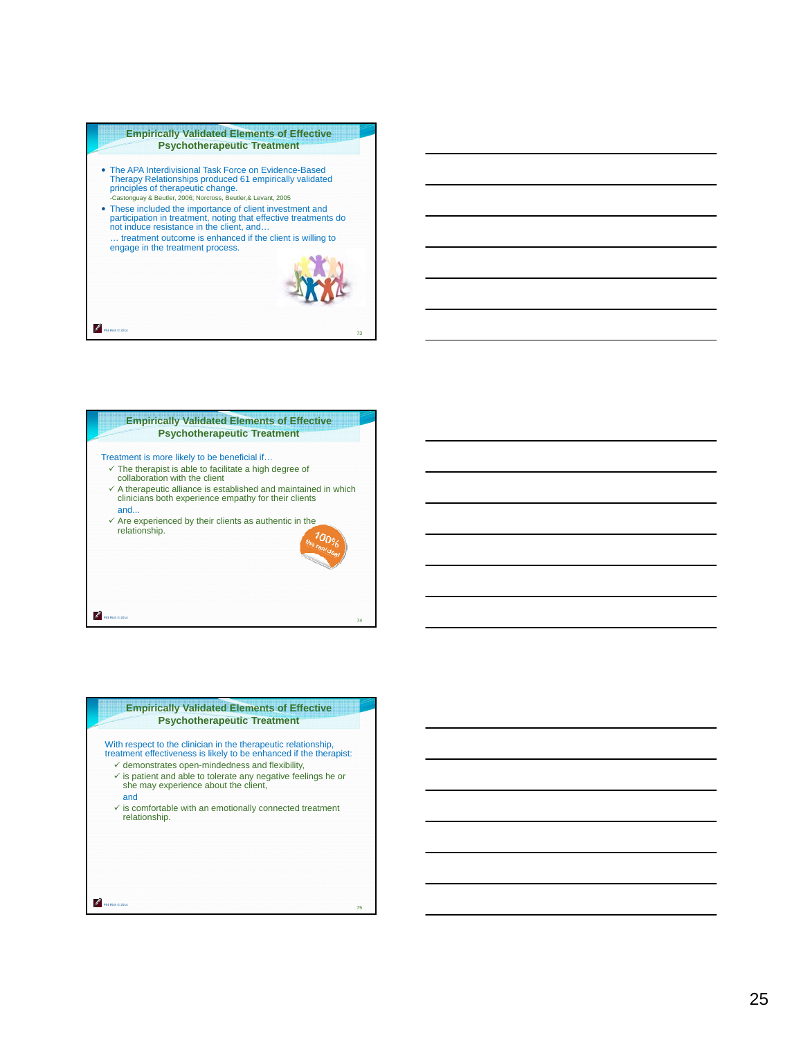## Empirically Validated Elements of Effective Psychotherapeutic Treatment

- The APA Interdivisional Task Force on Evidence-Based Therapy Relationships produced 61 empirically validated principles of therapeutic change.
  -Castonguay & Beutler, 2006; Norcross, Beutler,& Levant, 2005
- These included the importance of client investment and participation in treatment, noting that effective treatments do not induce resistance in the client, and…
  … treatment outcome is enhanced if the client is willing to engage in the treatment process.

## Empirically Validated Elements of Effective Psychotherapeutic Treatment

Treatment is more likely to be beneficial if…

- ✓ The therapist is able to facilitate a high degree of collaboration with the client
- ✓ A therapeutic alliance is established and maintained in which clinicians both experience empathy for their clients
  and...
- ✓ Are experienced by their clients as authentic in the relationship.

## Empirically Validated Elements of Effective Psychotherapeutic Treatment

With respect to the clinician in the therapeutic relationship, treatment effectiveness is likely to be enhanced if the therapist:

- ✓ demonstrates open-mindedness and flexibility,
- ✓ is patient and able to tolerate any negative feelings he or she may experience about the client,
  and
- ✓ is comfortable with an emotionally connected treatment relationship.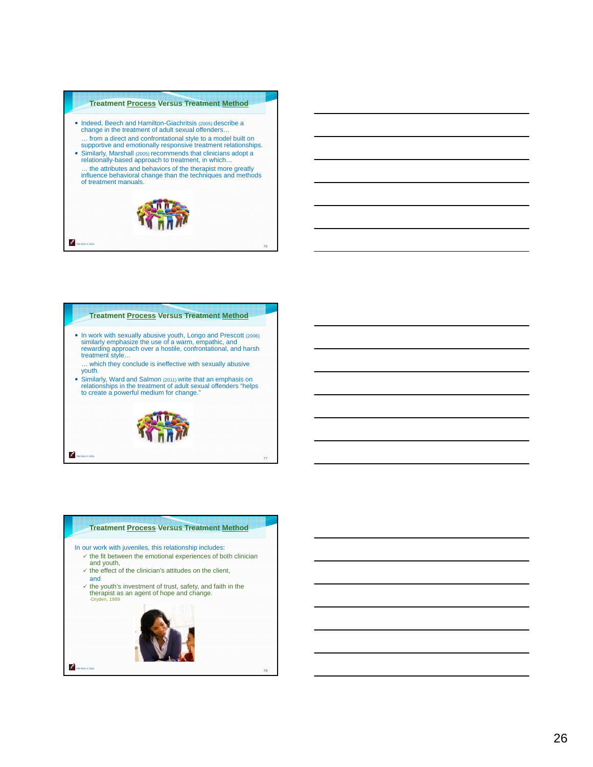## Treatment Process Versus Treatment Method

- Indeed, Beech and Hamilton-Giachritsis (2005) describe a change in the treatment of adult sexual offenders…

  … from a direct and confrontational style to a model built on supportive and emotionally responsive treatment relationships.
- Similarly, Marshall (2005) recommends that clinicians adopt a relationally-based approach to treatment, in which…

  … the attributes and behaviors of the therapist more greatly influence behavioral change than the techniques and methods of treatment manuals.

## Treatment Process Versus Treatment Method

- In work with sexually abusive youth, Longo and Prescott (2006) similarly emphasize the use of a warm, empathic, and rewarding approach over a hostile, confrontational, and harsh treatment style…

  … which they conclude is ineffective with sexually abusive youth.
- Similarly, Ward and Salmon (2011) write that an emphasis on relationships in the treatment of adult sexual offenders "helps to create a powerful medium for change."

## Treatment Process Versus Treatment Method

In our work with juveniles, this relationship includes:

- ✓ the fit between the emotional experiences of both clinician and youth,
- ✓ the effect of the clinician's attitudes on the client, and
- ✓ the youth's investment of trust, safety, and faith in the therapist as an agent of hope and change.

-Dryden, 1989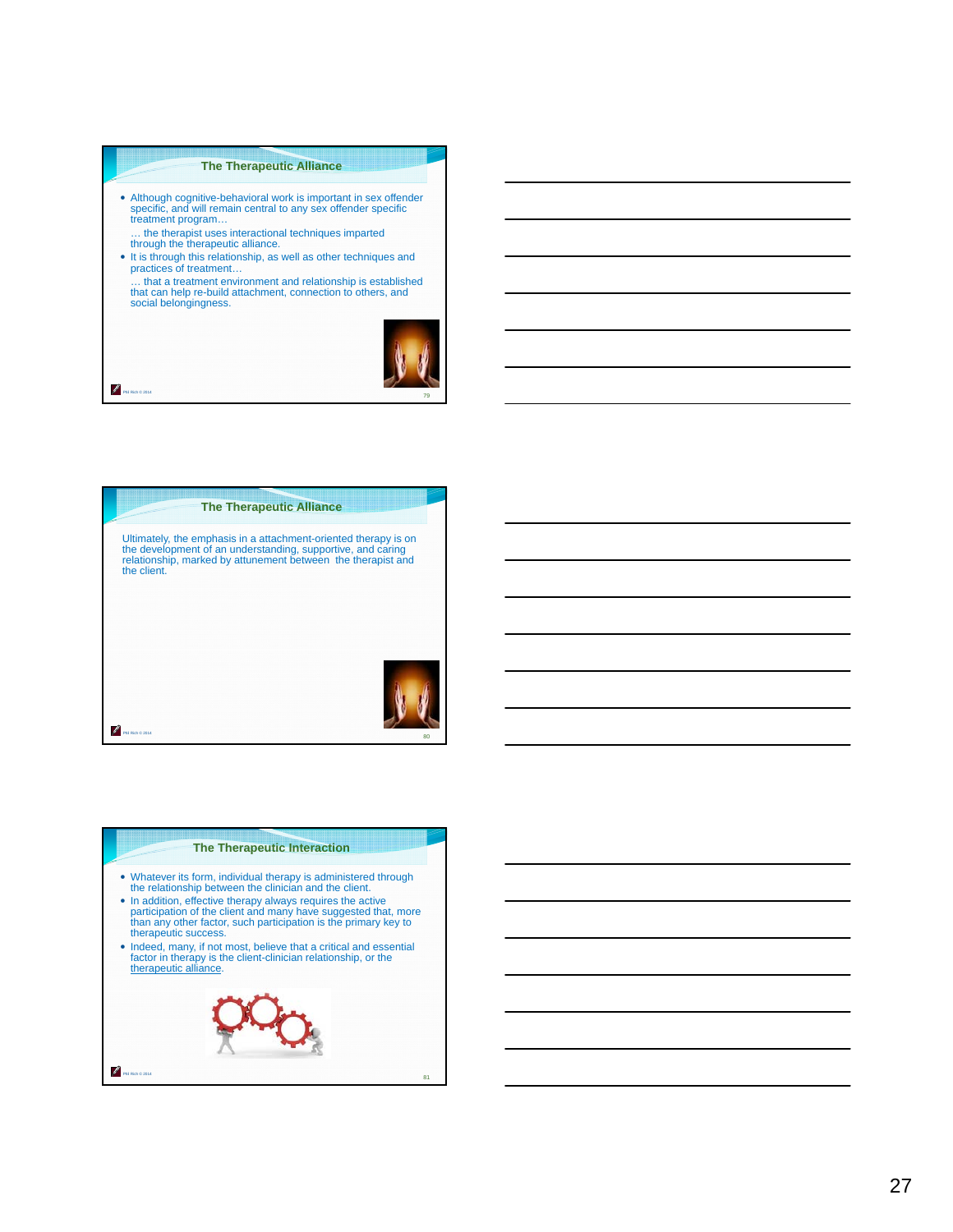## The Therapeutic Alliance

- Although cognitive-behavioral work is important in sex offender specific, and will remain central to any sex offender specific treatment program…

  … the therapist uses interactional techniques imparted through the therapeutic alliance.
- It is through this relationship, as well as other techniques and practices of treatment…

  … that a treatment environment and relationship is established that can help re-build attachment, connection to others, and social belongingness.

## The Therapeutic Alliance

Ultimately, the emphasis in a attachment-oriented therapy is on the development of an understanding, supportive, and caring relationship, marked by attunement between the therapist and the client.

## The Therapeutic Interaction

- Whatever its form, individual therapy is administered through the relationship between the clinician and the client.
- In addition, effective therapy always requires the active participation of the client and many have suggested that, more than any other factor, such participation is the primary key to therapeutic success.
- Indeed, many, if not most, believe that a critical and essential factor in therapy is the client-clinician relationship, or the therapeutic alliance.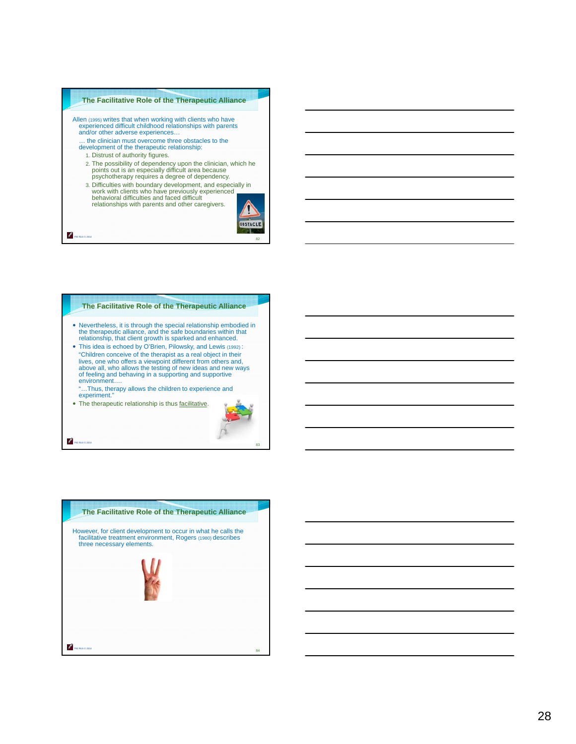## The Facilitative Role of the Therapeutic Alliance

Allen (1995) writes that when working with clients who have experienced difficult childhood relationships with parents and/or other adverse experiences…

… the clinician must overcome three obstacles to the development of the therapeutic relationship:

1. Distrust of authority figures.
2. The possibility of dependency upon the clinician, which he points out is an especially difficult area because psychotherapy requires a degree of dependency.
3. Difficulties with boundary development, and especially in work with clients who have previously experienced behavioral difficulties and faced difficult relationships with parents and other caregivers.

## The Facilitative Role of the Therapeutic Alliance

- Nevertheless, it is through the special relationship embodied in the therapeutic alliance, and the safe boundaries within that relationship, that client growth is sparked and enhanced.
- This idea is echoed by O'Brien, Pilowsky, and Lewis (1992) : "Children conceive of the therapist as a real object in their lives, one who offers a viewpoint different from others and, above all, who allows the testing of new ideas and new ways of feeling and behaving in a supporting and supportive environment….

  "…Thus, therapy allows the children to experience and experiment."
- The therapeutic relationship is thus facilitative.

## The Facilitative Role of the Therapeutic Alliance

However, for client development to occur in what he calls the facilitative treatment environment, Rogers (1980) describes three necessary elements.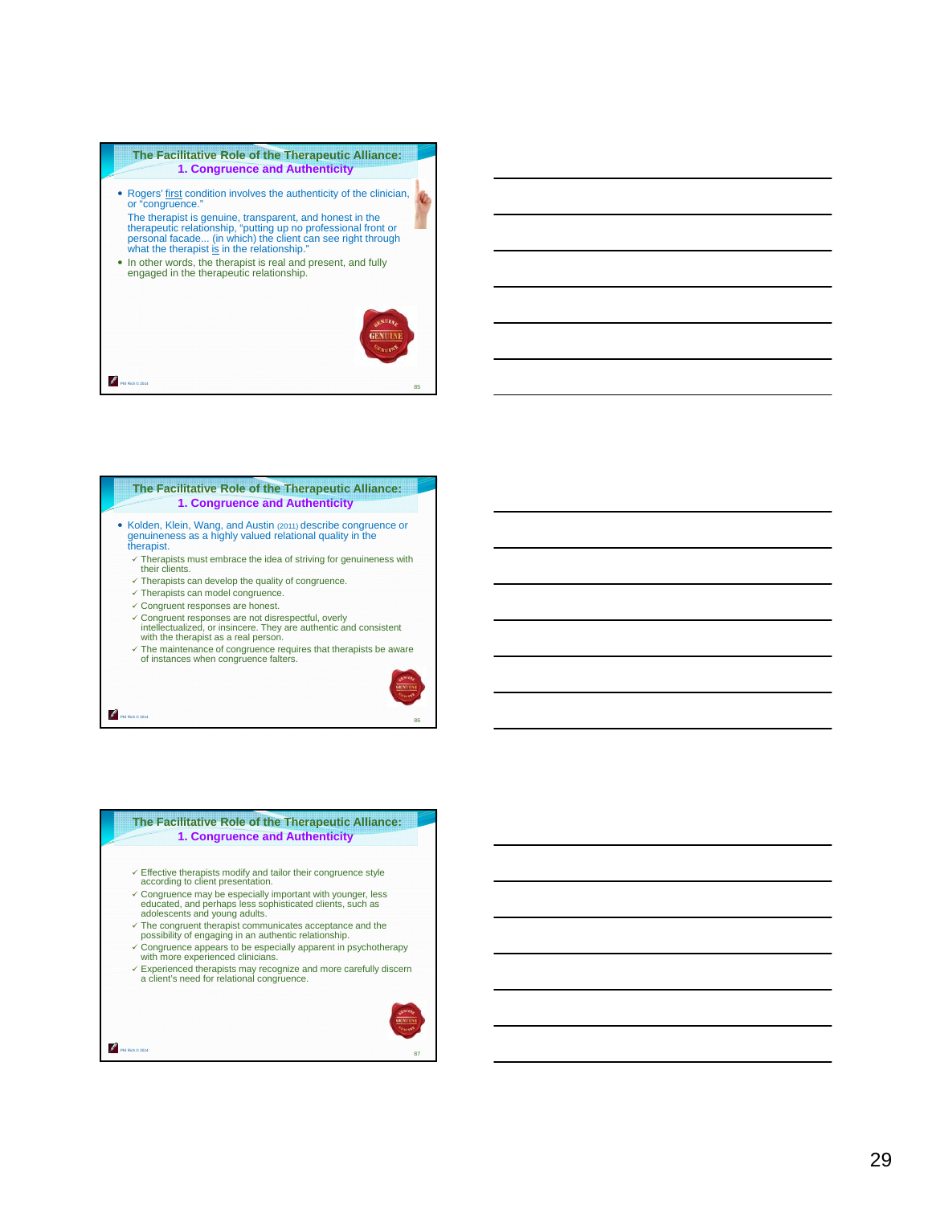## The Facilitative Role of the Therapeutic Alliance: 1. Congruence and Authenticity

- Rogers' first condition involves the authenticity of the clinician, or "congruence."
  The therapist is genuine, transparent, and honest in the therapeutic relationship, "putting up no professional front or personal facade... (in which) the client can see right through what the therapist is in the relationship."
- In other words, the therapist is real and present, and fully engaged in the therapeutic relationship.

## The Facilitative Role of the Therapeutic Alliance: 1. Congruence and Authenticity

- Kolden, Klein, Wang, and Austin (2011) describe congruence or genuineness as a highly valued relational quality in the therapist.
  - ✓ Therapists must embrace the idea of striving for genuineness with their clients.
  - ✓ Therapists can develop the quality of congruence.
  - ✓ Therapists can model congruence.
  - ✓ Congruent responses are honest.
  - ✓ Congruent responses are not disrespectful, overly intellectualized, or insincere. They are authentic and consistent with the therapist as a real person.
  - ✓ The maintenance of congruence requires that therapists be aware of instances when congruence falters.

## The Facilitative Role of the Therapeutic Alliance: 1. Congruence and Authenticity

- ✓ Effective therapists modify and tailor their congruence style according to client presentation.
- ✓ Congruence may be especially important with younger, less educated, and perhaps less sophisticated clients, such as adolescents and young adults.
- ✓ The congruent therapist communicates acceptance and the possibility of engaging in an authentic relationship.
- ✓ Congruence appears to be especially apparent in psychotherapy with more experienced clinicians.
- ✓ Experienced therapists may recognize and more carefully discern a client's need for relational congruence.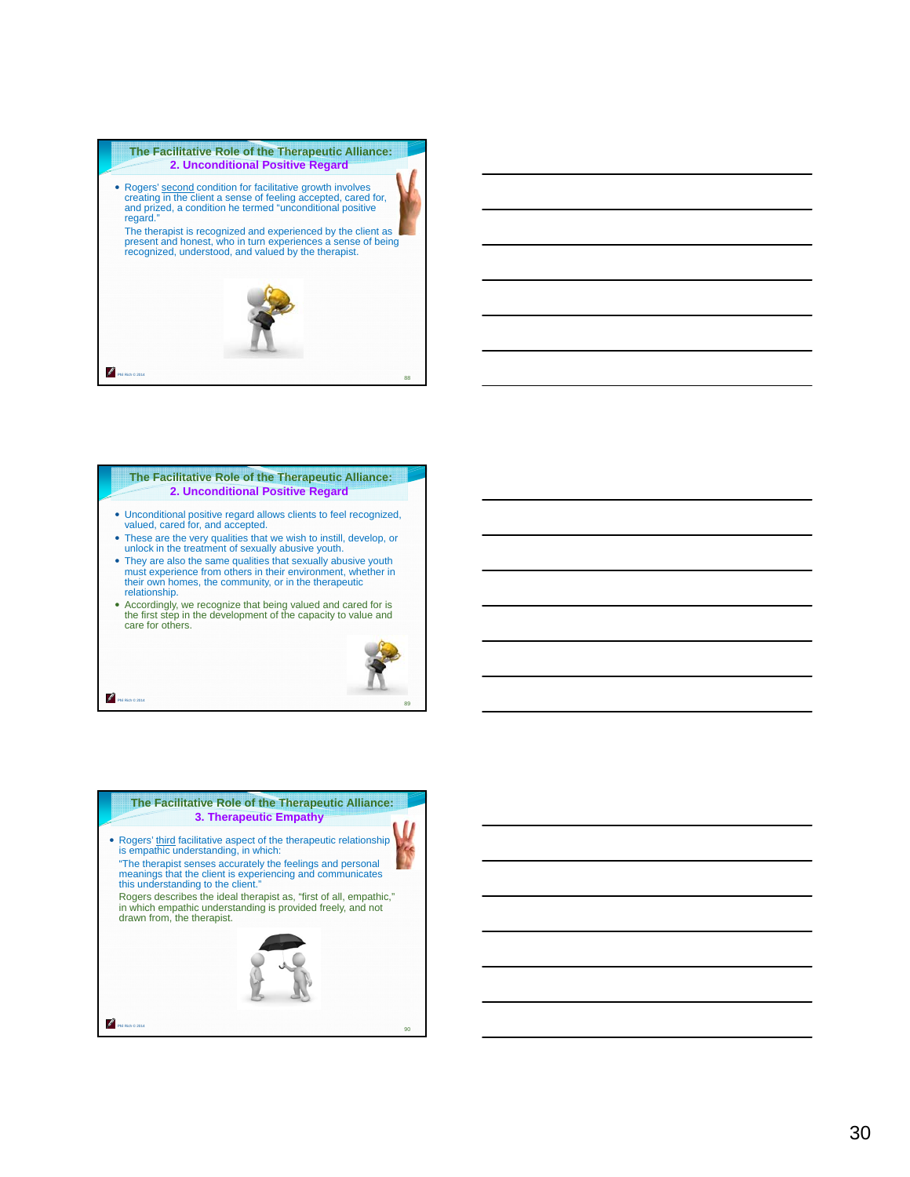## The Facilitative Role of the Therapeutic Alliance: 2. Unconditional Positive Regard

- Rogers' second condition for facilitative growth involves creating in the client a sense of feeling accepted, cared for, and prized, a condition he termed "unconditional positive regard."

  The therapist is recognized and experienced by the client as present and honest, who in turn experiences a sense of being recognized, understood, and valued by the therapist.

## The Facilitative Role of the Therapeutic Alliance: 2. Unconditional Positive Regard

- Unconditional positive regard allows clients to feel recognized, valued, cared for, and accepted.
- These are the very qualities that we wish to instill, develop, or unlock in the treatment of sexually abusive youth.
- They are also the same qualities that sexually abusive youth must experience from others in their environment, whether in their own homes, the community, or in the therapeutic relationship.
- Accordingly, we recognize that being valued and cared for is the first step in the development of the capacity to value and care for others.

## The Facilitative Role of the Therapeutic Alliance: 3. Therapeutic Empathy

- Rogers' third facilitative aspect of the therapeutic relationship is empathic understanding, in which:

  "The therapist senses accurately the feelings and personal meanings that the client is experiencing and communicates this understanding to the client."

  Rogers describes the ideal therapist as, "first of all, empathic," in which empathic understanding is provided freely, and not drawn from, the therapist.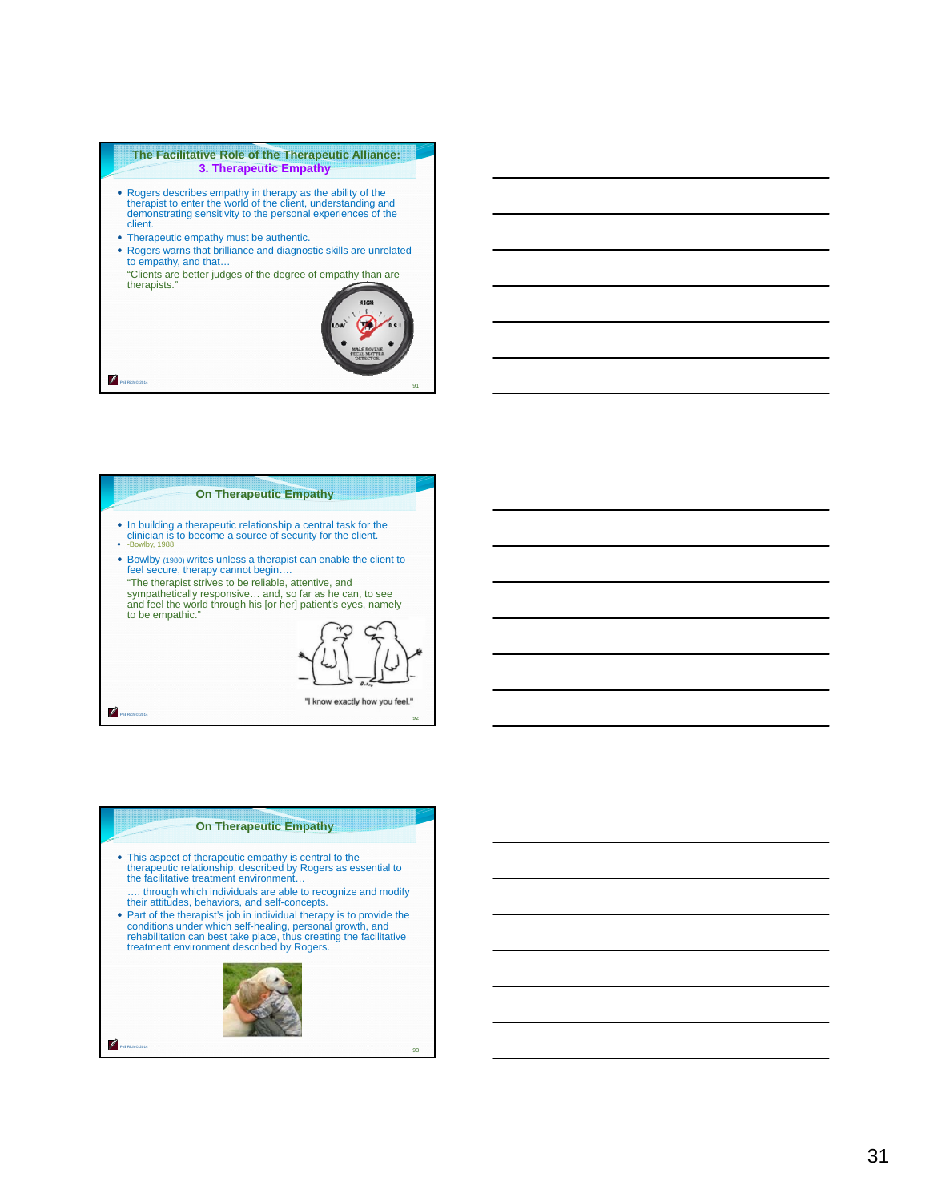## The Facilitative Role of the Therapeutic Alliance: 3. Therapeutic Empathy

- Rogers describes empathy in therapy as the ability of the therapist to enter the world of the client, understanding and demonstrating sensitivity to the personal experiences of the client.
- Therapeutic empathy must be authentic.
- Rogers warns that brilliance and diagnostic skills are unrelated to empathy, and that…

  "Clients are better judges of the degree of empathy than are therapists."

## On Therapeutic Empathy

- In building a therapeutic relationship a central task for the clinician is to become a source of security for the client.
- -Bowlby, 1988
- Bowlby (1980) writes unless a therapist can enable the client to feel secure, therapy cannot begin….

  "The therapist strives to be reliable, attentive, and sympathetically responsive… and, so far as he can, to see and feel the world through his [or her] patient's eyes, namely to be empathic."

"I know exactly how you feel."

## On Therapeutic Empathy

- This aspect of therapeutic empathy is central to the therapeutic relationship, described by Rogers as essential to the facilitative treatment environment…

  …. through which individuals are able to recognize and modify their attitudes, behaviors, and self-concepts.
- Part of the therapist's job in individual therapy is to provide the conditions under which self-healing, personal growth, and rehabilitation can best take place, thus creating the facilitative treatment environment described by Rogers.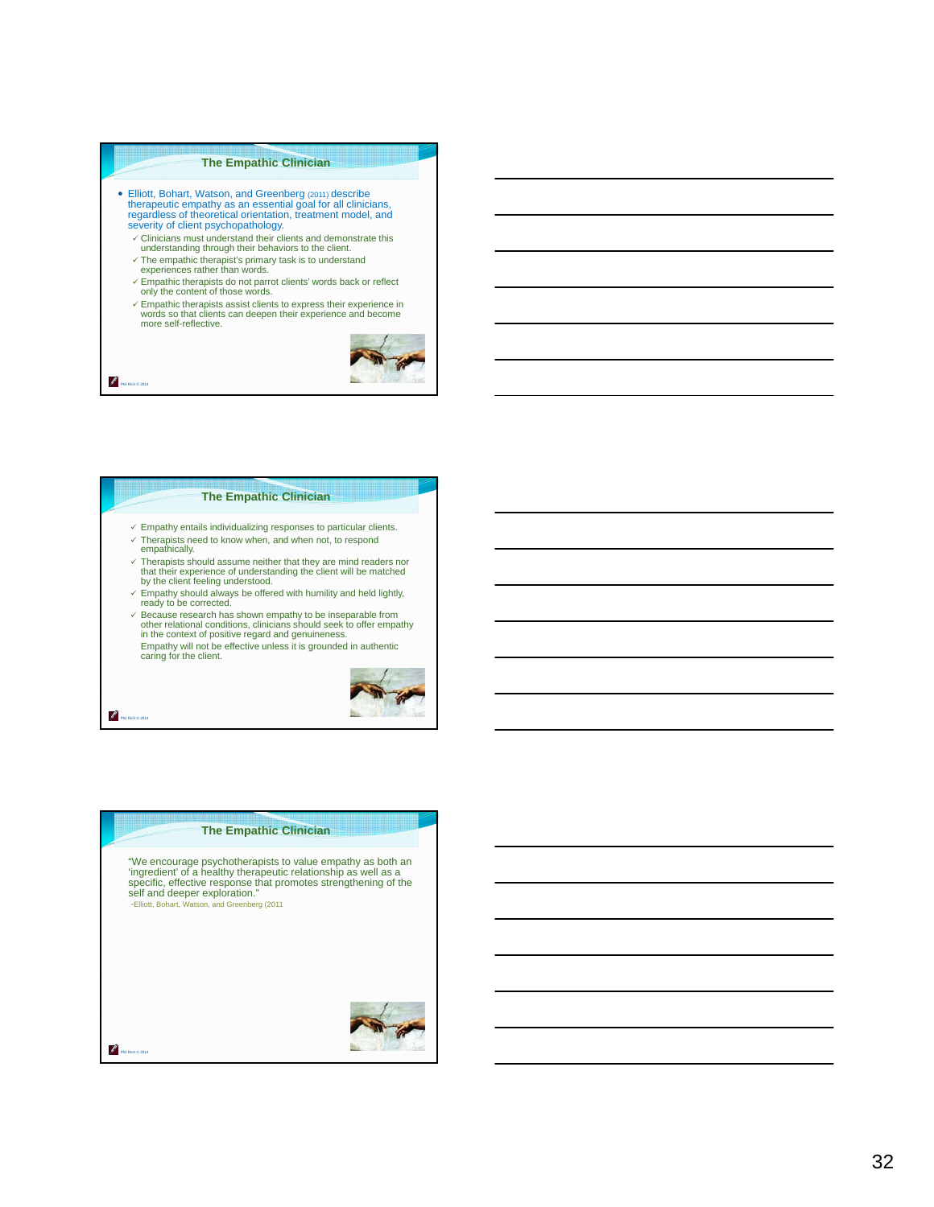## The Empathic Clinician

- Elliott, Bohart, Watson, and Greenberg (2011) describe therapeutic empathy as an essential goal for all clinicians, regardless of theoretical orientation, treatment model, and severity of client psychopathology.
  - ✓ Clinicians must understand their clients and demonstrate this understanding through their behaviors to the client.
  - ✓ The empathic therapist's primary task is to understand experiences rather than words.
  - ✓ Empathic therapists do not parrot clients' words back or reflect only the content of those words.
  - ✓ Empathic therapists assist clients to express their experience in words so that clients can deepen their experience and become more self-reflective.

## The Empathic Clinician

- ✓ Empathy entails individualizing responses to particular clients.
- ✓ Therapists need to know when, and when not, to respond empathically.
- ✓ Therapists should assume neither that they are mind readers nor that their experience of understanding the client will be matched by the client feeling understood.
- ✓ Empathy should always be offered with humility and held lightly, ready to be corrected.
- ✓ Because research has shown empathy to be inseparable from other relational conditions, clinicians should seek to offer empathy in the context of positive regard and genuineness.

  Empathy will not be effective unless it is grounded in authentic caring for the client.

## The Empathic Clinician

"We encourage psychotherapists to value empathy as both an 'ingredient' of a healthy therapeutic relationship as well as a specific, effective response that promotes strengthening of the self and deeper exploration."

~Elliott, Bohart, Watson, and Greenberg (2011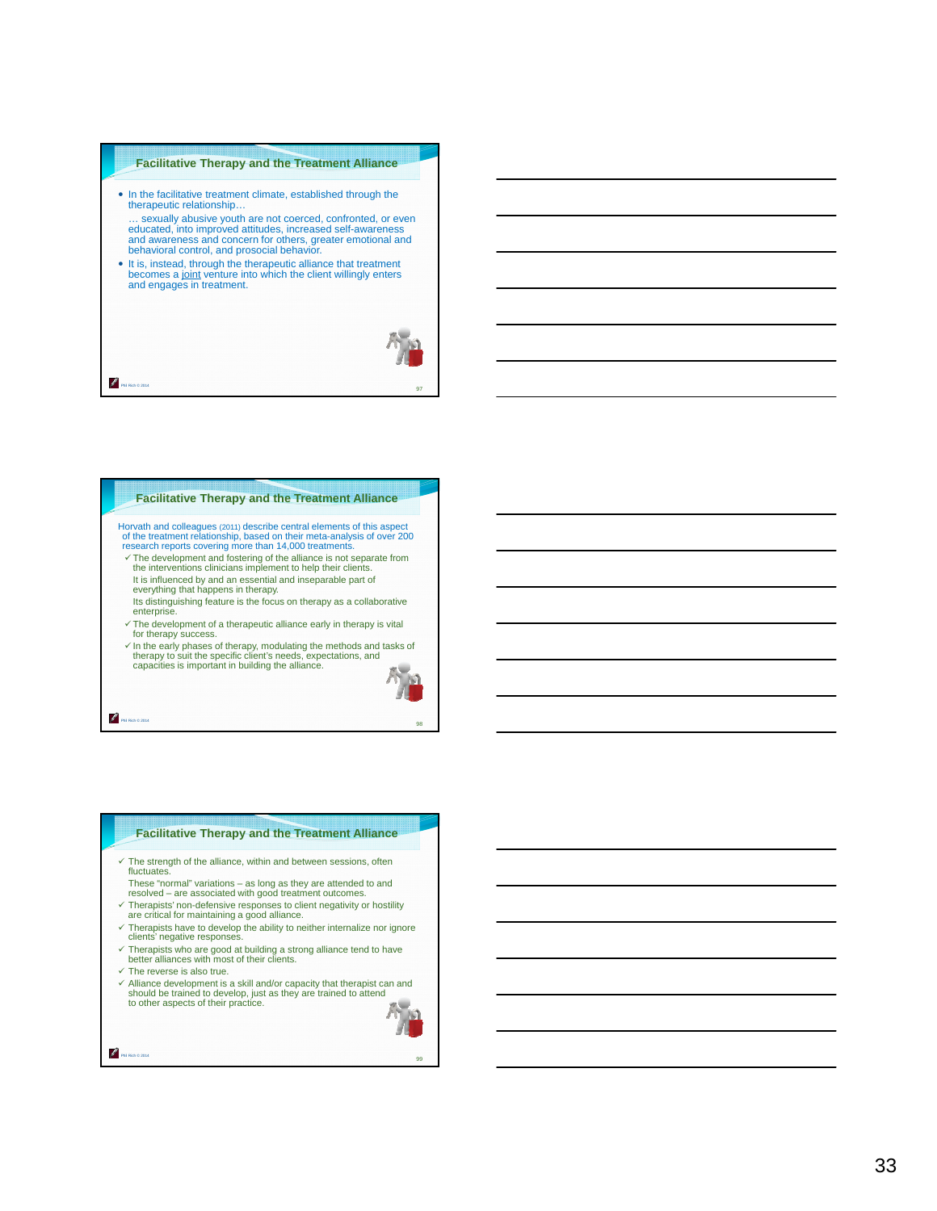## Facilitative Therapy and the Treatment Alliance

- In the facilitative treatment climate, established through the therapeutic relationship…

  … sexually abusive youth are not coerced, confronted, or even educated, into improved attitudes, increased self-awareness and awareness and concern for others, greater emotional and behavioral control, and prosocial behavior.
- It is, instead, through the therapeutic alliance that treatment becomes a joint venture into which the client willingly enters and engages in treatment.

## Facilitative Therapy and the Treatment Alliance

Horvath and colleagues (2011) describe central elements of this aspect of the treatment relationship, based on their meta-analysis of over 200 research reports covering more than 14,000 treatments.

- ✓ The development and fostering of the alliance is not separate from the interventions clinicians implement to help their clients.

  It is influenced by and an essential and inseparable part of everything that happens in therapy.

  Its distinguishing feature is the focus on therapy as a collaborative enterprise.
- ✓ The development of a therapeutic alliance early in therapy is vital for therapy success.
- ✓ In the early phases of therapy, modulating the methods and tasks of therapy to suit the specific client's needs, expectations, and capacities is important in building the alliance.

## Facilitative Therapy and the Treatment Alliance

- ✓ The strength of the alliance, within and between sessions, often fluctuates.

  These "normal" variations – as long as they are attended to and resolved – are associated with good treatment outcomes.
- ✓ Therapists' non-defensive responses to client negativity or hostility are critical for maintaining a good alliance.
- ✓ Therapists have to develop the ability to neither internalize nor ignore clients' negative responses.
- ✓ Therapists who are good at building a strong alliance tend to have better alliances with most of their clients.
- ✓ The reverse is also true.
- ✓ Alliance development is a skill and/or capacity that therapist can and should be trained to develop, just as they are trained to attend to other aspects of their practice.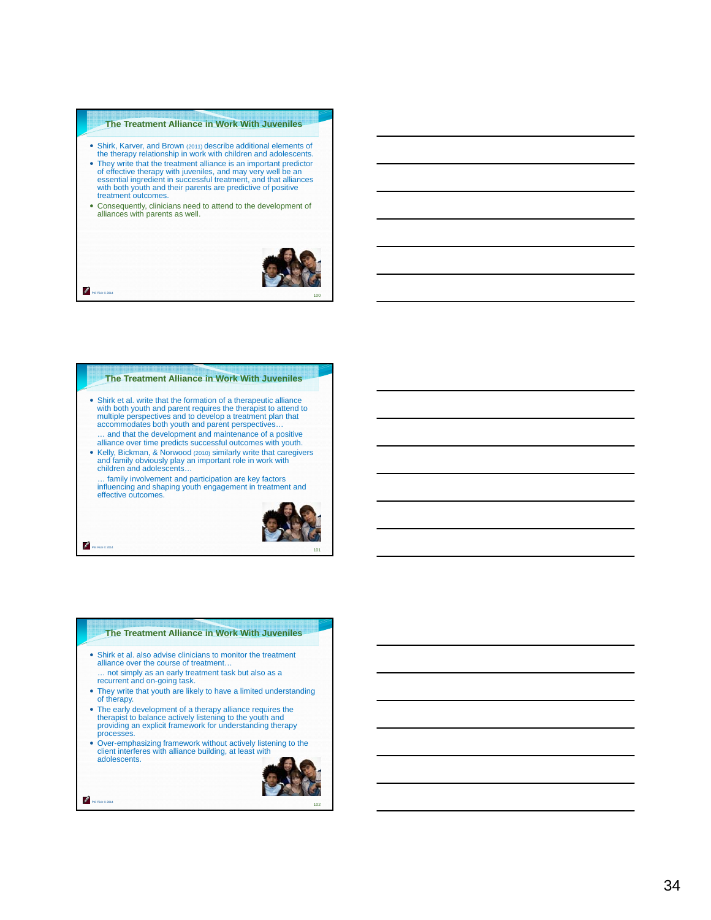## The Treatment Alliance in Work With Juveniles

- Shirk, Karver, and Brown (2011) describe additional elements of the therapy relationship in work with children and adolescents.
- They write that the treatment alliance is an important predictor of effective therapy with juveniles, and may very well be an essential ingredient in successful treatment, and that alliances with both youth and their parents are predictive of positive treatment outcomes.
- Consequently, clinicians need to attend to the development of alliances with parents as well.

## The Treatment Alliance in Work With Juveniles

- Shirk et al. write that the formation of a therapeutic alliance with both youth and parent requires the therapist to attend to multiple perspectives and to develop a treatment plan that accommodates both youth and parent perspectives…

  … and that the development and maintenance of a positive alliance over time predicts successful outcomes with youth.
- Kelly, Bickman, & Norwood (2010) similarly write that caregivers and family obviously play an important role in work with children and adolescents…

  … family involvement and participation are key factors influencing and shaping youth engagement in treatment and effective outcomes.

## The Treatment Alliance in Work With Juveniles

- Shirk et al. also advise clinicians to monitor the treatment alliance over the course of treatment…

  … not simply as an early treatment task but also as a recurrent and on-going task.
- They write that youth are likely to have a limited understanding of therapy.
- The early development of a therapy alliance requires the therapist to balance actively listening to the youth and providing an explicit framework for understanding therapy processes.
- Over-emphasizing framework without actively listening to the client interferes with alliance building, at least with adolescents.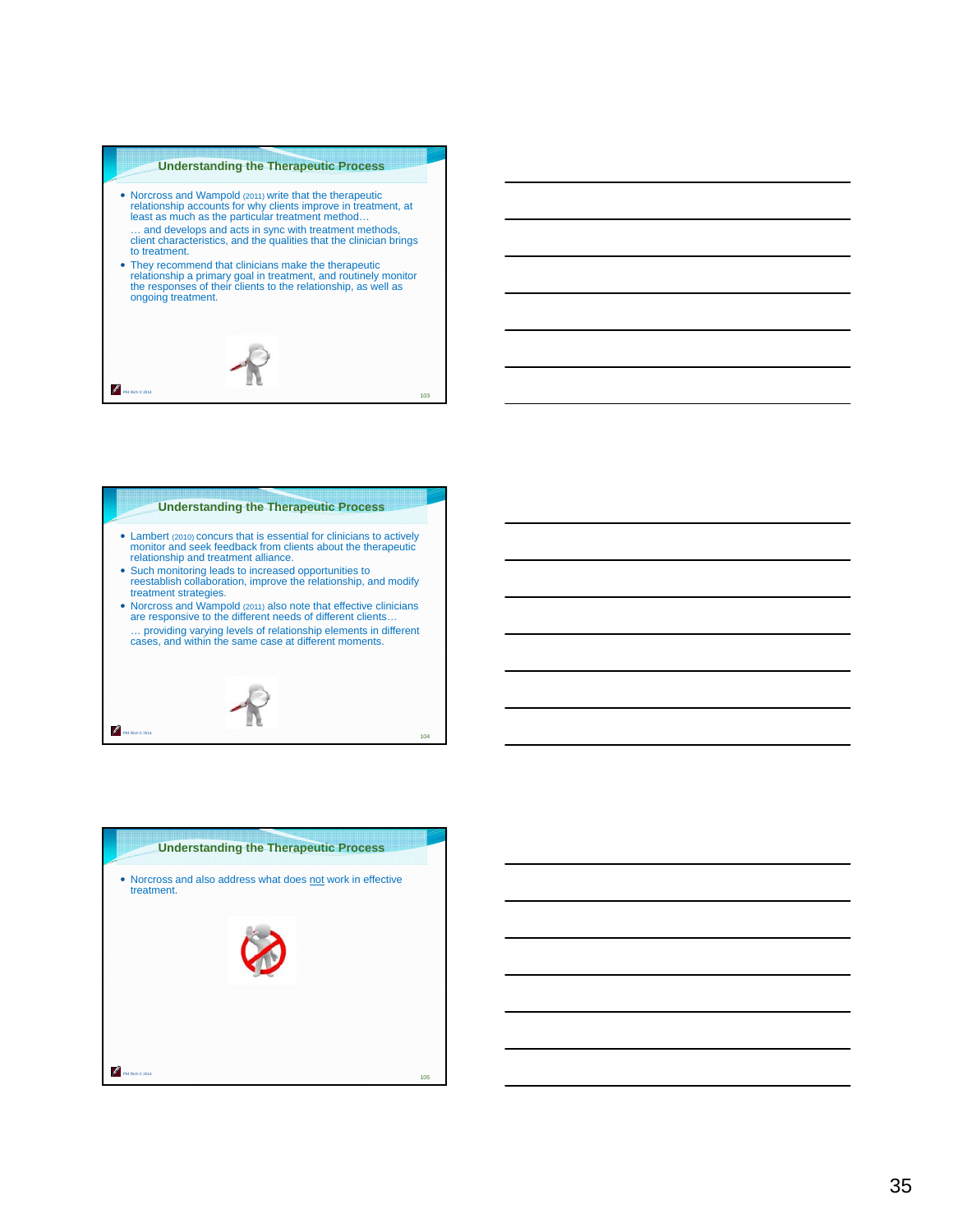## Understanding the Therapeutic Process

- Norcross and Wampold (2011) write that the therapeutic relationship accounts for why clients improve in treatment, at least as much as the particular treatment method…

  … and develops and acts in sync with treatment methods, client characteristics, and the qualities that the clinician brings to treatment.
- They recommend that clinicians make the therapeutic relationship a primary goal in treatment, and routinely monitor the responses of their clients to the relationship, as well as ongoing treatment.

## Understanding the Therapeutic Process

- Lambert (2010) concurs that is essential for clinicians to actively monitor and seek feedback from clients about the therapeutic relationship and treatment alliance.
- Such monitoring leads to increased opportunities to reestablish collaboration, improve the relationship, and modify treatment strategies.
- Norcross and Wampold (2011) also note that effective clinicians are responsive to the different needs of different clients…

  … providing varying levels of relationship elements in different cases, and within the same case at different moments.

## Understanding the Therapeutic Process

- Norcross and also address what does not work in effective treatment.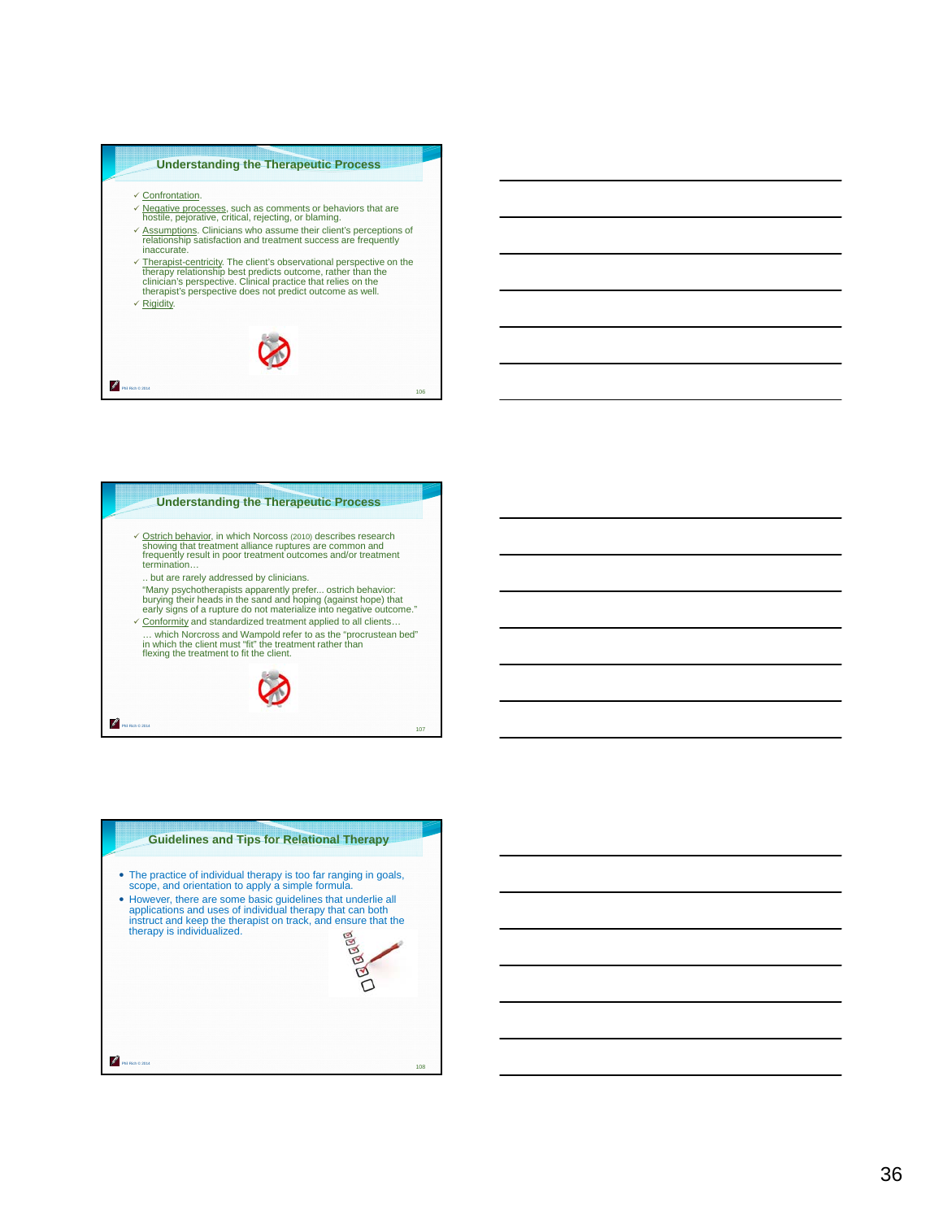## Understanding the Therapeutic Process

- ✓ Confrontation.
- ✓ Negative processes, such as comments or behaviors that are hostile, pejorative, critical, rejecting, or blaming.
- ✓ Assumptions. Clinicians who assume their client's perceptions of relationship satisfaction and treatment success are frequently inaccurate.
- ✓ Therapist-centricity. The client's observational perspective on the therapy relationship best predicts outcome, rather than the clinician's perspective. Clinical practice that relies on the therapist's perspective does not predict outcome as well.
- ✓ Rigidity.

## Understanding the Therapeutic Process

- ✓ Ostrich behavior, in which Norcoss (2010) describes research showing that treatment alliance ruptures are common and frequently result in poor treatment outcomes and/or treatment termination…

  .. but are rarely addressed by clinicians.

  "Many psychotherapists apparently prefer... ostrich behavior: burying their heads in the sand and hoping (against hope) that early signs of a rupture do not materialize into negative outcome."
- ✓ Conformity and standardized treatment applied to all clients…

  … which Norcross and Wampold refer to as the "procrustean bed" in which the client must "fit" the treatment rather than flexing the treatment to fit the client.

## Guidelines and Tips for Relational Therapy

- The practice of individual therapy is too far ranging in goals, scope, and orientation to apply a simple formula.
- However, there are some basic guidelines that underlie all applications and uses of individual therapy that can both instruct and keep the therapist on track, and ensure that the therapy is individualized.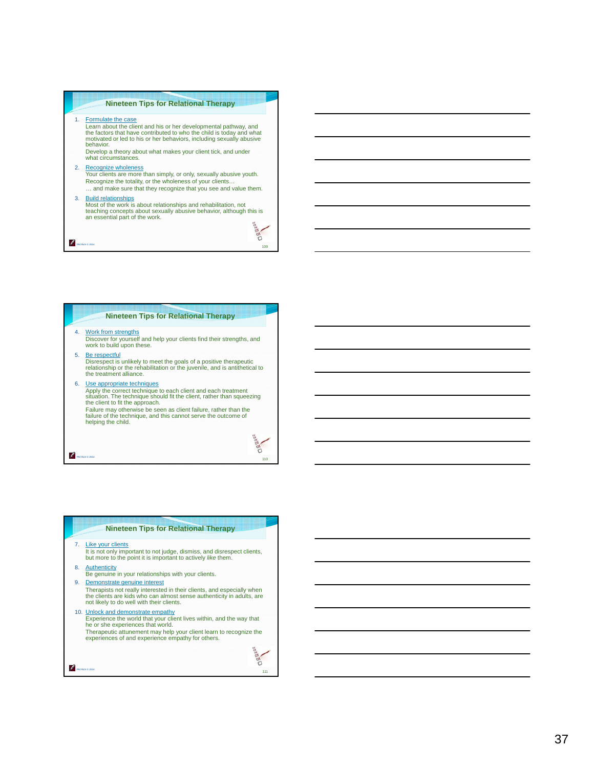## Nineteen Tips for Relational Therapy

1. Formulate the case
   Learn about the client and his or her developmental pathway, and the factors that have contributed to who the child is today and what motivated or led to his or her behaviors, including sexually abusive behavior.
   Develop a theory about what makes your client tick, and under what circumstances.
2. Recognize wholeness
   Your clients are more than simply, or only, sexually abusive youth.
   Recognize the totality, or the wholeness of your clients…
   … and make sure that they recognize that you see and value them.
3. Build relationships
   Most of the work is about relationships and rehabilitation, not teaching concepts about sexually abusive behavior, although this is an essential part of the work.

## Nineteen Tips for Relational Therapy

4. Work from strengths
   Discover for yourself and help your clients find their strengths, and work to build upon these.
5. Be respectful
   Disrespect is unlikely to meet the goals of a positive therapeutic relationship or the rehabilitation or the juvenile, and is antithetical to the treatment alliance.
6. Use appropriate techniques
   Apply the correct technique to each client and each treatment situation. The technique should fit the client, rather than squeezing the client to fit the approach.
   Failure may otherwise be seen as client failure, rather than the failure of the technique, and this cannot serve the outcome of helping the child.

## Nineteen Tips for Relational Therapy

7. Like your clients
   It is not only important to not judge, dismiss, and disrespect clients, but more to the point it is important to actively *like* them.
8. Authenticity
   Be genuine in your relationships with your clients.
9. Demonstrate genuine interest
   Therapists not really interested in their clients, and especially when the clients are kids who can almost sense authenticity in adults, are not likely to do well with their clients.
10. Unlock and demonstrate empathy
    Experience the world that your client lives within, and the way that he or she experiences that world.
    Therapeutic attunement may help your client learn to recognize the experiences of and experience empathy for others.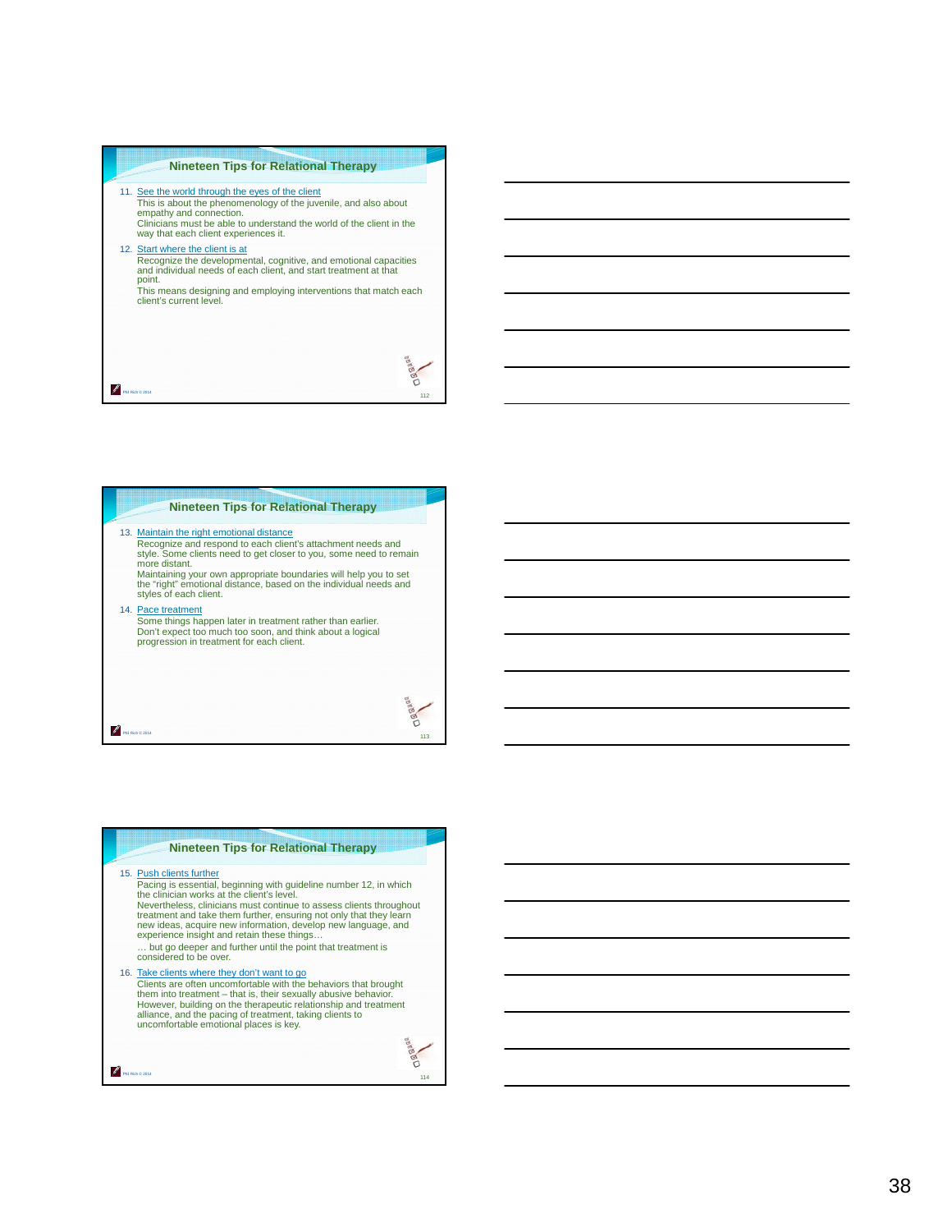## Nineteen Tips for Relational Therapy

11. See the world through the eyes of the client
    This is about the phenomenology of the juvenile, and also about empathy and connection.
    Clinicians must be able to understand the world of the client in the way that each client experiences it.
12. Start where the client is at
    Recognize the developmental, cognitive, and emotional capacities and individual needs of each client, and start treatment at that point.
    This means designing and employing interventions that match each client's current level.

## Nineteen Tips for Relational Therapy

13. Maintain the right emotional distance
    Recognize and respond to each client's attachment needs and style. Some clients need to get closer to you, some need to remain more distant.
    Maintaining your own appropriate boundaries will help you to set the "right" emotional distance, based on the individual needs and styles of each client.
14. Pace treatment
    Some things happen later in treatment rather than earlier.
    Don't expect too much too soon, and think about a logical progression in treatment for each client.

## Nineteen Tips for Relational Therapy

15. Push clients further
    Pacing is essential, beginning with guideline number 12, in which the clinician works at the client's level.
    Nevertheless, clinicians must continue to assess clients throughout treatment and take them further, ensuring not only that they learn new ideas, acquire new information, develop new language, and experience insight and retain these things…
    … but go deeper and further until the point that treatment is considered to be over.
16. Take clients where they don't want to go
    Clients are often uncomfortable with the behaviors that brought them into treatment – that is, their sexually abusive behavior.
    However, building on the therapeutic relationship and treatment alliance, and the pacing of treatment, taking clients to uncomfortable emotional places is key.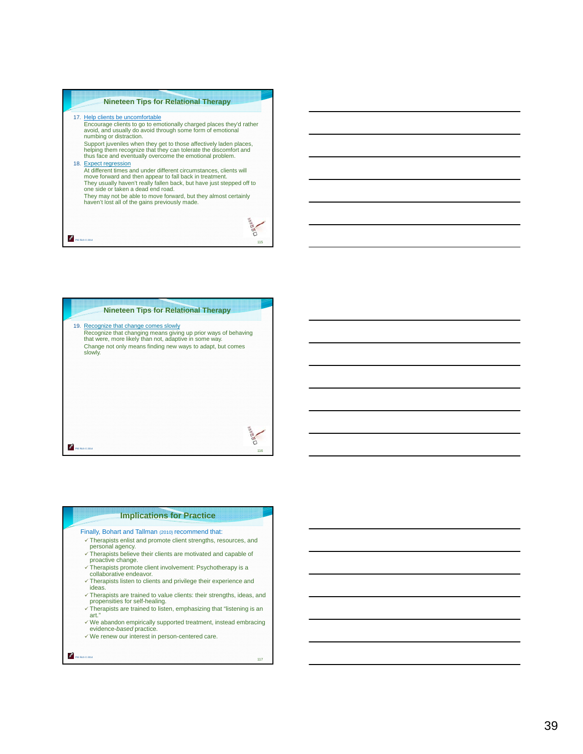## Nineteen Tips for Relational Therapy

17. Help clients be uncomfortable
    - Encourage clients to go to emotionally charged places they'd rather avoid, and usually do avoid through some form of emotional numbing or distraction.
    - Support juveniles when they get to those affectively laden places, helping them recognize that they can tolerate the discomfort and thus face and eventually overcome the emotional problem.
18. Expect regression
    - At different times and under different circumstances, clients will move forward and then appear to fall back in treatment.
    - They usually haven't really fallen back, but have just stepped off to one side or taken a dead end road.
    - They may not be able to move forward, but they almost certainly haven't lost all of the gains previously made.

## Nineteen Tips for Relational Therapy

19. Recognize that change comes slowly
    - Recognize that changing means giving up prior ways of behaving that were, more likely than not, adaptive in some way.
    - Change not only means finding new ways to adapt, but comes slowly.

## Implications for Practice

Finally, Bohart and Tallman (2010) recommend that:

- ✓ Therapists enlist and promote client strengths, resources, and personal agency.
- ✓ Therapists believe their clients are motivated and capable of proactive change.
- ✓ Therapists promote client involvement: Psychotherapy is a collaborative endeavor.
- ✓ Therapists listen to clients and privilege their experience and ideas.
- ✓ Therapists are trained to value clients: their strengths, ideas, and propensities for self-healing.
- ✓ Therapists are trained to listen, emphasizing that "listening is an art."
- ✓ We abandon empirically supported treatment, instead embracing evidence-*based* practice.
- ✓ We renew our interest in person-centered care.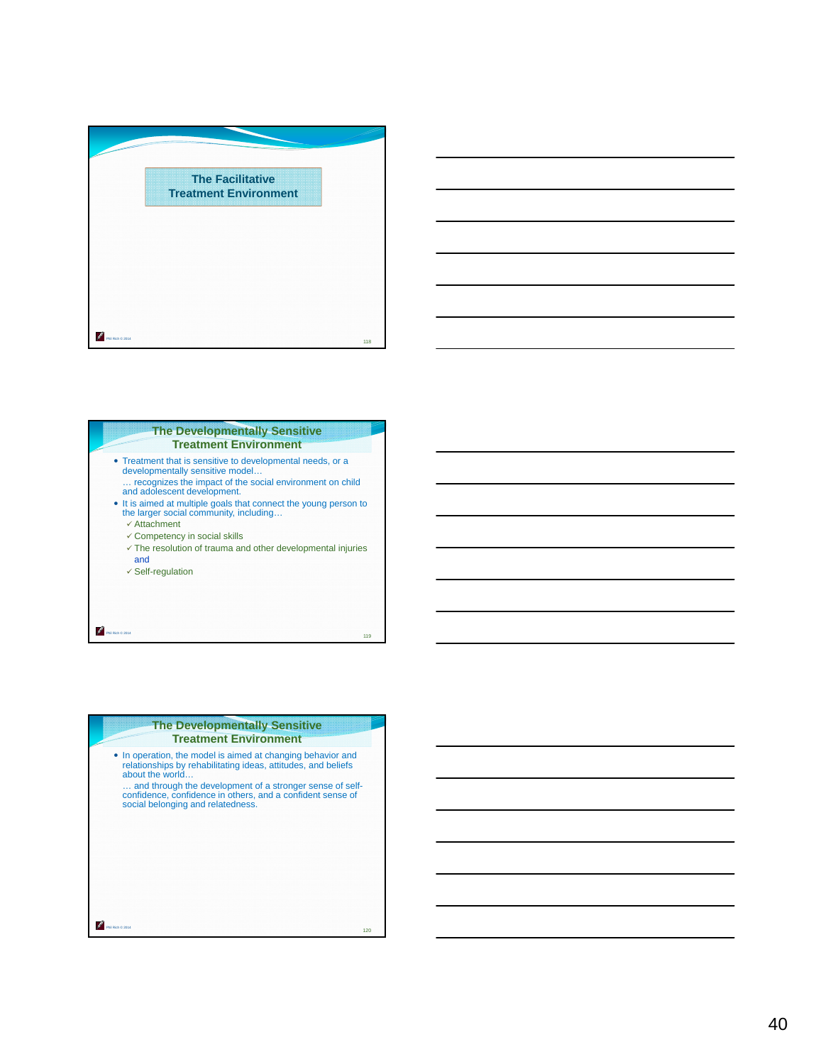## The Facilitative Treatment Environment

## The Developmentally Sensitive Treatment Environment

- Treatment that is sensitive to developmental needs, or a developmentally sensitive model…

  … recognizes the impact of the social environment on child and adolescent development.
- It is aimed at multiple goals that connect the young person to the larger social community, including…
  - ✓ Attachment
  - ✓ Competency in social skills
  - ✓ The resolution of trauma and other developmental injuries and
  - ✓ Self-regulation

## The Developmentally Sensitive Treatment Environment

- In operation, the model is aimed at changing behavior and relationships by rehabilitating ideas, attitudes, and beliefs about the world…

  … and through the development of a stronger sense of self-confidence, confidence in others, and a confident sense of social belonging and relatedness.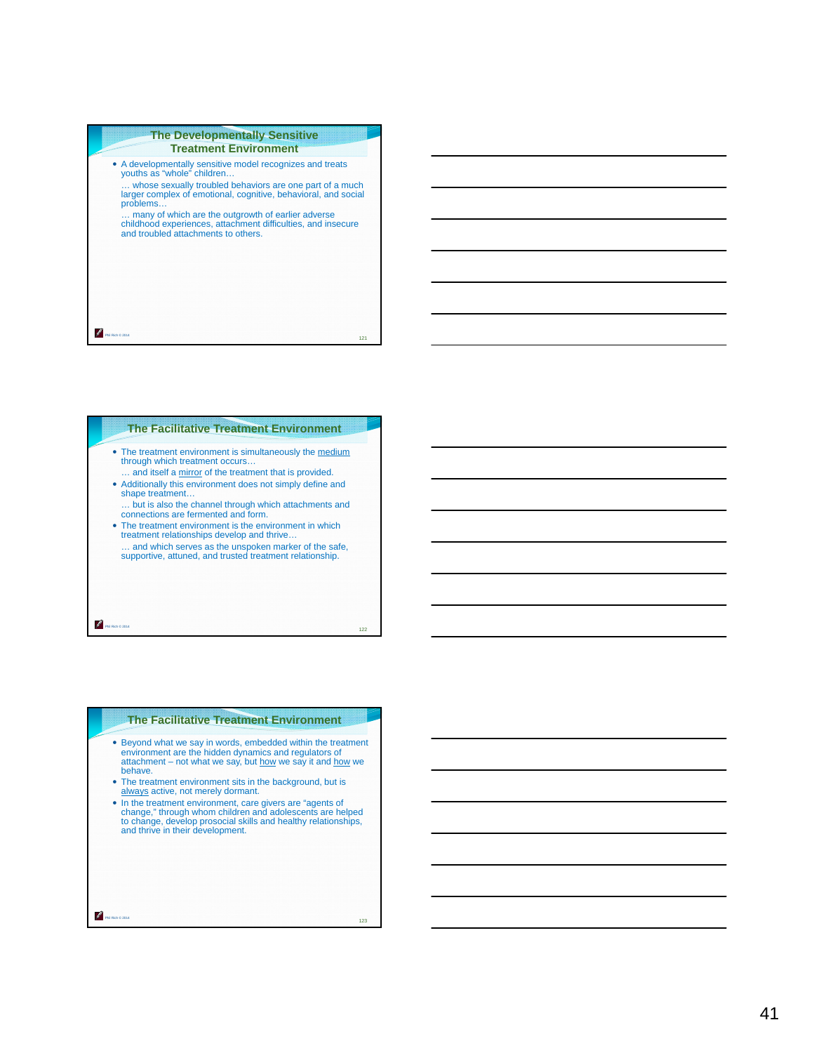## The Developmentally Sensitive Treatment Environment

- A developmentally sensitive model recognizes and treats youths as "whole" children…

  … whose sexually troubled behaviors are one part of a much larger complex of emotional, cognitive, behavioral, and social problems…

  … many of which are the outgrowth of earlier adverse childhood experiences, attachment difficulties, and insecure and troubled attachments to others.

## The Facilitative Treatment Environment

- The treatment environment is simultaneously the medium through which treatment occurs…

  … and itself a mirror of the treatment that is provided.
- Additionally this environment does not simply define and shape treatment…

  … but is also the channel through which attachments and connections are fermented and form.
- The treatment environment is the environment in which treatment relationships develop and thrive…

  … and which serves as the unspoken marker of the safe, supportive, attuned, and trusted treatment relationship.

## The Facilitative Treatment Environment

- Beyond what we say in words, embedded within the treatment environment are the hidden dynamics and regulators of attachment – not what we say, but how we say it and how we behave.
- The treatment environment sits in the background, but is always active, not merely dormant.
- In the treatment environment, care givers are "agents of change," through whom children and adolescents are helped to change, develop prosocial skills and healthy relationships, and thrive in their development.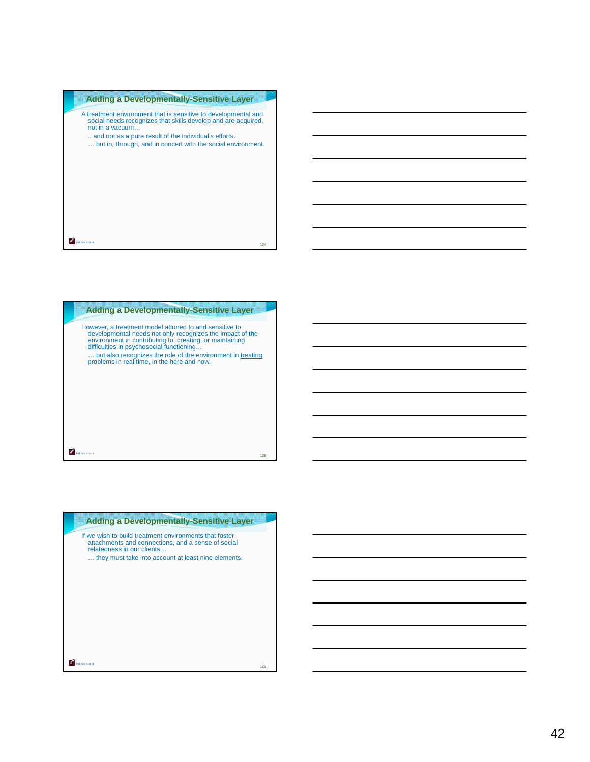## Adding a Developmentally-Sensitive Layer

A treatment environment that is sensitive to developmental and social needs recognizes that skills develop and are acquired, not in a vacuum…

.. and not as a pure result of the individual's efforts…

… but in, through, and in concert with the social environment.

## Adding a Developmentally-Sensitive Layer

However, a treatment model attuned to and sensitive to developmental needs not only recognizes the impact of the environment in contributing to, creating, or maintaining difficulties in psychosocial functioning…

… but also recognizes the role of the environment in treating problems in real time, in the here and now.

## Adding a Developmentally-Sensitive Layer

If we wish to build treatment environments that foster attachments and connections, and a sense of social relatedness in our clients…

… they must take into account at least nine elements.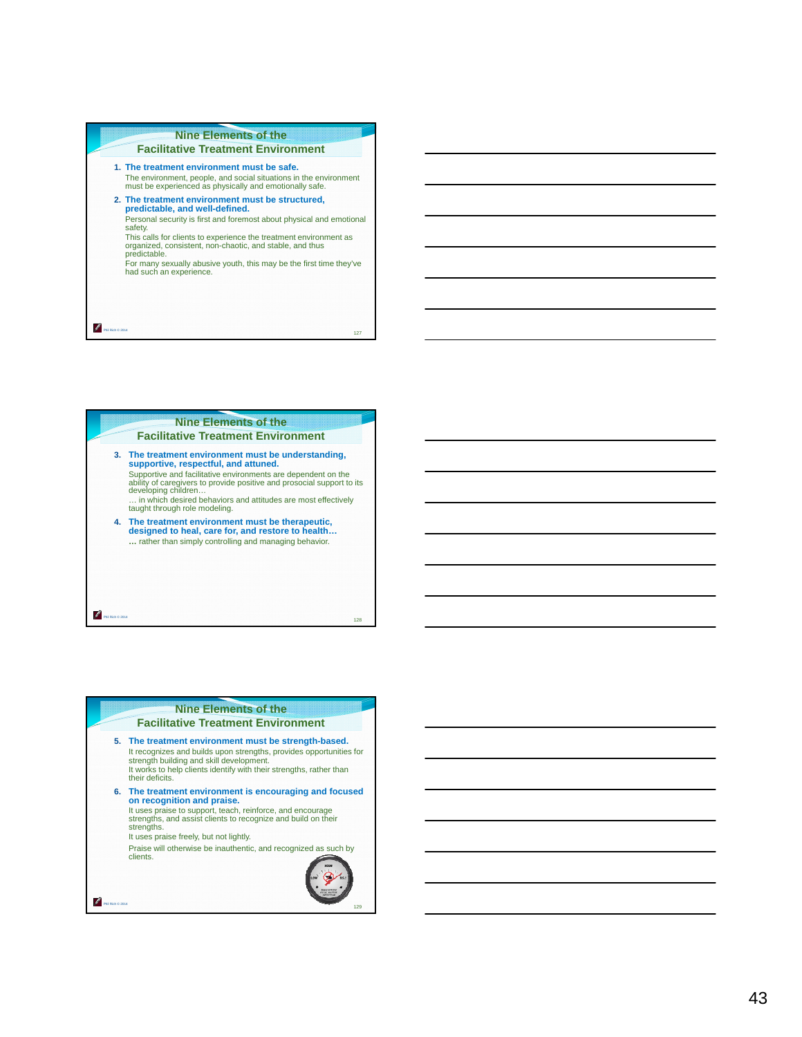## Nine Elements of the Facilitative Treatment Environment

1. **The treatment environment must be safe.**
   The environment, people, and social situations in the environment must be experienced as physically and emotionally safe.
2. **The treatment environment must be structured, predictable, and well-defined.**
   Personal security is first and foremost about physical and emotional safety.
   This calls for clients to experience the treatment environment as organized, consistent, non-chaotic, and stable, and thus predictable.
   For many sexually abusive youth, this may be the first time they've had such an experience.

## Nine Elements of the Facilitative Treatment Environment

3. **The treatment environment must be understanding, supportive, respectful, and attuned.**
   Supportive and facilitative environments are dependent on the ability of caregivers to provide positive and prosocial support to its developing children…
   … in which desired behaviors and attitudes are most effectively taught through role modeling.
4. **The treatment environment must be therapeutic, designed to heal, care for, and restore to health…**
   **…** rather than simply controlling and managing behavior.

## Nine Elements of the Facilitative Treatment Environment

5. **The treatment environment must be strength-based.**
   It recognizes and builds upon strengths, provides opportunities for strength building and skill development.
   It works to help clients identify with their strengths, rather than their deficits.
6. **The treatment environment is encouraging and focused on recognition and praise.**
   It uses praise to support, teach, reinforce, and encourage strengths, and assist clients to recognize and build on their strengths.
   It uses praise freely, but not lightly.
   Praise will otherwise be inauthentic, and recognized as such by clients.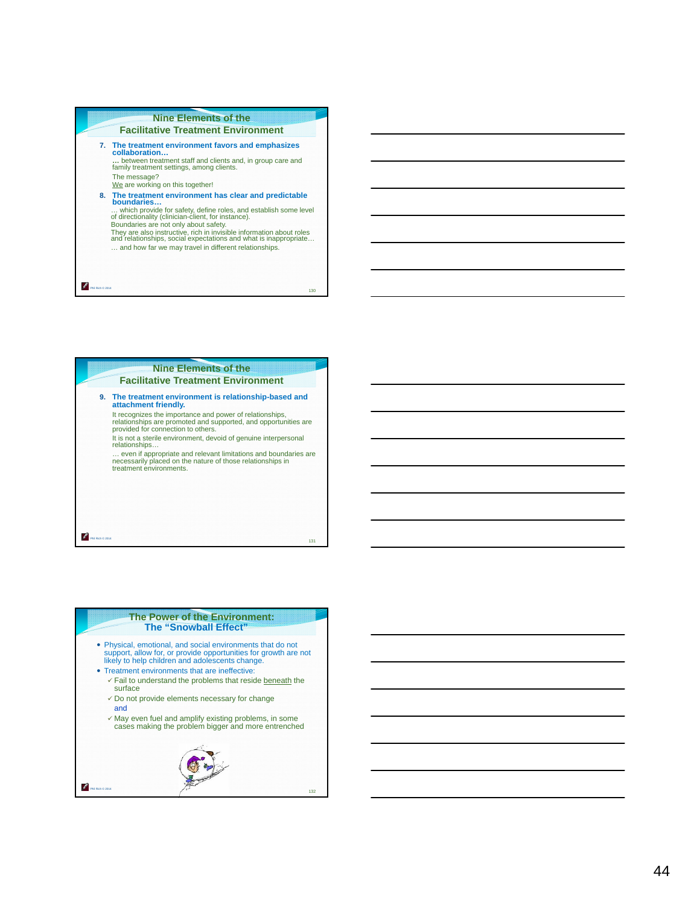## Nine Elements of the Facilitative Treatment Environment

7. **The treatment environment favors and emphasizes collaboration…**

   **…** between treatment staff and clients and, in group care and family treatment settings, among clients.

   The message?

   We are working on this together!

8. **The treatment environment has clear and predictable boundaries…**

   … which provide for safety, define roles, and establish some level of directionality (clinician-client, for instance).

   Boundaries are not only about safety.

   They are also instructive, rich in invisible information about roles and relationships, social expectations and what is inappropriate…

   … and how far we may travel in different relationships.

## Nine Elements of the Facilitative Treatment Environment

9. **The treatment environment is relationship-based and attachment friendly.**

   It recognizes the importance and power of relationships, relationships are promoted and supported, and opportunities are provided for connection to others.

   It is not a sterile environment, devoid of genuine interpersonal relationships…

   … even if appropriate and relevant limitations and boundaries are necessarily placed on the nature of those relationships in treatment environments.

## The Power of the Environment: The "Snowball Effect"

- Physical, emotional, and social environments that do not support, allow for, or provide opportunities for growth are not likely to help children and adolescents change.
- Treatment environments that are ineffective:
  - ✓ Fail to understand the problems that reside beneath the surface
  - ✓ Do not provide elements necessary for change

    and
  - ✓ May even fuel and amplify existing problems, in some cases making the problem bigger and more entrenched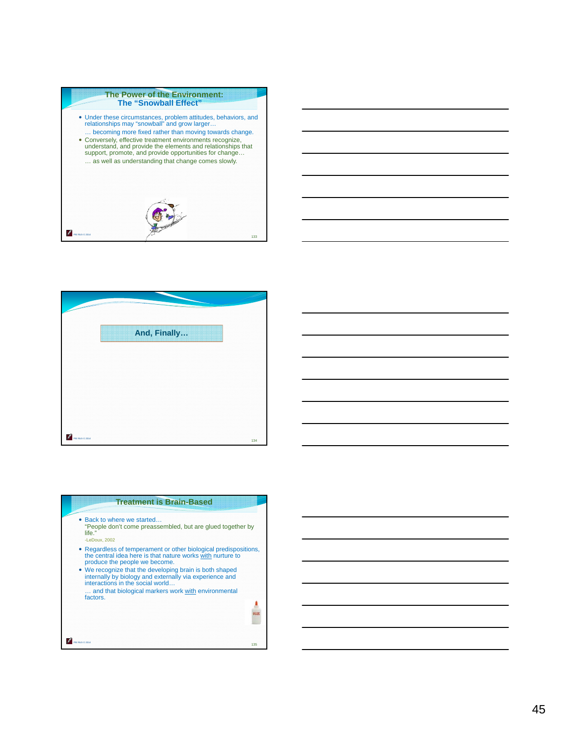## The Power of the Environment: The "Snowball Effect"

- Under these circumstances, problem attitudes, behaviors, and relationships may "snowball" and grow larger…

  … becoming more fixed rather than moving towards change.
- Conversely, effective treatment environments recognize, understand, and provide the elements and relationships that support, promote, and provide opportunities for change…

  … as well as understanding that change comes slowly.

## And, Finally…

## Treatment is Brain-Based

- Back to where we started…

  "People don't come preassembled, but are glued together by life."

  -LeDoux, 2002
- Regardless of temperament or other biological predispositions, the central idea here is that nature works <u>with</u> nurture to produce the people we become.
- We recognize that the developing brain is both shaped internally by biology and externally via experience and interactions in the social world…

  … and that biological markers work <u>with</u> environmental factors.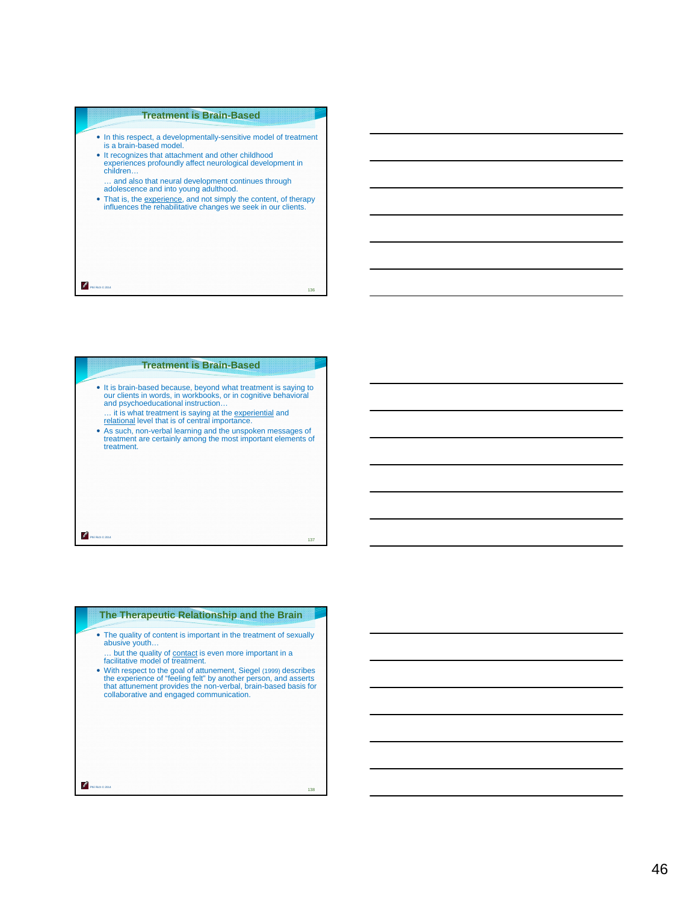## Treatment is Brain-Based

- In this respect, a developmentally-sensitive model of treatment is a brain-based model.
- It recognizes that attachment and other childhood experiences profoundly affect neurological development in children…

  … and also that neural development continues through adolescence and into young adulthood.
- That is, the experience, and not simply the content, of therapy influences the rehabilitative changes we seek in our clients.

## Treatment is Brain-Based

- It is brain-based because, beyond what treatment is saying to our clients in words, in workbooks, or in cognitive behavioral and psychoeducational instruction…

  … it is what treatment is saying at the experiential and relational level that is of central importance.
- As such, non-verbal learning and the unspoken messages of treatment are certainly among the most important elements of treatment.

## The Therapeutic Relationship and the Brain

- The quality of content is important in the treatment of sexually abusive youth…

  … but the quality of contact is even more important in a facilitative model of treatment.
- With respect to the goal of attunement, Siegel (1999) describes the experience of "feeling felt" by another person, and asserts that attunement provides the non-verbal, brain-based basis for collaborative and engaged communication.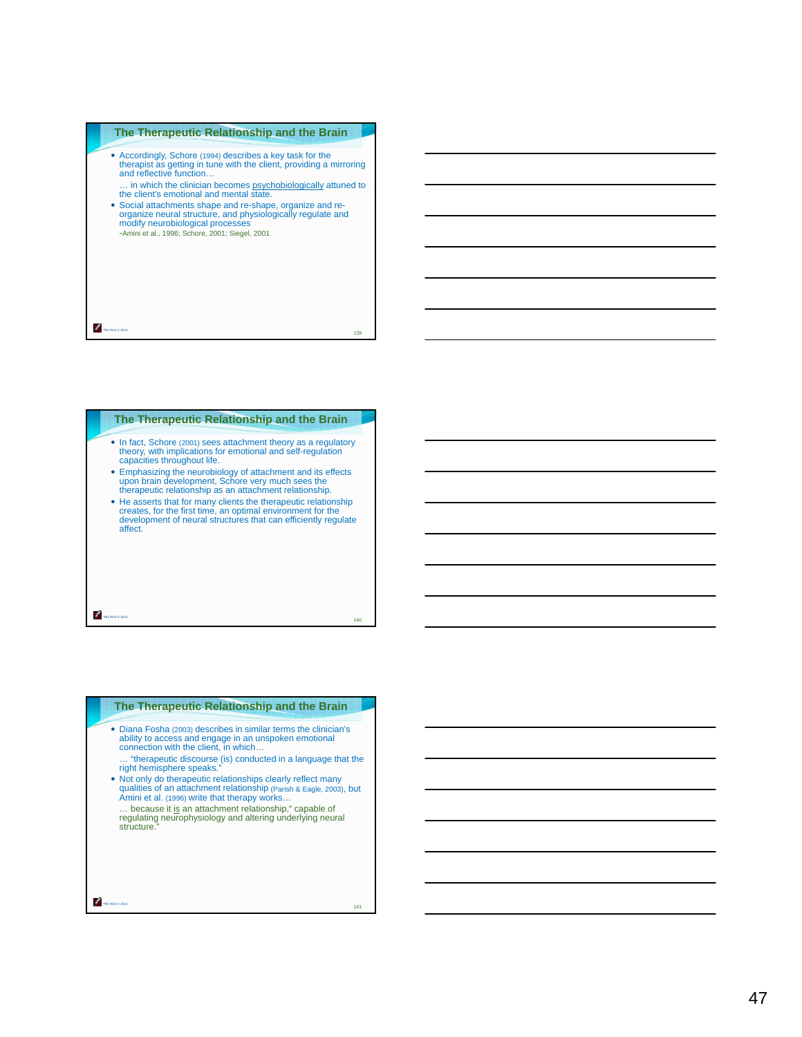## The Therapeutic Relationship and the Brain

- Accordingly, Schore (1994) describes a key task for the therapist as getting in tune with the client, providing a mirroring and reflective function…

  … in which the clinician becomes psychobiologically attuned to the client's emotional and mental state.
- Social attachments shape and re-shape, organize and re-organize neural structure, and physiologically regulate and modify neurobiological processes

  -Amini et al., 1996; Schore, 2001; Siegel, 2001

## The Therapeutic Relationship and the Brain

- In fact, Schore (2001) sees attachment theory as a regulatory theory, with implications for emotional and self-regulation capacities throughout life.
- Emphasizing the neurobiology of attachment and its effects upon brain development, Schore very much sees the therapeutic relationship as an attachment relationship.
- He asserts that for many clients the therapeutic relationship creates, for the first time, an optimal environment for the development of neural structures that can efficiently regulate affect.

## The Therapeutic Relationship and the Brain

- Diana Fosha (2003) describes in similar terms the clinician's ability to access and engage in an unspoken emotional connection with the client, in which…

  … "therapeutic discourse (is) conducted in a language that the right hemisphere speaks."
- Not only do therapeutic relationships clearly reflect many qualities of an attachment relationship (Parish & Eagle, 2003), but Amini et al. (1996) write that therapy works…

  … because it is an attachment relationship," capable of regulating neurophysiology and altering underlying neural structure."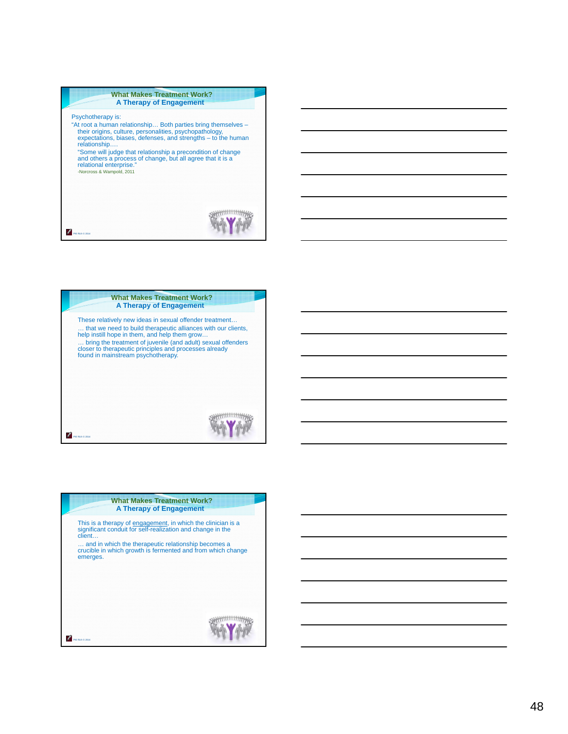## What Makes Treatment Work?
### A Therapy of Engagement

Psychotherapy is:

"At root a human relationship… Both parties bring themselves – their origins, culture, personalities, psychopathology, expectations, biases, defenses, and strengths – to the human relationship.…

"Some will judge that relationship a precondition of change and others a process of change, but all agree that it is a relational enterprise."

-Norcross & Wampold, 2011

Phil Rich © 2014

## What Makes Treatment Work?
### A Therapy of Engagement

These relatively new ideas in sexual offender treatment…

… that we need to build therapeutic alliances with our clients, help instill hope in them, and help them grow…

… bring the treatment of juvenile (and adult) sexual offenders closer to therapeutic principles and processes already found in mainstream psychotherapy.

Phil Rich © 2014

## What Makes Treatment Work?
### A Therapy of Engagement

This is a therapy of engagement, in which the clinician is a significant conduit for self-realization and change in the client…

… and in which the therapeutic relationship becomes a crucible in which growth is fermented and from which change emerges.

Phil Rich © 2014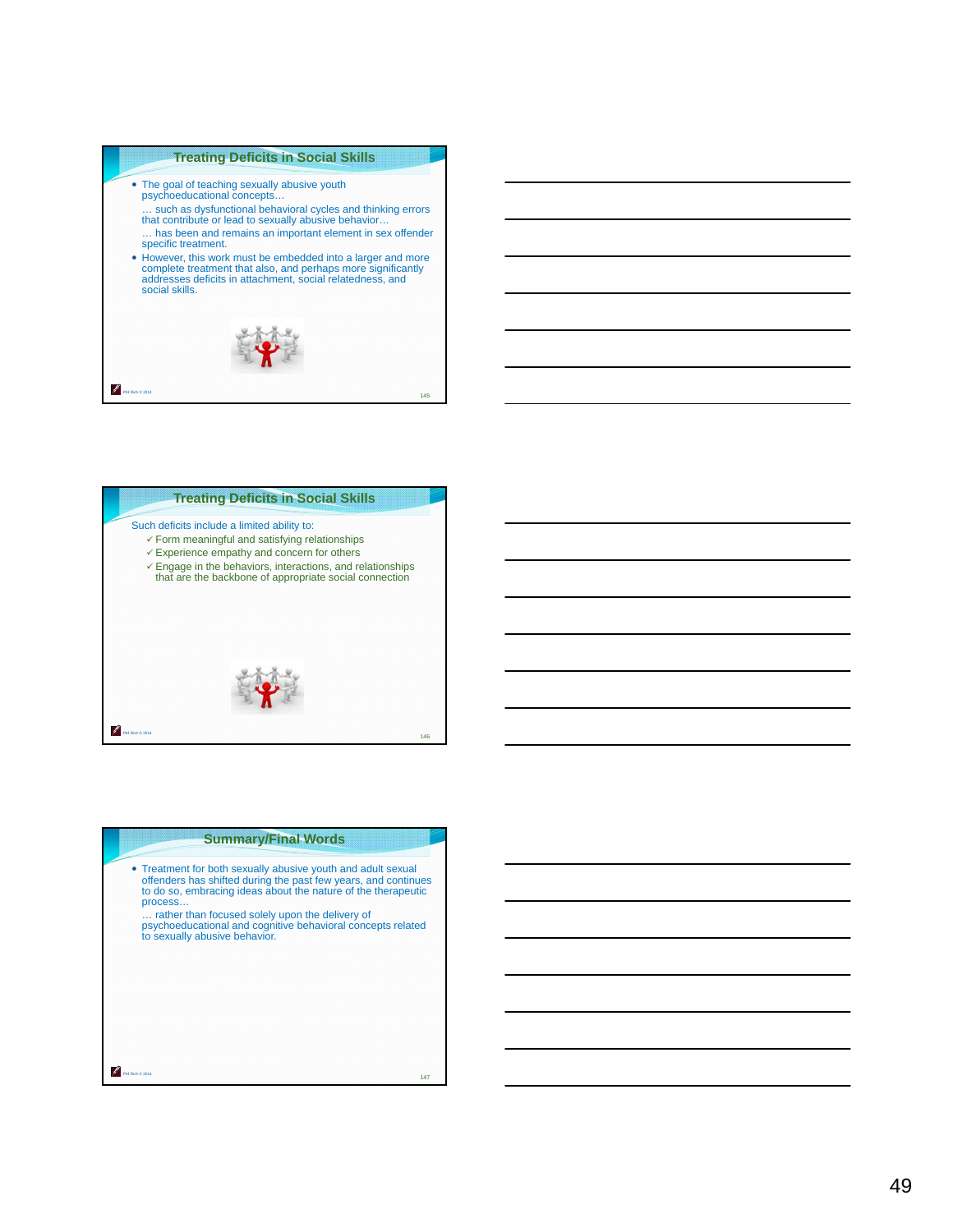## Treating Deficits in Social Skills

- The goal of teaching sexually abusive youth psychoeducational concepts…

  … such as dysfunctional behavioral cycles and thinking errors that contribute or lead to sexually abusive behavior…

  … has been and remains an important element in sex offender specific treatment.
- However, this work must be embedded into a larger and more complete treatment that also, and perhaps more significantly addresses deficits in attachment, social relatedness, and social skills.

## Treating Deficits in Social Skills

Such deficits include a limited ability to:

- ✓ Form meaningful and satisfying relationships
- ✓ Experience empathy and concern for others
- ✓ Engage in the behaviors, interactions, and relationships that are the backbone of appropriate social connection

## Summary/Final Words

- Treatment for both sexually abusive youth and adult sexual offenders has shifted during the past few years, and continues to do so, embracing ideas about the nature of the therapeutic process…

  … rather than focused solely upon the delivery of psychoeducational and cognitive behavioral concepts related to sexually abusive behavior.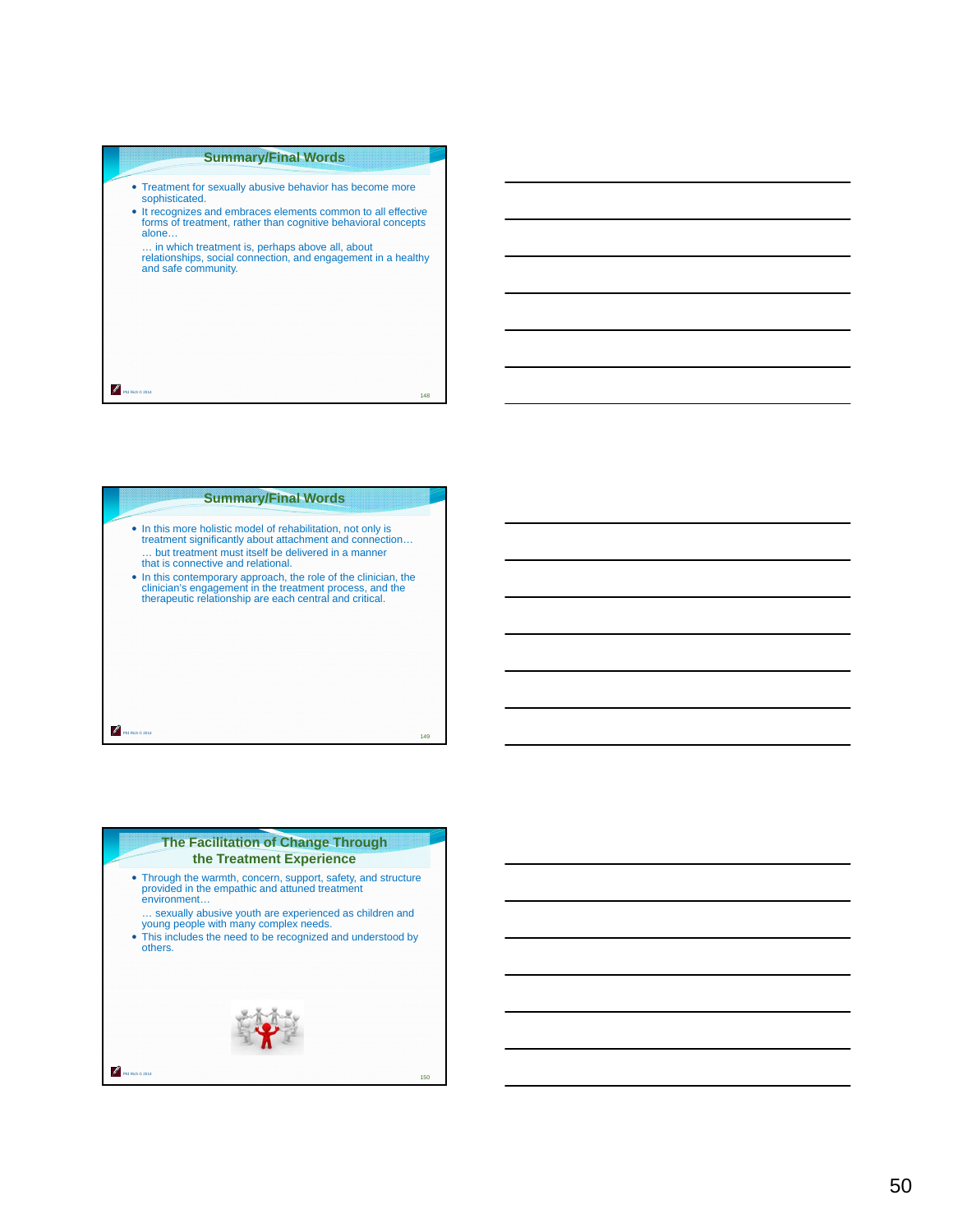## Summary/Final Words

- Treatment for sexually abusive behavior has become more sophisticated.
- It recognizes and embraces elements common to all effective forms of treatment, rather than cognitive behavioral concepts alone…

  … in which treatment is, perhaps above all, about relationships, social connection, and engagement in a healthy and safe community.

## Summary/Final Words

- In this more holistic model of rehabilitation, not only is treatment significantly about attachment and connection…

  … but treatment must itself be delivered in a manner that is connective and relational.
- In this contemporary approach, the role of the clinician, the clinician's engagement in the treatment process, and the therapeutic relationship are each central and critical.

## The Facilitation of Change Through the Treatment Experience

- Through the warmth, concern, support, safety, and structure provided in the empathic and attuned treatment environment…

  … sexually abusive youth are experienced as children and young people with many complex needs.
- This includes the need to be recognized and understood by others.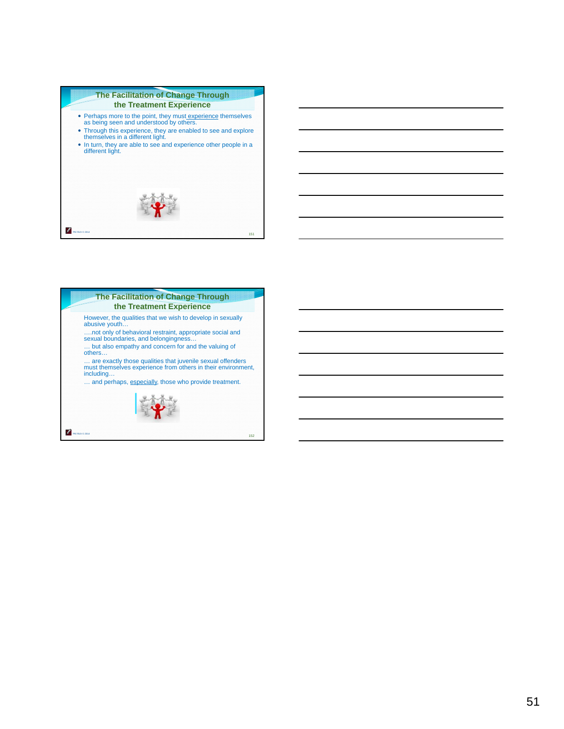## The Facilitation of Change Through the Treatment Experience

- Perhaps more to the point, they must experience themselves as being seen and understood by others.
- Through this experience, they are enabled to see and explore themselves in a different light.
- In turn, they are able to see and experience other people in a different light.

Phil Rich © 2014

## The Facilitation of Change Through the Treatment Experience

However, the qualities that we wish to develop in sexually abusive youth…

….not only of behavioral restraint, appropriate social and sexual boundaries, and belongingness…

… but also empathy and concern for and the valuing of others…

… are exactly those qualities that juvenile sexual offenders must themselves experience from others in their environment, including…

… and perhaps, especially, those who provide treatment.

Phil Rich © 2014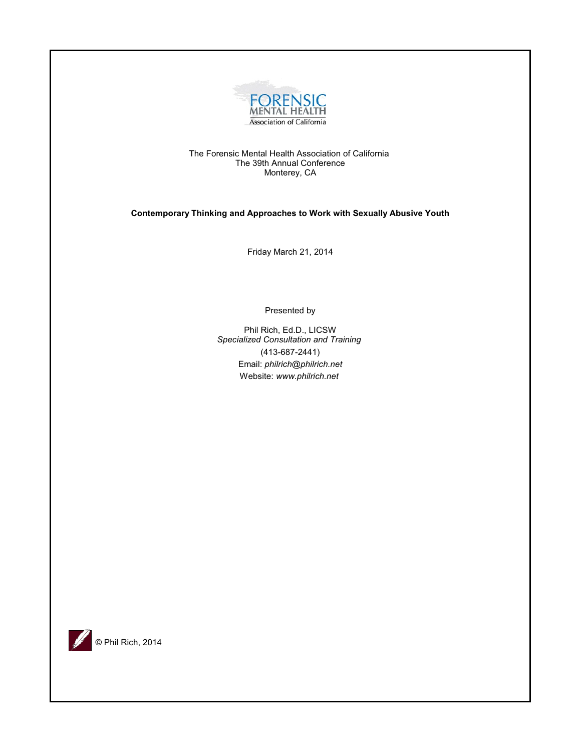FORENSIC
MENTAL HEALTH
Association of California

The Forensic Mental Health Association of California
The 39th Annual Conference
Monterey, CA

**Contemporary Thinking and Approaches to Work with Sexually Abusive Youth**

Friday March 21, 2014

Presented by

Phil Rich, Ed.D., LICSW
*Specialized Consultation and Training*
(413-687-2441)
Email: *philrich@philrich.net*
Website: *www.philrich.net*

© Phil Rich, 2014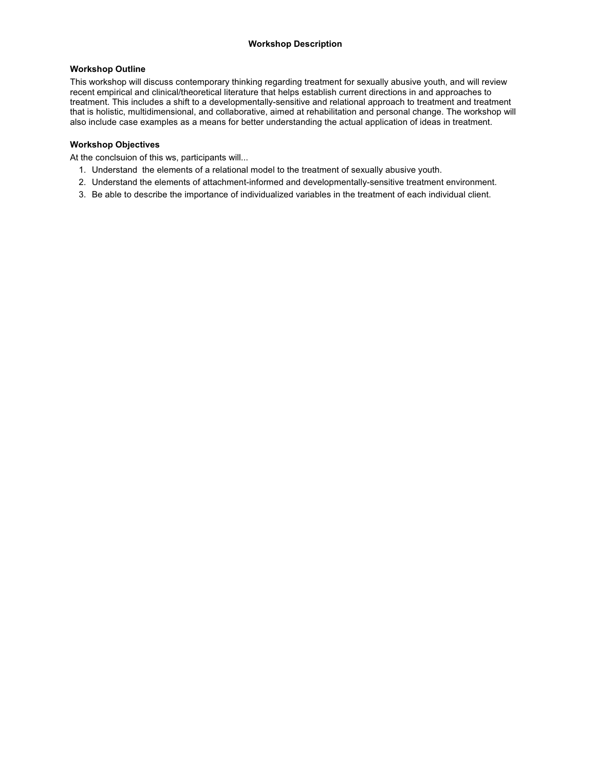# Workshop Description

### Workshop Outline

This workshop will discuss contemporary thinking regarding treatment for sexually abusive youth, and will review recent empirical and clinical/theoretical literature that helps establish current directions in and approaches to treatment. This includes a shift to a developmentally-sensitive and relational approach to treatment and treatment that is holistic, multidimensional, and collaborative, aimed at rehabilitation and personal change. The workshop will also include case examples as a means for better understanding the actual application of ideas in treatment.

### Workshop Objectives

At the conclsuion of this ws, participants will...

1. Understand the elements of a relational model to the treatment of sexually abusive youth.
2. Understand the elements of attachment-informed and developmentally-sensitive treatment environment.
3. Be able to describe the importance of individualized variables in the treatment of each individual client.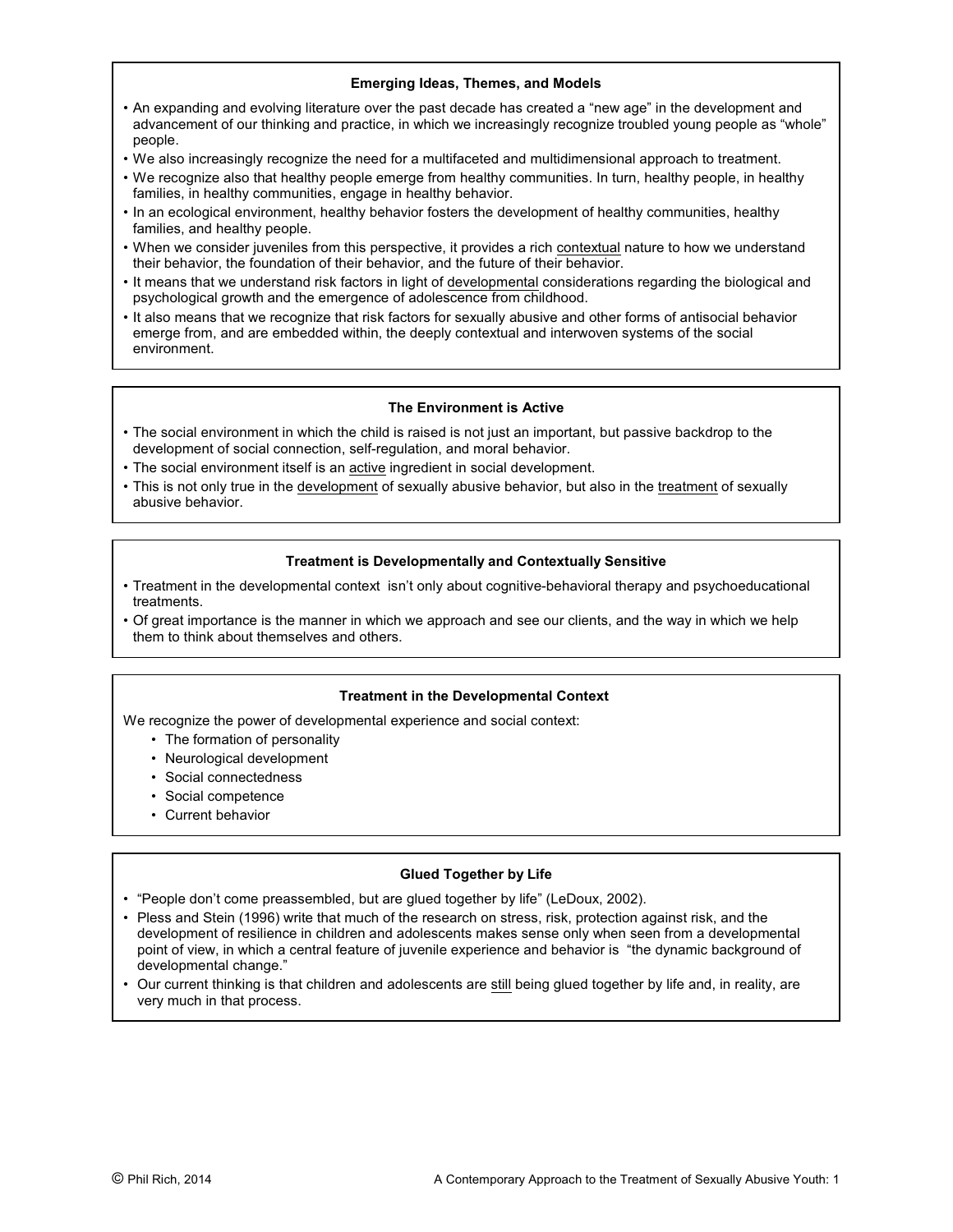### Emerging Ideas, Themes, and Models

- An expanding and evolving literature over the past decade has created a "new age" in the development and advancement of our thinking and practice, in which we increasingly recognize troubled young people as "whole" people.
- We also increasingly recognize the need for a multifaceted and multidimensional approach to treatment.
- We recognize also that healthy people emerge from healthy communities. In turn, healthy people, in healthy families, in healthy communities, engage in healthy behavior.
- In an ecological environment, healthy behavior fosters the development of healthy communities, healthy families, and healthy people.
- When we consider juveniles from this perspective, it provides a rich contextual nature to how we understand their behavior, the foundation of their behavior, and the future of their behavior.
- It means that we understand risk factors in light of developmental considerations regarding the biological and psychological growth and the emergence of adolescence from childhood.
- It also means that we recognize that risk factors for sexually abusive and other forms of antisocial behavior emerge from, and are embedded within, the deeply contextual and interwoven systems of the social environment.

### The Environment is Active

- The social environment in which the child is raised is not just an important, but passive backdrop to the development of social connection, self-regulation, and moral behavior.
- The social environment itself is an active ingredient in social development.
- This is not only true in the development of sexually abusive behavior, but also in the treatment of sexually abusive behavior.

### Treatment is Developmentally and Contextually Sensitive

- Treatment in the developmental context isn't only about cognitive-behavioral therapy and psychoeducational treatments.
- Of great importance is the manner in which we approach and see our clients, and the way in which we help them to think about themselves and others.

### Treatment in the Developmental Context

We recognize the power of developmental experience and social context:

- The formation of personality
- Neurological development
- Social connectedness
- Social competence
- Current behavior

### Glued Together by Life

- "People don't come preassembled, but are glued together by life" (LeDoux, 2002).
- Pless and Stein (1996) write that much of the research on stress, risk, protection against risk, and the development of resilience in children and adolescents makes sense only when seen from a developmental point of view, in which a central feature of juvenile experience and behavior is "the dynamic background of developmental change."
- Our current thinking is that children and adolescents are still being glued together by life and, in reality, are very much in that process.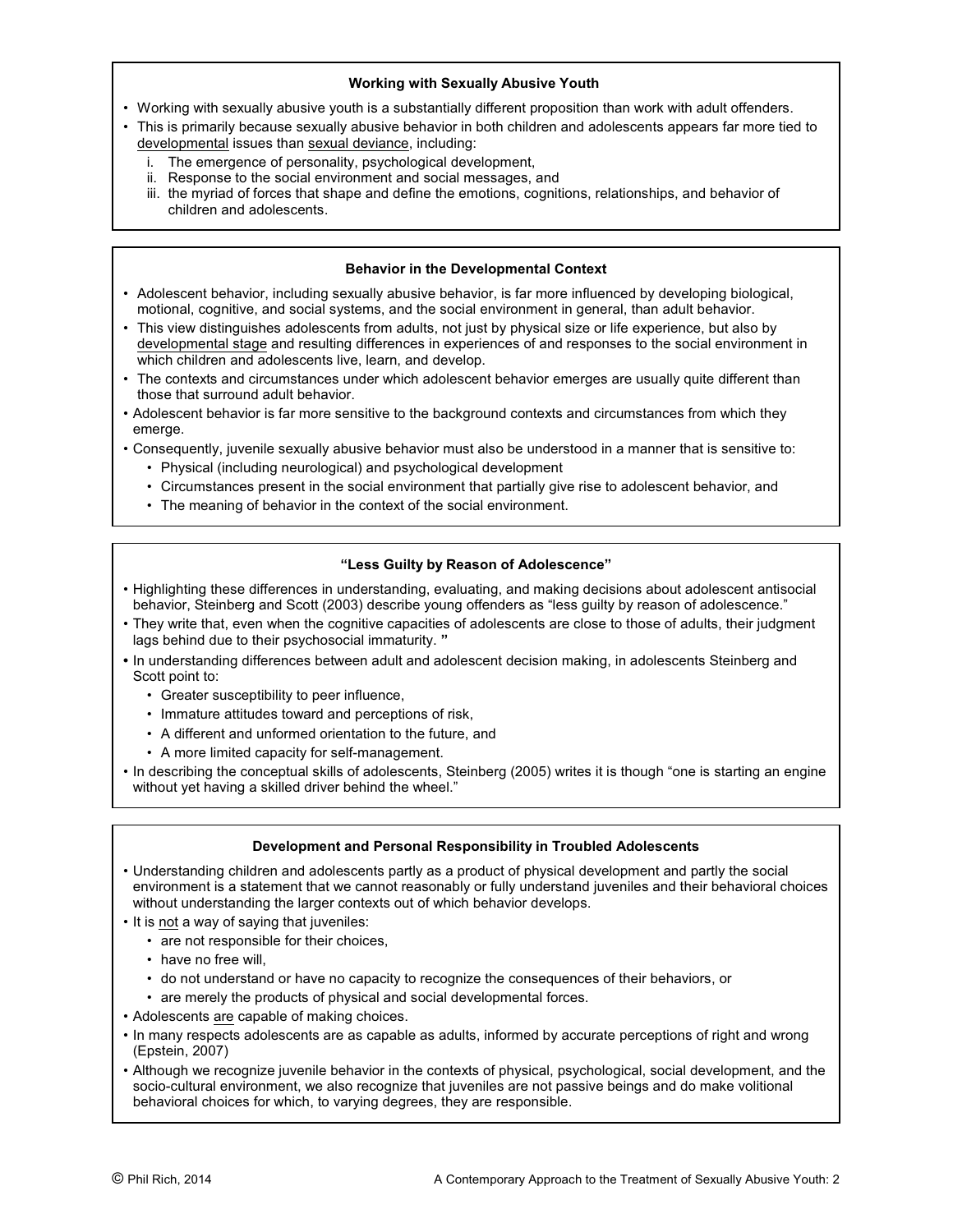### Working with Sexually Abusive Youth

- Working with sexually abusive youth is a substantially different proposition than work with adult offenders.
- This is primarily because sexually abusive behavior in both children and adolescents appears far more tied to developmental issues than sexual deviance, including:
    i. The emergence of personality, psychological development,
    ii. Response to the social environment and social messages, and
    iii. the myriad of forces that shape and define the emotions, cognitions, relationships, and behavior of children and adolescents.

### Behavior in the Developmental Context

- Adolescent behavior, including sexually abusive behavior, is far more influenced by developing biological, motional, cognitive, and social systems, and the social environment in general, than adult behavior.
- This view distinguishes adolescents from adults, not just by physical size or life experience, but also by developmental stage and resulting differences in experiences of and responses to the social environment in which children and adolescents live, learn, and develop.
- The contexts and circumstances under which adolescent behavior emerges are usually quite different than those that surround adult behavior.
- Adolescent behavior is far more sensitive to the background contexts and circumstances from which they emerge.
- Consequently, juvenile sexually abusive behavior must also be understood in a manner that is sensitive to:
    - Physical (including neurological) and psychological development
    - Circumstances present in the social environment that partially give rise to adolescent behavior, and
    - The meaning of behavior in the context of the social environment.

### "Less Guilty by Reason of Adolescence"

- Highlighting these differences in understanding, evaluating, and making decisions about adolescent antisocial behavior, Steinberg and Scott (2003) describe young offenders as "less guilty by reason of adolescence."
- They write that, even when the cognitive capacities of adolescents are close to those of adults, their judgment lags behind due to their psychosocial immaturity. "
- In understanding differences between adult and adolescent decision making, in adolescents Steinberg and Scott point to:
    - Greater susceptibility to peer influence,
    - Immature attitudes toward and perceptions of risk,
    - A different and unformed orientation to the future, and
    - A more limited capacity for self-management.
- In describing the conceptual skills of adolescents, Steinberg (2005) writes it is though "one is starting an engine without yet having a skilled driver behind the wheel."

### Development and Personal Responsibility in Troubled Adolescents

- Understanding children and adolescents partly as a product of physical development and partly the social environment is a statement that we cannot reasonably or fully understand juveniles and their behavioral choices without understanding the larger contexts out of which behavior develops.
- It is not a way of saying that juveniles:
    - are not responsible for their choices,
    - have no free will,
    - do not understand or have no capacity to recognize the consequences of their behaviors, or
    - are merely the products of physical and social developmental forces.
- Adolescents are capable of making choices.
- In many respects adolescents are as capable as adults, informed by accurate perceptions of right and wrong (Epstein, 2007)
- Although we recognize juvenile behavior in the contexts of physical, psychological, social development, and the socio-cultural environment, we also recognize that juveniles are not passive beings and do make volitional behavioral choices for which, to varying degrees, they are responsible.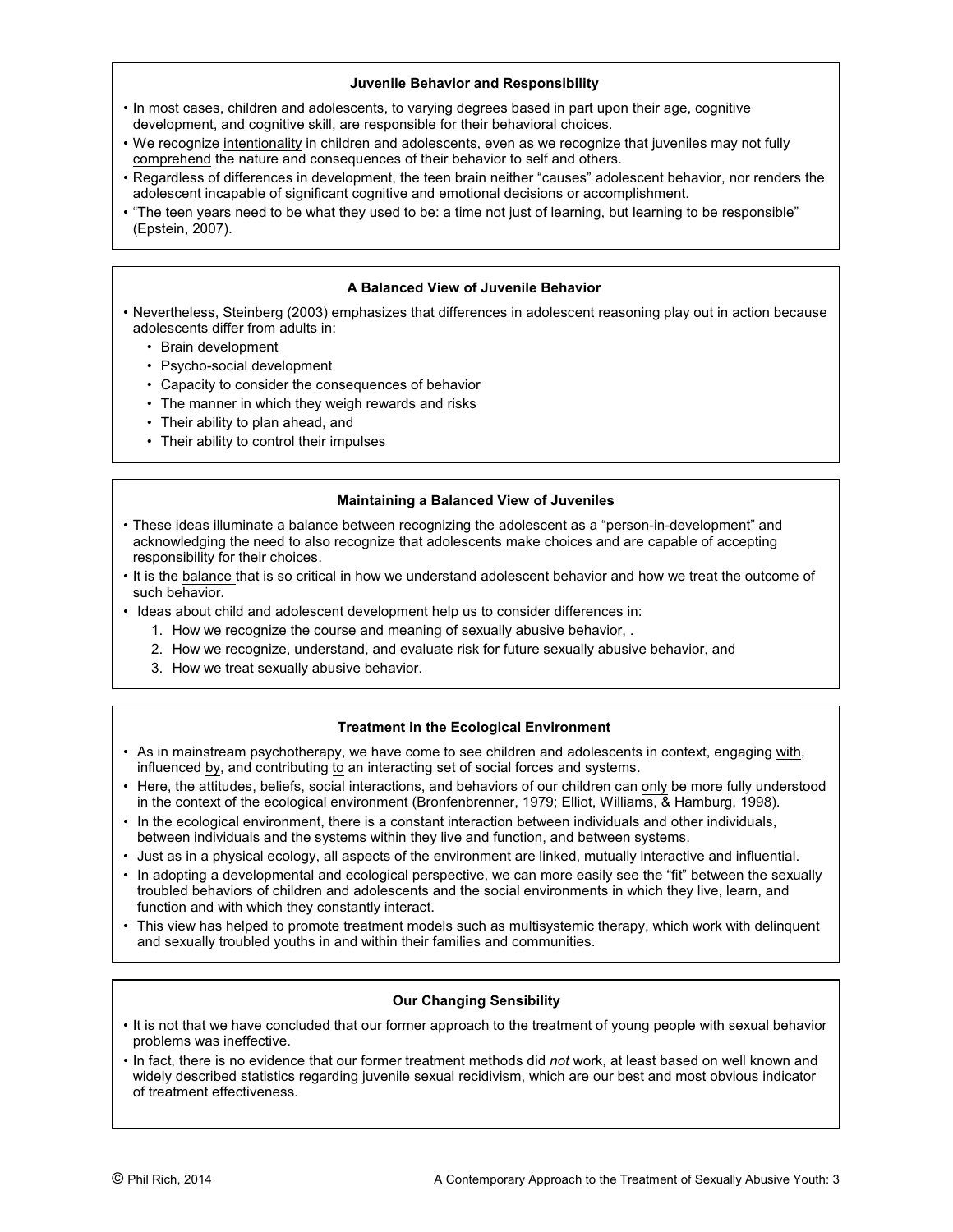### Juvenile Behavior and Responsibility

- In most cases, children and adolescents, to varying degrees based in part upon their age, cognitive development, and cognitive skill, are responsible for their behavioral choices.
- We recognize intentionality in children and adolescents, even as we recognize that juveniles may not fully comprehend the nature and consequences of their behavior to self and others.
- Regardless of differences in development, the teen brain neither "causes" adolescent behavior, nor renders the adolescent incapable of significant cognitive and emotional decisions or accomplishment.
- "The teen years need to be what they used to be: a time not just of learning, but learning to be responsible" (Epstein, 2007).

### A Balanced View of Juvenile Behavior

- Nevertheless, Steinberg (2003) emphasizes that differences in adolescent reasoning play out in action because adolescents differ from adults in:
  - Brain development
  - Psycho-social development
  - Capacity to consider the consequences of behavior
  - The manner in which they weigh rewards and risks
  - Their ability to plan ahead, and
  - Their ability to control their impulses

### Maintaining a Balanced View of Juveniles

- These ideas illuminate a balance between recognizing the adolescent as a "person-in-development" and acknowledging the need to also recognize that adolescents make choices and are capable of accepting responsibility for their choices.
- It is the balance that is so critical in how we understand adolescent behavior and how we treat the outcome of such behavior.
- Ideas about child and adolescent development help us to consider differences in:
  1. How we recognize the course and meaning of sexually abusive behavior, .
  2. How we recognize, understand, and evaluate risk for future sexually abusive behavior, and
  3. How we treat sexually abusive behavior.

### Treatment in the Ecological Environment

- As in mainstream psychotherapy, we have come to see children and adolescents in context, engaging with, influenced by, and contributing to an interacting set of social forces and systems.
- Here, the attitudes, beliefs, social interactions, and behaviors of our children can only be more fully understood in the context of the ecological environment (Bronfenbrenner, 1979; Elliot, Williams, & Hamburg, 1998).
- In the ecological environment, there is a constant interaction between individuals and other individuals, between individuals and the systems within they live and function, and between systems.
- Just as in a physical ecology, all aspects of the environment are linked, mutually interactive and influential.
- In adopting a developmental and ecological perspective, we can more easily see the "fit" between the sexually troubled behaviors of children and adolescents and the social environments in which they live, learn, and function and with which they constantly interact.
- This view has helped to promote treatment models such as multisystemic therapy, which work with delinquent and sexually troubled youths in and within their families and communities.

### Our Changing Sensibility

- It is not that we have concluded that our former approach to the treatment of young people with sexual behavior problems was ineffective.
- In fact, there is no evidence that our former treatment methods did *not* work, at least based on well known and widely described statistics regarding juvenile sexual recidivism, which are our best and most obvious indicator of treatment effectiveness.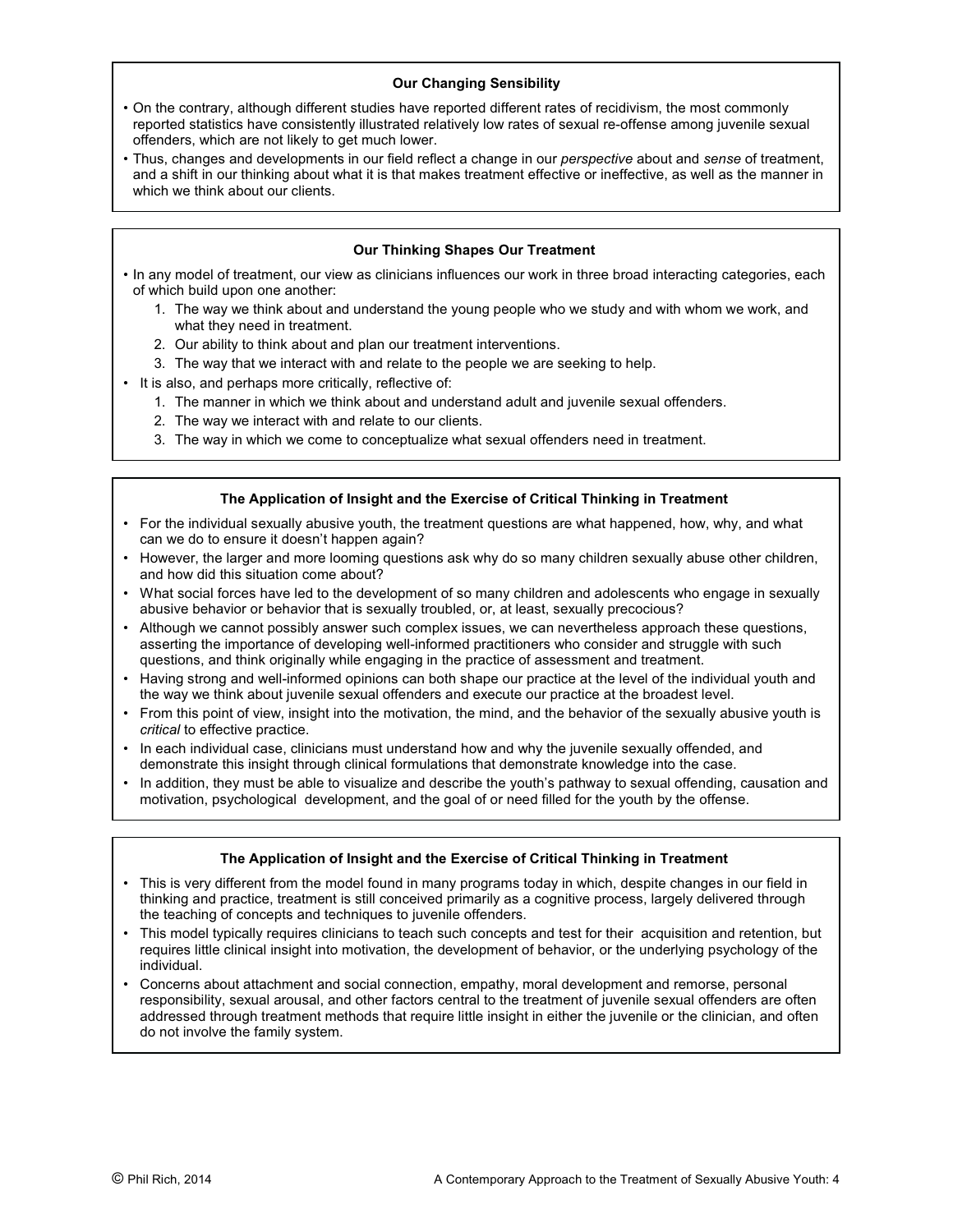### Our Changing Sensibility

- On the contrary, although different studies have reported different rates of recidivism, the most commonly reported statistics have consistently illustrated relatively low rates of sexual re-offense among juvenile sexual offenders, which are not likely to get much lower.
- Thus, changes and developments in our field reflect a change in our *perspective* about and *sense* of treatment, and a shift in our thinking about what it is that makes treatment effective or ineffective, as well as the manner in which we think about our clients.

### Our Thinking Shapes Our Treatment

- In any model of treatment, our view as clinicians influences our work in three broad interacting categories, each of which build upon one another:
  1. The way we think about and understand the young people who we study and with whom we work, and what they need in treatment.
  2. Our ability to think about and plan our treatment interventions.
  3. The way that we interact with and relate to the people we are seeking to help.
- It is also, and perhaps more critically, reflective of:
  1. The manner in which we think about and understand adult and juvenile sexual offenders.
  2. The way we interact with and relate to our clients.
  3. The way in which we come to conceptualize what sexual offenders need in treatment.

### The Application of Insight and the Exercise of Critical Thinking in Treatment

- For the individual sexually abusive youth, the treatment questions are what happened, how, why, and what can we do to ensure it doesn't happen again?
- However, the larger and more looming questions ask why do so many children sexually abuse other children, and how did this situation come about?
- What social forces have led to the development of so many children and adolescents who engage in sexually abusive behavior or behavior that is sexually troubled, or, at least, sexually precocious?
- Although we cannot possibly answer such complex issues, we can nevertheless approach these questions, asserting the importance of developing well-informed practitioners who consider and struggle with such questions, and think originally while engaging in the practice of assessment and treatment.
- Having strong and well-informed opinions can both shape our practice at the level of the individual youth and the way we think about juvenile sexual offenders and execute our practice at the broadest level.
- From this point of view, insight into the motivation, the mind, and the behavior of the sexually abusive youth is *critical* to effective practice.
- In each individual case, clinicians must understand how and why the juvenile sexually offended, and demonstrate this insight through clinical formulations that demonstrate knowledge into the case.
- In addition, they must be able to visualize and describe the youth's pathway to sexual offending, causation and motivation, psychological development, and the goal of or need filled for the youth by the offense.

### The Application of Insight and the Exercise of Critical Thinking in Treatment

- This is very different from the model found in many programs today in which, despite changes in our field in thinking and practice, treatment is still conceived primarily as a cognitive process, largely delivered through the teaching of concepts and techniques to juvenile offenders.
- This model typically requires clinicians to teach such concepts and test for their acquisition and retention, but requires little clinical insight into motivation, the development of behavior, or the underlying psychology of the individual.
- Concerns about attachment and social connection, empathy, moral development and remorse, personal responsibility, sexual arousal, and other factors central to the treatment of juvenile sexual offenders are often addressed through treatment methods that require little insight in either the juvenile or the clinician, and often do not involve the family system.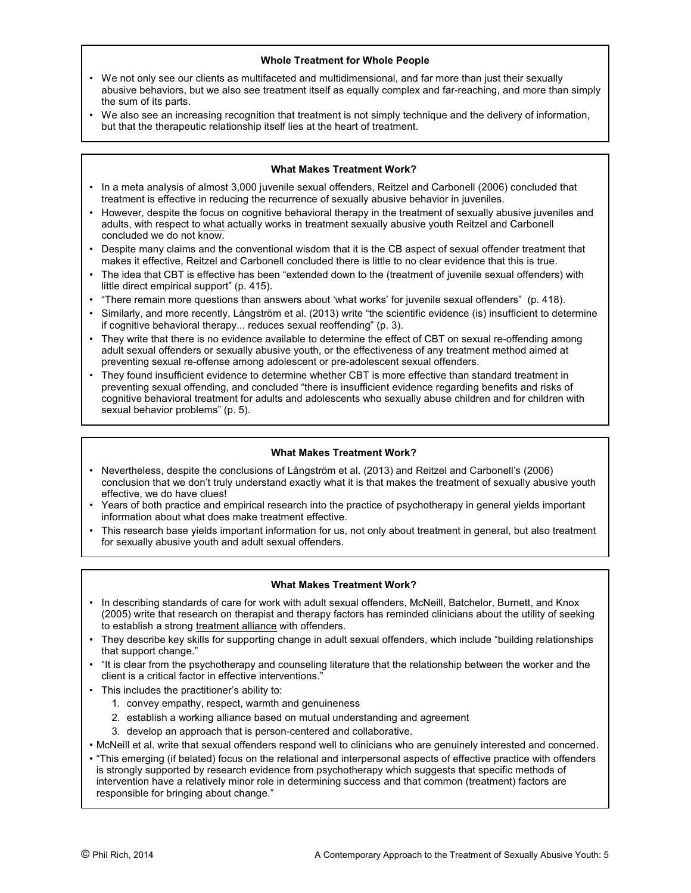### Whole Treatment for Whole People

- We not only see our clients as multifaceted and multidimensional, and far more than just their sexually abusive behaviors, but we also see treatment itself as equally complex and far-reaching, and more than simply the sum of its parts.
- We also see an increasing recognition that treatment is not simply technique and the delivery of information, but that the therapeutic relationship itself lies at the heart of treatment.

### What Makes Treatment Work?

- In a meta analysis of almost 3,000 juvenile sexual offenders, Reitzel and Carbonell (2006) concluded that treatment is effective in reducing the recurrence of sexually abusive behavior in juveniles.
- However, despite the focus on cognitive behavioral therapy in the treatment of sexually abusive juveniles and adults, with respect to <u>what</u> actually works in treatment sexually abusive youth Reitzel and Carbonell concluded we do not know.
- Despite many claims and the conventional wisdom that it is the CB aspect of sexual offender treatment that makes it effective, Reitzel and Carbonell concluded there is little to no clear evidence that this is true.
- The idea that CBT is effective has been "extended down to the (treatment of juvenile sexual offenders) with little direct empirical support" (p. 415).
- "There remain more questions than answers about 'what works' for juvenile sexual offenders" (p. 418).
- Similarly, and more recently, Långström et al. (2013) write "the scientific evidence (is) insufficient to determine if cognitive behavioral therapy... reduces sexual reoffending" (p. 3).
- They write that there is no evidence available to determine the effect of CBT on sexual re-offending among adult sexual offenders or sexually abusive youth, or the effectiveness of any treatment method aimed at preventing sexual re-offense among adolescent or pre-adolescent sexual offenders.
- They found insufficient evidence to determine whether CBT is more effective than standard treatment in preventing sexual offending, and concluded "there is insufficient evidence regarding benefits and risks of cognitive behavioral treatment for adults and adolescents who sexually abuse children and for children with sexual behavior problems" (p. 5).

### What Makes Treatment Work?

- Nevertheless, despite the conclusions of Långström et al. (2013) and Reitzel and Carbonell's (2006) conclusion that we don't truly understand exactly what it is that makes the treatment of sexually abusive youth effective, we do have clues!
- Years of both practice and empirical research into the practice of psychotherapy in general yields important information about what does make treatment effective.
- This research base yields important information for us, not only about treatment in general, but also treatment for sexually abusive youth and adult sexual offenders.

### What Makes Treatment Work?

- In describing standards of care for work with adult sexual offenders, McNeill, Batchelor, Burnett, and Knox (2005) write that research on therapist and therapy factors has reminded clinicians about the utility of seeking to establish a strong <u>treatment alliance</u> with offenders.
- They describe key skills for supporting change in adult sexual offenders, which include "building relationships that support change."
- "It is clear from the psychotherapy and counseling literature that the relationship between the worker and the client is a critical factor in effective interventions."
- This includes the practitioner's ability to:
  1. convey empathy, respect, warmth and genuineness
  2. establish a working alliance based on mutual understanding and agreement
  3. develop an approach that is person-centered and collaborative.
- McNeill et al. write that sexual offenders respond well to clinicians who are genuinely interested and concerned.
- "This emerging (if belated) focus on the relational and interpersonal aspects of effective practice with offenders is strongly supported by research evidence from psychotherapy which suggests that specific methods of intervention have a relatively minor role in determining success and that common (treatment) factors are responsible for bringing about change."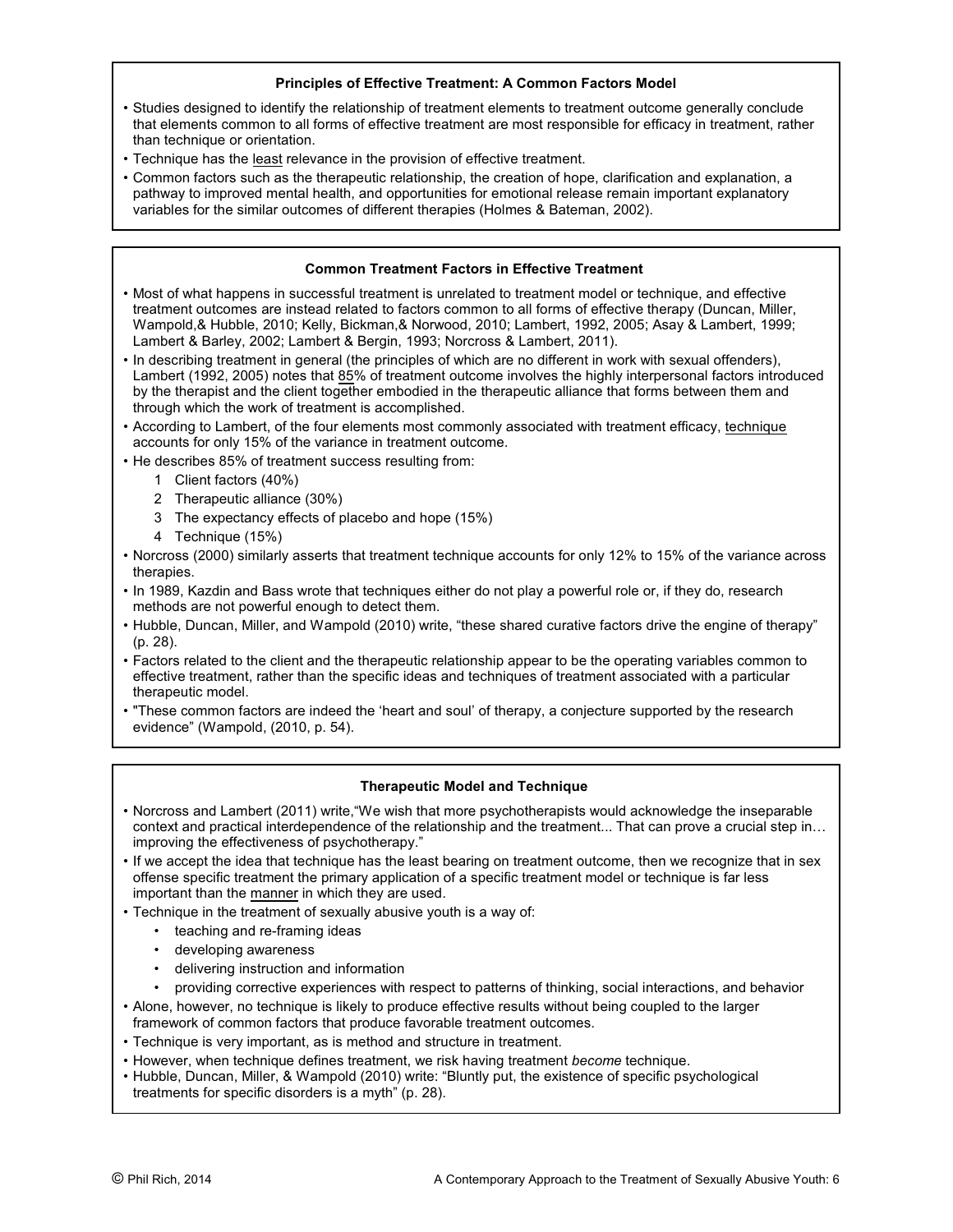### Principles of Effective Treatment: A Common Factors Model

- Studies designed to identify the relationship of treatment elements to treatment outcome generally conclude that elements common to all forms of effective treatment are most responsible for efficacy in treatment, rather than technique or orientation.
- Technique has the <u>least</u> relevance in the provision of effective treatment.
- Common factors such as the therapeutic relationship, the creation of hope, clarification and explanation, a pathway to improved mental health, and opportunities for emotional release remain important explanatory variables for the similar outcomes of different therapies (Holmes & Bateman, 2002).

### Common Treatment Factors in Effective Treatment

- Most of what happens in successful treatment is unrelated to treatment model or technique, and effective treatment outcomes are instead related to factors common to all forms of effective therapy (Duncan, Miller, Wampold,& Hubble, 2010; Kelly, Bickman,& Norwood, 2010; Lambert, 1992, 2005; Asay & Lambert, 1999; Lambert & Barley, 2002; Lambert & Bergin, 1993; Norcross & Lambert, 2011).
- In describing treatment in general (the principles of which are no different in work with sexual offenders), Lambert (1992, 2005) notes that <u>85</u>% of treatment outcome involves the highly interpersonal factors introduced by the therapist and the client together embodied in the therapeutic alliance that forms between them and through which the work of treatment is accomplished.
- According to Lambert, of the four elements most commonly associated with treatment efficacy, <u>technique</u> accounts for only 15% of the variance in treatment outcome.
- He describes 85% of treatment success resulting from:
  1. Client factors (40%)
  2. Therapeutic alliance (30%)
  3. The expectancy effects of placebo and hope (15%)
  4. Technique (15%)
- Norcross (2000) similarly asserts that treatment technique accounts for only 12% to 15% of the variance across therapies.
- In 1989, Kazdin and Bass wrote that techniques either do not play a powerful role or, if they do, research methods are not powerful enough to detect them.
- Hubble, Duncan, Miller, and Wampold (2010) write, "these shared curative factors drive the engine of therapy" (p. 28).
- Factors related to the client and the therapeutic relationship appear to be the operating variables common to effective treatment, rather than the specific ideas and techniques of treatment associated with a particular therapeutic model.
- "These common factors are indeed the 'heart and soul' of therapy, a conjecture supported by the research evidence" (Wampold, (2010, p. 54).

### Therapeutic Model and Technique

- Norcross and Lambert (2011) write,"We wish that more psychotherapists would acknowledge the inseparable context and practical interdependence of the relationship and the treatment... That can prove a crucial step in… improving the effectiveness of psychotherapy."
- If we accept the idea that technique has the least bearing on treatment outcome, then we recognize that in sex offense specific treatment the primary application of a specific treatment model or technique is far less important than the <u>manner</u> in which they are used.
- Technique in the treatment of sexually abusive youth is a way of:
  - teaching and re-framing ideas
  - developing awareness
  - delivering instruction and information
  - providing corrective experiences with respect to patterns of thinking, social interactions, and behavior
- Alone, however, no technique is likely to produce effective results without being coupled to the larger framework of common factors that produce favorable treatment outcomes.
- Technique is very important, as is method and structure in treatment.
- However, when technique defines treatment, we risk having treatment *become* technique.
- Hubble, Duncan, Miller, & Wampold (2010) write: "Bluntly put, the existence of specific psychological treatments for specific disorders is a myth" (p. 28).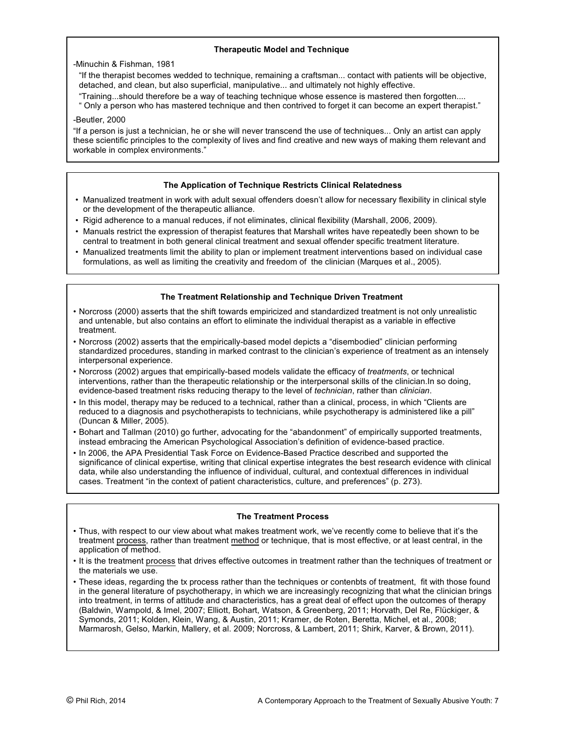### Therapeutic Model and Technique

-Minuchin & Fishman, 1981

"If the therapist becomes wedded to technique, remaining a craftsman... contact with patients will be objective, detached, and clean, but also superficial, manipulative... and ultimately not highly effective.

"Training...should therefore be a way of teaching technique whose essence is mastered then forgotten....

" Only a person who has mastered technique and then contrived to forget it can become an expert therapist."

-Beutler, 2000

"If a person is just a technician, he or she will never transcend the use of techniques... Only an artist can apply these scientific principles to the complexity of lives and find creative and new ways of making them relevant and workable in complex environments."

### The Application of Technique Restricts Clinical Relatedness

- Manualized treatment in work with adult sexual offenders doesn't allow for necessary flexibility in clinical style or the development of the therapeutic alliance.
- Rigid adherence to a manual reduces, if not eliminates, clinical flexibility (Marshall, 2006, 2009).
- Manuals restrict the expression of therapist features that Marshall writes have repeatedly been shown to be central to treatment in both general clinical treatment and sexual offender specific treatment literature.
- Manualized treatments limit the ability to plan or implement treatment interventions based on individual case formulations, as well as limiting the creativity and freedom of the clinician (Marques et al., 2005).

### The Treatment Relationship and Technique Driven Treatment

- Norcross (2000) asserts that the shift towards empiricized and standardized treatment is not only unrealistic and untenable, but also contains an effort to eliminate the individual therapist as a variable in effective treatment.
- Norcross (2002) asserts that the empirically-based model depicts a "disembodied" clinician performing standardized procedures, standing in marked contrast to the clinician's experience of treatment as an intensely interpersonal experience.
- Norcross (2002) argues that empirically-based models validate the efficacy of *treatments*, or technical interventions, rather than the therapeutic relationship or the interpersonal skills of the clinician.In so doing, evidence-based treatment risks reducing therapy to the level of *technician*, rather than *clinician*.
- In this model, therapy may be reduced to a technical, rather than a clinical, process, in which "Clients are reduced to a diagnosis and psychotherapists to technicians, while psychotherapy is administered like a pill" (Duncan & Miller, 2005).
- Bohart and Tallman (2010) go further, advocating for the "abandonment" of empirically supported treatments, instead embracing the American Psychological Association's definition of evidence-based practice.
- In 2006, the APA Presidential Task Force on Evidence-Based Practice described and supported the significance of clinical expertise, writing that clinical expertise integrates the best research evidence with clinical data, while also understanding the influence of individual, cultural, and contextual differences in individual cases. Treatment "in the context of patient characteristics, culture, and preferences" (p. 273).

### The Treatment Process

- Thus, with respect to our view about what makes treatment work, we've recently come to believe that it's the treatment <u>process</u>, rather than treatment <u>method</u> or technique, that is most effective, or at least central, in the application of method.
- It is the treatment <u>process</u> that drives effective outcomes in treatment rather than the techniques of treatment or the materials we use.
- These ideas, regarding the tx process rather than the techniques or contenbts of treatment, fit with those found in the general literature of psychotherapy, in which we are increasingly recognizing that what the clinician brings into treatment, in terms of attitude and characteristics, has a great deal of effect upon the outcomes of therapy (Baldwin, Wampold, & Imel, 2007; Elliott, Bohart, Watson, & Greenberg, 2011; Horvath, Del Re, Flückiger, & Symonds, 2011; Kolden, Klein, Wang, & Austin, 2011; Kramer, de Roten, Beretta, Michel, et al., 2008; Marmarosh, Gelso, Markin, Mallery, et al. 2009; Norcross, & Lambert, 2011; Shirk, Karver, & Brown, 2011).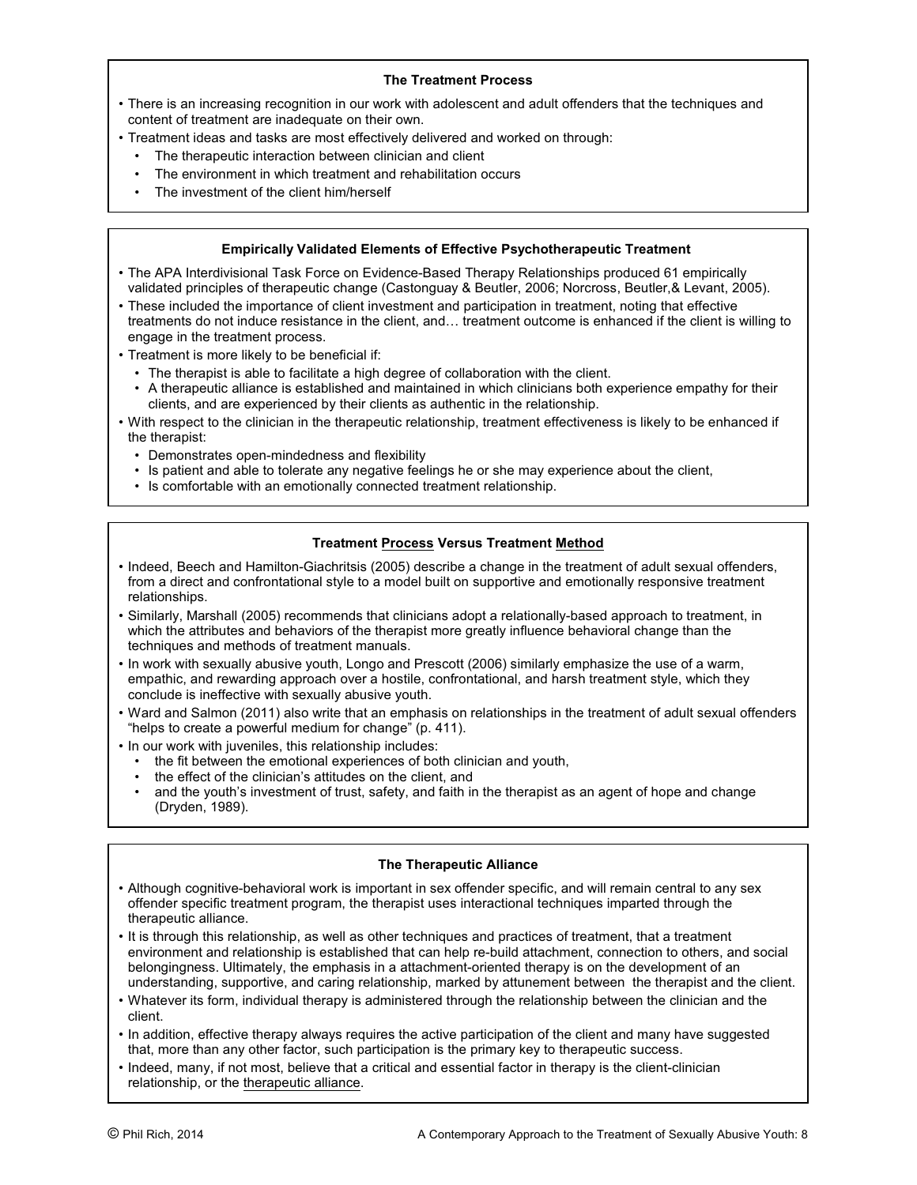### The Treatment Process

- There is an increasing recognition in our work with adolescent and adult offenders that the techniques and content of treatment are inadequate on their own.
- Treatment ideas and tasks are most effectively delivered and worked on through:
  - The therapeutic interaction between clinician and client
  - The environment in which treatment and rehabilitation occurs
  - The investment of the client him/herself

### Empirically Validated Elements of Effective Psychotherapeutic Treatment

- The APA Interdivisional Task Force on Evidence-Based Therapy Relationships produced 61 empirically validated principles of therapeutic change (Castonguay & Beutler, 2006; Norcross, Beutler,& Levant, 2005).
- These included the importance of client investment and participation in treatment, noting that effective treatments do not induce resistance in the client, and… treatment outcome is enhanced if the client is willing to engage in the treatment process.
- Treatment is more likely to be beneficial if:
  - The therapist is able to facilitate a high degree of collaboration with the client.
  - A therapeutic alliance is established and maintained in which clinicians both experience empathy for their clients, and are experienced by their clients as authentic in the relationship.
- With respect to the clinician in the therapeutic relationship, treatment effectiveness is likely to be enhanced if the therapist:
  - Demonstrates open-mindedness and flexibility
  - Is patient and able to tolerate any negative feelings he or she may experience about the client,
  - Is comfortable with an emotionally connected treatment relationship.

### Treatment Process Versus Treatment Method

- Indeed, Beech and Hamilton-Giachritsis (2005) describe a change in the treatment of adult sexual offenders, from a direct and confrontational style to a model built on supportive and emotionally responsive treatment relationships.
- Similarly, Marshall (2005) recommends that clinicians adopt a relationally-based approach to treatment, in which the attributes and behaviors of the therapist more greatly influence behavioral change than the techniques and methods of treatment manuals.
- In work with sexually abusive youth, Longo and Prescott (2006) similarly emphasize the use of a warm, empathic, and rewarding approach over a hostile, confrontational, and harsh treatment style, which they conclude is ineffective with sexually abusive youth.
- Ward and Salmon (2011) also write that an emphasis on relationships in the treatment of adult sexual offenders "helps to create a powerful medium for change" (p. 411).
- In our work with juveniles, this relationship includes:
  - the fit between the emotional experiences of both clinician and youth,
  - the effect of the clinician's attitudes on the client, and
  - and the youth's investment of trust, safety, and faith in the therapist as an agent of hope and change (Dryden, 1989).

### The Therapeutic Alliance

- Although cognitive-behavioral work is important in sex offender specific, and will remain central to any sex offender specific treatment program, the therapist uses interactional techniques imparted through the therapeutic alliance.
- It is through this relationship, as well as other techniques and practices of treatment, that a treatment environment and relationship is established that can help re-build attachment, connection to others, and social belongingness. Ultimately, the emphasis in a attachment-oriented therapy is on the development of an understanding, supportive, and caring relationship, marked by attunement between the therapist and the client.
- Whatever its form, individual therapy is administered through the relationship between the clinician and the client.
- In addition, effective therapy always requires the active participation of the client and many have suggested that, more than any other factor, such participation is the primary key to therapeutic success.
- Indeed, many, if not most, believe that a critical and essential factor in therapy is the client-clinician relationship, or the therapeutic alliance.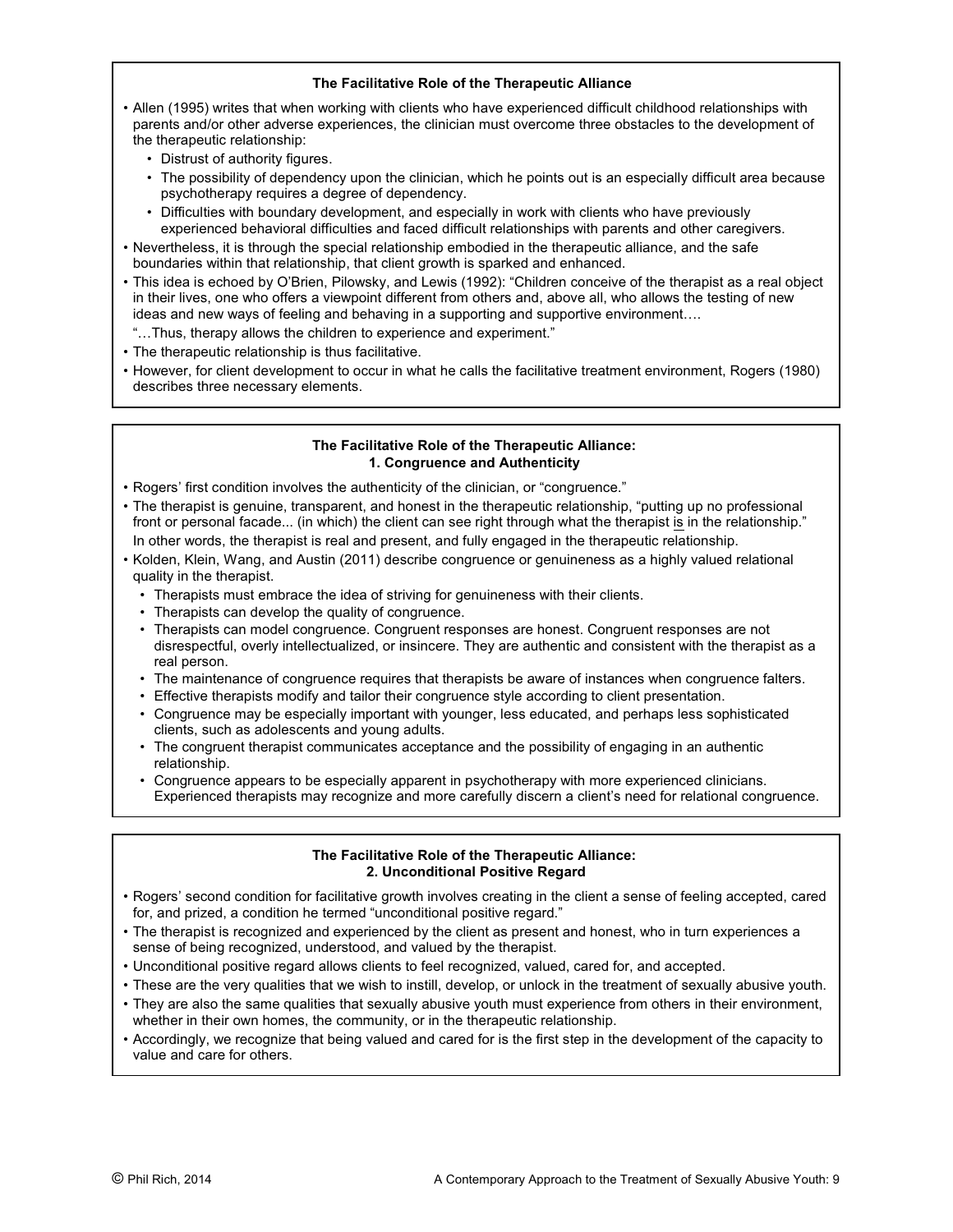### The Facilitative Role of the Therapeutic Alliance

- Allen (1995) writes that when working with clients who have experienced difficult childhood relationships with parents and/or other adverse experiences, the clinician must overcome three obstacles to the development of the therapeutic relationship:
  - Distrust of authority figures.
  - The possibility of dependency upon the clinician, which he points out is an especially difficult area because psychotherapy requires a degree of dependency.
  - Difficulties with boundary development, and especially in work with clients who have previously experienced behavioral difficulties and faced difficult relationships with parents and other caregivers.
- Nevertheless, it is through the special relationship embodied in the therapeutic alliance, and the safe boundaries within that relationship, that client growth is sparked and enhanced.
- This idea is echoed by O'Brien, Pilowsky, and Lewis (1992): "Children conceive of the therapist as a real object in their lives, one who offers a viewpoint different from others and, above all, who allows the testing of new ideas and new ways of feeling and behaving in a supporting and supportive environment….

  "…Thus, therapy allows the children to experience and experiment."
- The therapeutic relationship is thus facilitative.
- However, for client development to occur in what he calls the facilitative treatment environment, Rogers (1980) describes three necessary elements.

### The Facilitative Role of the Therapeutic Alliance: 1. Congruence and Authenticity

- Rogers' first condition involves the authenticity of the clinician, or "congruence."
- The therapist is genuine, transparent, and honest in the therapeutic relationship, "putting up no professional front or personal facade... (in which) the client can see right through what the therapist <u>is</u> in the relationship."

  In other words, the therapist is real and present, and fully engaged in the therapeutic relationship.
- Kolden, Klein, Wang, and Austin (2011) describe congruence or genuineness as a highly valued relational quality in the therapist.
  - Therapists must embrace the idea of striving for genuineness with their clients.
  - Therapists can develop the quality of congruence.
  - Therapists can model congruence. Congruent responses are honest. Congruent responses are not disrespectful, overly intellectualized, or insincere. They are authentic and consistent with the therapist as a real person.
  - The maintenance of congruence requires that therapists be aware of instances when congruence falters.
  - Effective therapists modify and tailor their congruence style according to client presentation.
  - Congruence may be especially important with younger, less educated, and perhaps less sophisticated clients, such as adolescents and young adults.
  - The congruent therapist communicates acceptance and the possibility of engaging in an authentic relationship.
  - Congruence appears to be especially apparent in psychotherapy with more experienced clinicians. Experienced therapists may recognize and more carefully discern a client's need for relational congruence.

### The Facilitative Role of the Therapeutic Alliance: 2. Unconditional Positive Regard

- Rogers' second condition for facilitative growth involves creating in the client a sense of feeling accepted, cared for, and prized, a condition he termed "unconditional positive regard."
- The therapist is recognized and experienced by the client as present and honest, who in turn experiences a sense of being recognized, understood, and valued by the therapist.
- Unconditional positive regard allows clients to feel recognized, valued, cared for, and accepted.
- These are the very qualities that we wish to instill, develop, or unlock in the treatment of sexually abusive youth.
- They are also the same qualities that sexually abusive youth must experience from others in their environment, whether in their own homes, the community, or in the therapeutic relationship.
- Accordingly, we recognize that being valued and cared for is the first step in the development of the capacity to value and care for others.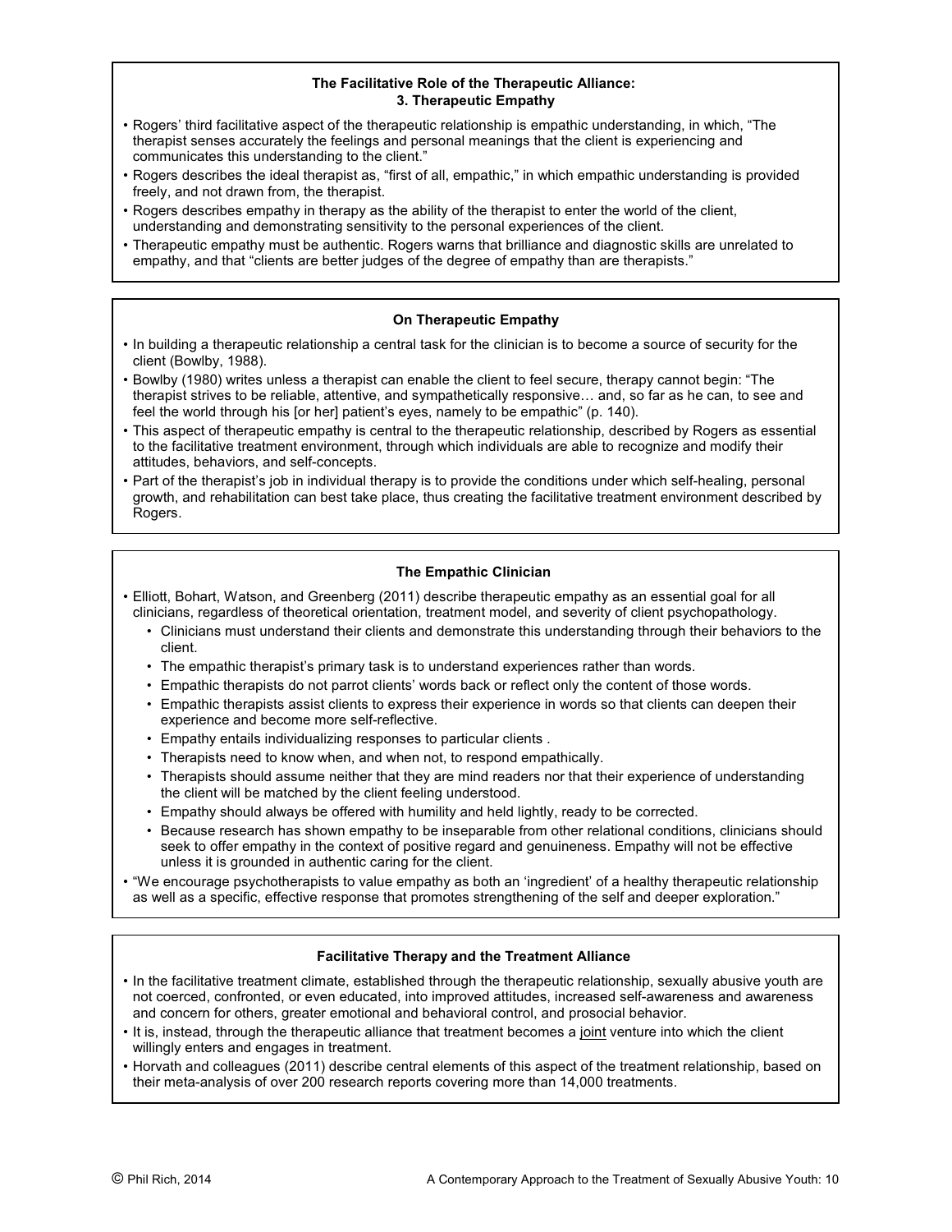### The Facilitative Role of the Therapeutic Alliance: 3. Therapeutic Empathy

- Rogers' third facilitative aspect of the therapeutic relationship is empathic understanding, in which, "The therapist senses accurately the feelings and personal meanings that the client is experiencing and communicates this understanding to the client."
- Rogers describes the ideal therapist as, "first of all, empathic," in which empathic understanding is provided freely, and not drawn from, the therapist.
- Rogers describes empathy in therapy as the ability of the therapist to enter the world of the client, understanding and demonstrating sensitivity to the personal experiences of the client.
- Therapeutic empathy must be authentic. Rogers warns that brilliance and diagnostic skills are unrelated to empathy, and that "clients are better judges of the degree of empathy than are therapists."

### On Therapeutic Empathy

- In building a therapeutic relationship a central task for the clinician is to become a source of security for the client (Bowlby, 1988).
- Bowlby (1980) writes unless a therapist can enable the client to feel secure, therapy cannot begin: "The therapist strives to be reliable, attentive, and sympathetically responsive… and, so far as he can, to see and feel the world through his [or her] patient's eyes, namely to be empathic" (p. 140).
- This aspect of therapeutic empathy is central to the therapeutic relationship, described by Rogers as essential to the facilitative treatment environment, through which individuals are able to recognize and modify their attitudes, behaviors, and self-concepts.
- Part of the therapist's job in individual therapy is to provide the conditions under which self-healing, personal growth, and rehabilitation can best take place, thus creating the facilitative treatment environment described by Rogers.

### The Empathic Clinician

- Elliott, Bohart, Watson, and Greenberg (2011) describe therapeutic empathy as an essential goal for all clinicians, regardless of theoretical orientation, treatment model, and severity of client psychopathology.
  - Clinicians must understand their clients and demonstrate this understanding through their behaviors to the client.
  - The empathic therapist's primary task is to understand experiences rather than words.
  - Empathic therapists do not parrot clients' words back or reflect only the content of those words.
  - Empathic therapists assist clients to express their experience in words so that clients can deepen their experience and become more self-reflective.
  - Empathy entails individualizing responses to particular clients .
  - Therapists need to know when, and when not, to respond empathically.
  - Therapists should assume neither that they are mind readers nor that their experience of understanding the client will be matched by the client feeling understood.
  - Empathy should always be offered with humility and held lightly, ready to be corrected.
  - Because research has shown empathy to be inseparable from other relational conditions, clinicians should seek to offer empathy in the context of positive regard and genuineness. Empathy will not be effective unless it is grounded in authentic caring for the client.
- "We encourage psychotherapists to value empathy as both an 'ingredient' of a healthy therapeutic relationship as well as a specific, effective response that promotes strengthening of the self and deeper exploration."

### Facilitative Therapy and the Treatment Alliance

- In the facilitative treatment climate, established through the therapeutic relationship, sexually abusive youth are not coerced, confronted, or even educated, into improved attitudes, increased self-awareness and awareness and concern for others, greater emotional and behavioral control, and prosocial behavior.
- It is, instead, through the therapeutic alliance that treatment becomes a <u>joint</u> venture into which the client willingly enters and engages in treatment.
- Horvath and colleagues (2011) describe central elements of this aspect of the treatment relationship, based on their meta-analysis of over 200 research reports covering more than 14,000 treatments.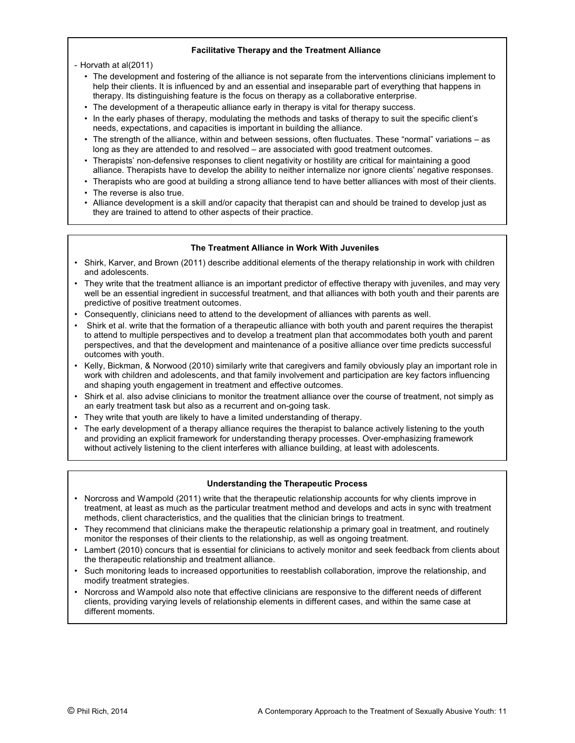### Facilitative Therapy and the Treatment Alliance

- Horvath at al(2011)

- The development and fostering of the alliance is not separate from the interventions clinicians implement to help their clients. It is influenced by and an essential and inseparable part of everything that happens in therapy. Its distinguishing feature is the focus on therapy as a collaborative enterprise.
- The development of a therapeutic alliance early in therapy is vital for therapy success.
- In the early phases of therapy, modulating the methods and tasks of therapy to suit the specific client's needs, expectations, and capacities is important in building the alliance.
- The strength of the alliance, within and between sessions, often fluctuates. These "normal" variations – as long as they are attended to and resolved – are associated with good treatment outcomes.
- Therapists' non-defensive responses to client negativity or hostility are critical for maintaining a good alliance. Therapists have to develop the ability to neither internalize nor ignore clients' negative responses.
- Therapists who are good at building a strong alliance tend to have better alliances with most of their clients.
- The reverse is also true.
- Alliance development is a skill and/or capacity that therapist can and should be trained to develop just as they are trained to attend to other aspects of their practice.

### The Treatment Alliance in Work With Juveniles

- Shirk, Karver, and Brown (2011) describe additional elements of the therapy relationship in work with children and adolescents.
- They write that the treatment alliance is an important predictor of effective therapy with juveniles, and may very well be an essential ingredient in successful treatment, and that alliances with both youth and their parents are predictive of positive treatment outcomes.
- Consequently, clinicians need to attend to the development of alliances with parents as well.
- Shirk et al. write that the formation of a therapeutic alliance with both youth and parent requires the therapist to attend to multiple perspectives and to develop a treatment plan that accommodates both youth and parent perspectives, and that the development and maintenance of a positive alliance over time predicts successful outcomes with youth.
- Kelly, Bickman, & Norwood (2010) similarly write that caregivers and family obviously play an important role in work with children and adolescents, and that family involvement and participation are key factors influencing and shaping youth engagement in treatment and effective outcomes.
- Shirk et al. also advise clinicians to monitor the treatment alliance over the course of treatment, not simply as an early treatment task but also as a recurrent and on-going task.
- They write that youth are likely to have a limited understanding of therapy.
- The early development of a therapy alliance requires the therapist to balance actively listening to the youth and providing an explicit framework for understanding therapy processes. Over-emphasizing framework without actively listening to the client interferes with alliance building, at least with adolescents.

### Understanding the Therapeutic Process

- Norcross and Wampold (2011) write that the therapeutic relationship accounts for why clients improve in treatment, at least as much as the particular treatment method and develops and acts in sync with treatment methods, client characteristics, and the qualities that the clinician brings to treatment.
- They recommend that clinicians make the therapeutic relationship a primary goal in treatment, and routinely monitor the responses of their clients to the relationship, as well as ongoing treatment.
- Lambert (2010) concurs that is essential for clinicians to actively monitor and seek feedback from clients about the therapeutic relationship and treatment alliance.
- Such monitoring leads to increased opportunities to reestablish collaboration, improve the relationship, and modify treatment strategies.
- Norcross and Wampold also note that effective clinicians are responsive to the different needs of different clients, providing varying levels of relationship elements in different cases, and within the same case at different moments.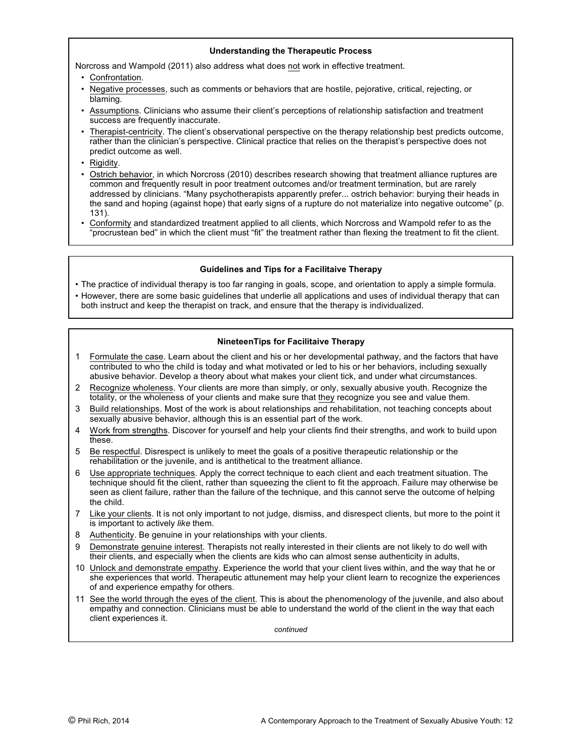### Understanding the Therapeutic Process

Norcross and Wampold (2011) also address what does not work in effective treatment.

- Confrontation.
- Negative processes, such as comments or behaviors that are hostile, pejorative, critical, rejecting, or blaming.
- Assumptions. Clinicians who assume their client's perceptions of relationship satisfaction and treatment success are frequently inaccurate.
- Therapist-centricity. The client's observational perspective on the therapy relationship best predicts outcome, rather than the clinician's perspective. Clinical practice that relies on the therapist's perspective does not predict outcome as well.
- Rigidity.
- Ostrich behavior, in which Norcross (2010) describes research showing that treatment alliance ruptures are common and frequently result in poor treatment outcomes and/or treatment termination, but are rarely addressed by clinicians. "Many psychotherapists apparently prefer... ostrich behavior: burying their heads in the sand and hoping (against hope) that early signs of a rupture do not materialize into negative outcome" (p. 131).
- Conformity and standardized treatment applied to all clients, which Norcross and Wampold refer to as the "procrustean bed" in which the client must "fit" the treatment rather than flexing the treatment to fit the client.

### Guidelines and Tips for a Facilitaive Therapy

- The practice of individual therapy is too far ranging in goals, scope, and orientation to apply a simple formula.
- However, there are some basic guidelines that underlie all applications and uses of individual therapy that can both instruct and keep the therapist on track, and ensure that the therapy is individualized.

### NineteenTips for Facilitaive Therapy

1. Formulate the case. Learn about the client and his or her developmental pathway, and the factors that have contributed to who the child is today and what motivated or led to his or her behaviors, including sexually abusive behavior. Develop a theory about what makes your client tick, and under what circumstances.
2. Recognize wholeness. Your clients are more than simply, or only, sexually abusive youth. Recognize the totality, or the wholeness of your clients and make sure that they recognize you see and value them.
3. Build relationships. Most of the work is about relationships and rehabilitation, not teaching concepts about sexually abusive behavior, although this is an essential part of the work.
4. Work from strengths. Discover for yourself and help your clients find their strengths, and work to build upon these.
5. Be respectful. Disrespect is unlikely to meet the goals of a positive therapeutic relationship or the rehabilitation or the juvenile, and is antithetical to the treatment alliance.
6. Use appropriate techniques. Apply the correct technique to each client and each treatment situation. The technique should fit the client, rather than squeezing the client to fit the approach. Failure may otherwise be seen as client failure, rather than the failure of the technique, and this cannot serve the outcome of helping the child.
7. Like your clients. It is not only important to not judge, dismiss, and disrespect clients, but more to the point it is important to actively *like* them.
8. Authenticity. Be genuine in your relationships with your clients.
9. Demonstrate genuine interest. Therapists not really interested in their clients are not likely to do well with their clients, and especially when the clients are kids who can almost sense authenticity in adults,
10. Unlock and demonstrate empathy. Experience the world that your client lives within, and the way that he or she experiences that world. Therapeutic attunement may help your client learn to recognize the experiences of and experience empathy for others.
11. See the world through the eyes of the client. This is about the phenomenology of the juvenile, and also about empathy and connection. Clinicians must be able to understand the world of the client in the way that each client experiences it.

*continued*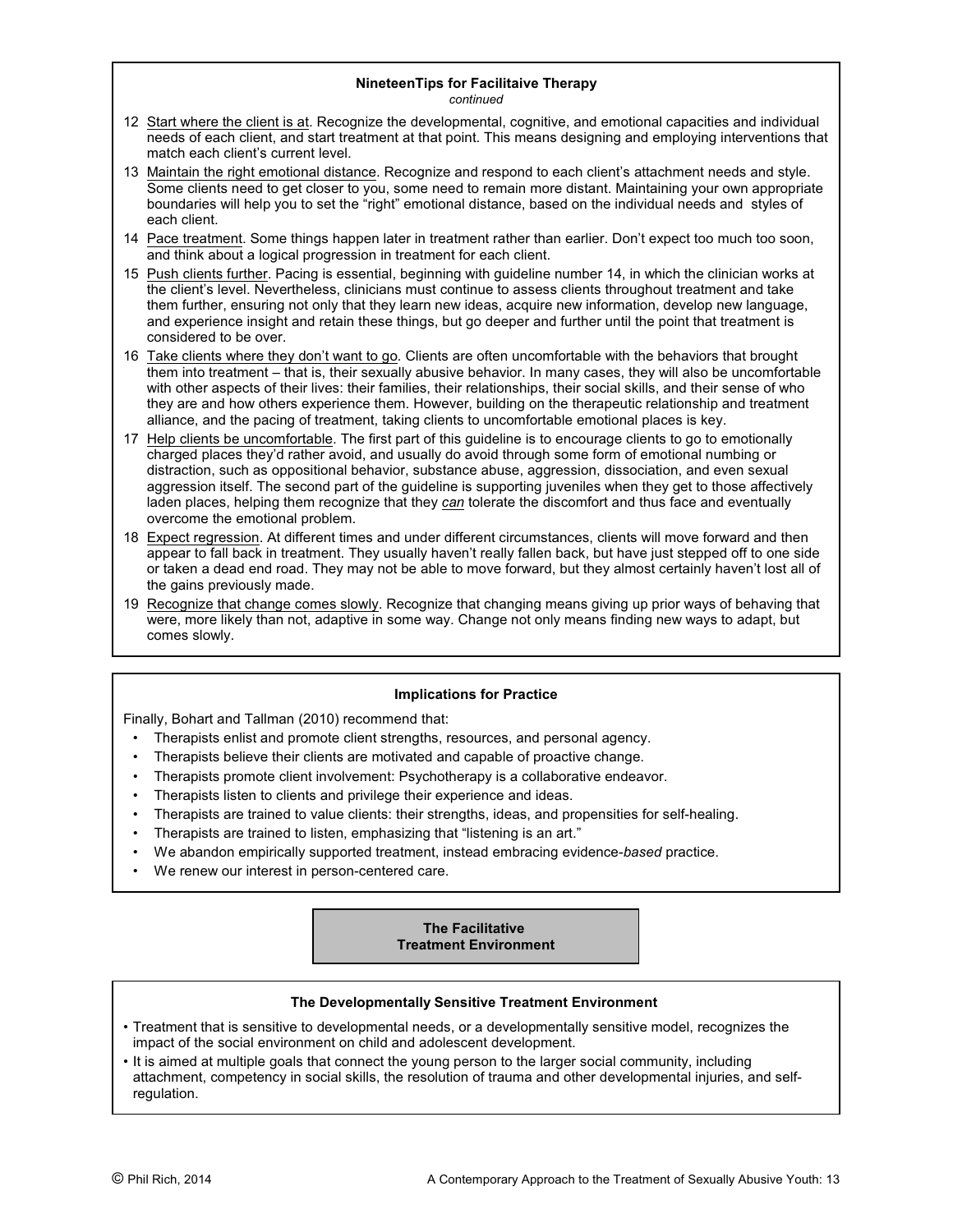### NineteenTips for Facilitaive Therapy

*continued*

12 Start where the client is at. Recognize the developmental, cognitive, and emotional capacities and individual needs of each client, and start treatment at that point. This means designing and employing interventions that match each client's current level.

13 Maintain the right emotional distance. Recognize and respond to each client's attachment needs and style. Some clients need to get closer to you, some need to remain more distant. Maintaining your own appropriate boundaries will help you to set the "right" emotional distance, based on the individual needs and styles of each client.

14 Pace treatment. Some things happen later in treatment rather than earlier. Don't expect too much too soon, and think about a logical progression in treatment for each client.

15 Push clients further. Pacing is essential, beginning with guideline number 14, in which the clinician works at the client's level. Nevertheless, clinicians must continue to assess clients throughout treatment and take them further, ensuring not only that they learn new ideas, acquire new information, develop new language, and experience insight and retain these things, but go deeper and further until the point that treatment is considered to be over.

16 Take clients where they don't want to go. Clients are often uncomfortable with the behaviors that brought them into treatment – that is, their sexually abusive behavior. In many cases, they will also be uncomfortable with other aspects of their lives: their families, their relationships, their social skills, and their sense of who they are and how others experience them. However, building on the therapeutic relationship and treatment alliance, and the pacing of treatment, taking clients to uncomfortable emotional places is key.

17 Help clients be uncomfortable. The first part of this guideline is to encourage clients to go to emotionally charged places they'd rather avoid, and usually do avoid through some form of emotional numbing or distraction, such as oppositional behavior, substance abuse, aggression, dissociation, and even sexual aggression itself. The second part of the guideline is supporting juveniles when they get to those affectively laden places, helping them recognize that they *can* tolerate the discomfort and thus face and eventually overcome the emotional problem.

18 Expect regression. At different times and under different circumstances, clients will move forward and then appear to fall back in treatment. They usually haven't really fallen back, but have just stepped off to one side or taken a dead end road. They may not be able to move forward, but they almost certainly haven't lost all of the gains previously made.

19 Recognize that change comes slowly. Recognize that changing means giving up prior ways of behaving that were, more likely than not, adaptive in some way. Change not only means finding new ways to adapt, but comes slowly.

### Implications for Practice

Finally, Bohart and Tallman (2010) recommend that:

- Therapists enlist and promote client strengths, resources, and personal agency.
- Therapists believe their clients are motivated and capable of proactive change.
- Therapists promote client involvement: Psychotherapy is a collaborative endeavor.
- Therapists listen to clients and privilege their experience and ideas.
- Therapists are trained to value clients: their strengths, ideas, and propensities for self-healing.
- Therapists are trained to listen, emphasizing that "listening is an art."
- We abandon empirically supported treatment, instead embracing evidence-*based* practice.
- We renew our interest in person-centered care.

## The Facilitative Treatment Environment

### The Developmentally Sensitive Treatment Environment

- Treatment that is sensitive to developmental needs, or a developmentally sensitive model, recognizes the impact of the social environment on child and adolescent development.
- It is aimed at multiple goals that connect the young person to the larger social community, including attachment, competency in social skills, the resolution of trauma and other developmental injuries, and self-regulation.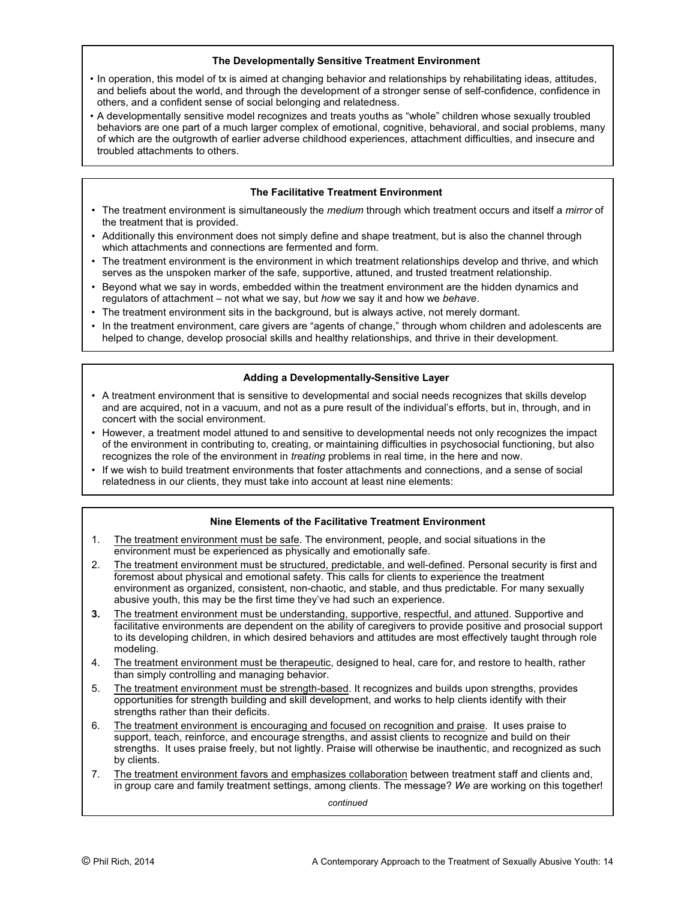### The Developmentally Sensitive Treatment Environment

- In operation, this model of tx is aimed at changing behavior and relationships by rehabilitating ideas, attitudes, and beliefs about the world, and through the development of a stronger sense of self-confidence, confidence in others, and a confident sense of social belonging and relatedness.
- A developmentally sensitive model recognizes and treats youths as "whole" children whose sexually troubled behaviors are one part of a much larger complex of emotional, cognitive, behavioral, and social problems, many of which are the outgrowth of earlier adverse childhood experiences, attachment difficulties, and insecure and troubled attachments to others.

### The Facilitative Treatment Environment

- The treatment environment is simultaneously the *medium* through which treatment occurs and itself a *mirror* of the treatment that is provided.
- Additionally this environment does not simply define and shape treatment, but is also the channel through which attachments and connections are fermented and form.
- The treatment environment is the environment in which treatment relationships develop and thrive, and which serves as the unspoken marker of the safe, supportive, attuned, and trusted treatment relationship.
- Beyond what we say in words, embedded within the treatment environment are the hidden dynamics and regulators of attachment – not what we say, but *how* we say it and how we *behave*.
- The treatment environment sits in the background, but is always active, not merely dormant.
- In the treatment environment, care givers are "agents of change," through whom children and adolescents are helped to change, develop prosocial skills and healthy relationships, and thrive in their development.

### Adding a Developmentally-Sensitive Layer

- A treatment environment that is sensitive to developmental and social needs recognizes that skills develop and are acquired, not in a vacuum, and not as a pure result of the individual's efforts, but in, through, and in concert with the social environment.
- However, a treatment model attuned to and sensitive to developmental needs not only recognizes the impact of the environment in contributing to, creating, or maintaining difficulties in psychosocial functioning, but also recognizes the role of the environment in *treating* problems in real time, in the here and now.
- If we wish to build treatment environments that foster attachments and connections, and a sense of social relatedness in our clients, they must take into account at least nine elements:

### Nine Elements of the Facilitative Treatment Environment

1. The treatment environment must be safe. The environment, people, and social situations in the environment must be experienced as physically and emotionally safe.
2. The treatment environment must be structured, predictable, and well-defined. Personal security is first and foremost about physical and emotional safety. This calls for clients to experience the treatment environment as organized, consistent, non-chaotic, and stable, and thus predictable. For many sexually abusive youth, this may be the first time they've had such an experience.
3. The treatment environment must be understanding, supportive, respectful, and attuned. Supportive and facilitative environments are dependent on the ability of caregivers to provide positive and prosocial support to its developing children, in which desired behaviors and attitudes are most effectively taught through role modeling.
4. The treatment environment must be therapeutic, designed to heal, care for, and restore to health, rather than simply controlling and managing behavior.
5. The treatment environment must be strength-based. It recognizes and builds upon strengths, provides opportunities for strength building and skill development, and works to help clients identify with their strengths rather than their deficits.
6. The treatment environment is encouraging and focused on recognition and praise. It uses praise to support, teach, reinforce, and encourage strengths, and assist clients to recognize and build on their strengths. It uses praise freely, but not lightly. Praise will otherwise be inauthentic, and recognized as such by clients.
7. The treatment environment favors and emphasizes collaboration between treatment staff and clients and, in group care and family treatment settings, among clients. The message? *We* are working on this together!

*continued*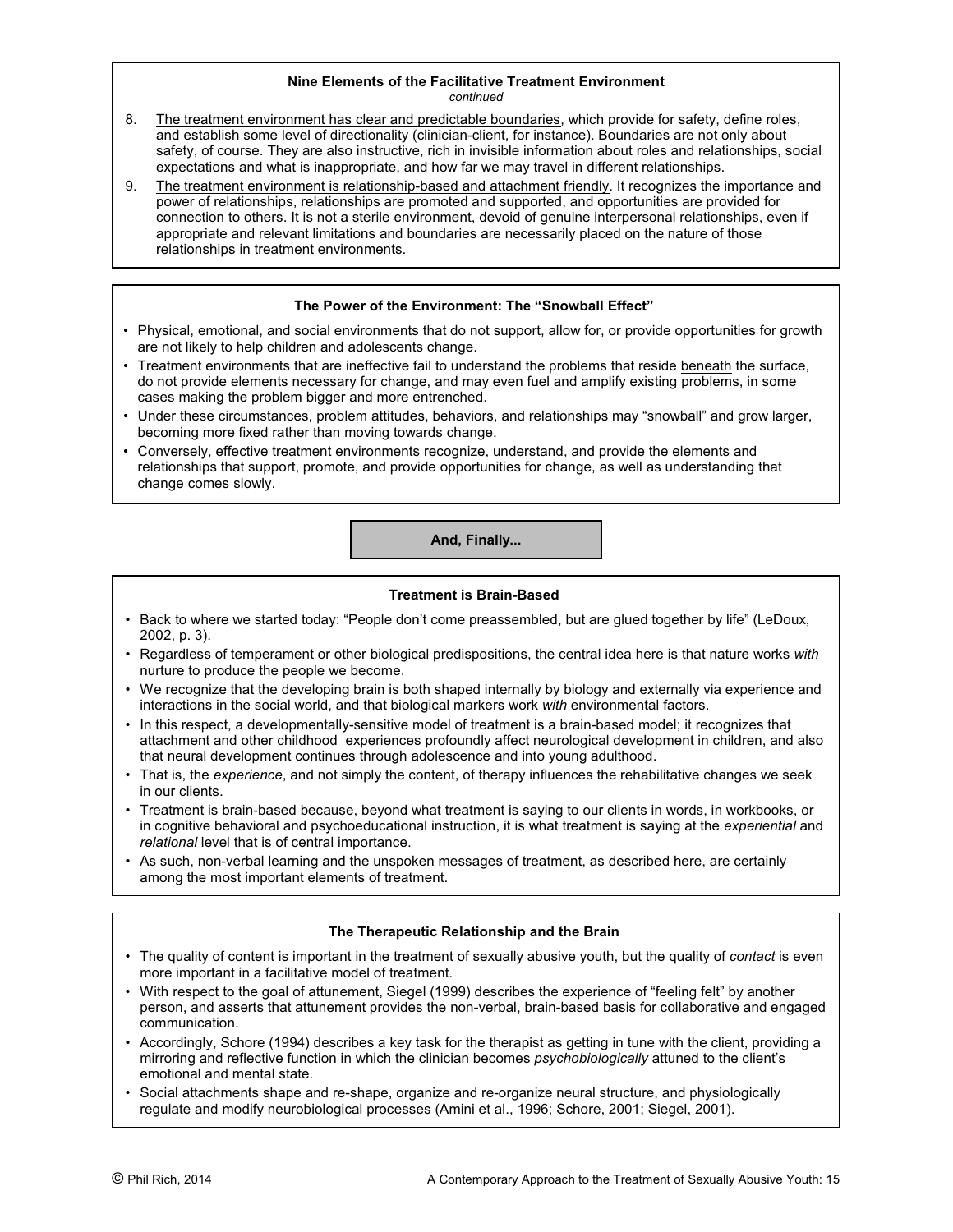### Nine Elements of the Facilitative Treatment Environment

*continued*

8. The treatment environment has clear and predictable boundaries, which provide for safety, define roles, and establish some level of directionality (clinician-client, for instance). Boundaries are not only about safety, of course. They are also instructive, rich in invisible information about roles and relationships, social expectations and what is inappropriate, and how far we may travel in different relationships.
9. The treatment environment is relationship-based and attachment friendly. It recognizes the importance and power of relationships, relationships are promoted and supported, and opportunities are provided for connection to others. It is not a sterile environment, devoid of genuine interpersonal relationships, even if appropriate and relevant limitations and boundaries are necessarily placed on the nature of those relationships in treatment environments.

### The Power of the Environment: The "Snowball Effect"

- Physical, emotional, and social environments that do not support, allow for, or provide opportunities for growth are not likely to help children and adolescents change.
- Treatment environments that are ineffective fail to understand the problems that reside beneath the surface, do not provide elements necessary for change, and may even fuel and amplify existing problems, in some cases making the problem bigger and more entrenched.
- Under these circumstances, problem attitudes, behaviors, and relationships may "snowball" and grow larger, becoming more fixed rather than moving towards change.
- Conversely, effective treatment environments recognize, understand, and provide the elements and relationships that support, promote, and provide opportunities for change, as well as understanding that change comes slowly.

## And, Finally...

### Treatment is Brain-Based

- Back to where we started today: "People don't come preassembled, but are glued together by life" (LeDoux, 2002, p. 3).
- Regardless of temperament or other biological predispositions, the central idea here is that nature works *with* nurture to produce the people we become.
- We recognize that the developing brain is both shaped internally by biology and externally via experience and interactions in the social world, and that biological markers work *with* environmental factors.
- In this respect, a developmentally-sensitive model of treatment is a brain-based model; it recognizes that attachment and other childhood experiences profoundly affect neurological development in children, and also that neural development continues through adolescence and into young adulthood.
- That is, the *experience*, and not simply the content, of therapy influences the rehabilitative changes we seek in our clients.
- Treatment is brain-based because, beyond what treatment is saying to our clients in words, in workbooks, or in cognitive behavioral and psychoeducational instruction, it is what treatment is saying at the *experiential* and *relational* level that is of central importance.
- As such, non-verbal learning and the unspoken messages of treatment, as described here, are certainly among the most important elements of treatment.

### The Therapeutic Relationship and the Brain

- The quality of content is important in the treatment of sexually abusive youth, but the quality of *contact* is even more important in a facilitative model of treatment.
- With respect to the goal of attunement, Siegel (1999) describes the experience of "feeling felt" by another person, and asserts that attunement provides the non-verbal, brain-based basis for collaborative and engaged communication.
- Accordingly, Schore (1994) describes a key task for the therapist as getting in tune with the client, providing a mirroring and reflective function in which the clinician becomes *psychobiologically* attuned to the client's emotional and mental state.
- Social attachments shape and re-shape, organize and re-organize neural structure, and physiologically regulate and modify neurobiological processes (Amini et al., 1996; Schore, 2001; Siegel, 2001).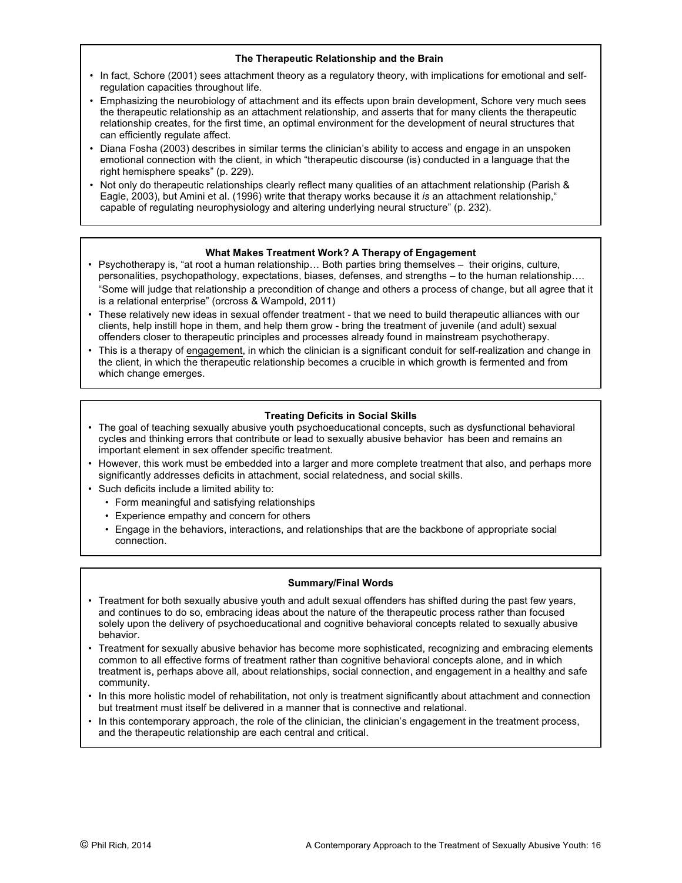### The Therapeutic Relationship and the Brain

- In fact, Schore (2001) sees attachment theory as a regulatory theory, with implications for emotional and self-regulation capacities throughout life.
- Emphasizing the neurobiology of attachment and its effects upon brain development, Schore very much sees the therapeutic relationship as an attachment relationship, and asserts that for many clients the therapeutic relationship creates, for the first time, an optimal environment for the development of neural structures that can efficiently regulate affect.
- Diana Fosha (2003) describes in similar terms the clinician's ability to access and engage in an unspoken emotional connection with the client, in which "therapeutic discourse (is) conducted in a language that the right hemisphere speaks" (p. 229).
- Not only do therapeutic relationships clearly reflect many qualities of an attachment relationship (Parish & Eagle, 2003), but Amini et al. (1996) write that therapy works because it *is* an attachment relationship," capable of regulating neurophysiology and altering underlying neural structure" (p. 232).

### What Makes Treatment Work? A Therapy of Engagement

- Psychotherapy is, "at root a human relationship… Both parties bring themselves – their origins, culture, personalities, psychopathology, expectations, biases, defenses, and strengths – to the human relationship…. "Some will judge that relationship a precondition of change and others a process of change, but all agree that it is a relational enterprise" (orcross & Wampold, 2011)
- These relatively new ideas in sexual offender treatment - that we need to build therapeutic alliances with our clients, help instill hope in them, and help them grow - bring the treatment of juvenile (and adult) sexual offenders closer to therapeutic principles and processes already found in mainstream psychotherapy.
- This is a therapy of engagement, in which the clinician is a significant conduit for self-realization and change in the client, in which the therapeutic relationship becomes a crucible in which growth is fermented and from which change emerges.

### Treating Deficits in Social Skills

- The goal of teaching sexually abusive youth psychoeducational concepts, such as dysfunctional behavioral cycles and thinking errors that contribute or lead to sexually abusive behavior has been and remains an important element in sex offender specific treatment.
- However, this work must be embedded into a larger and more complete treatment that also, and perhaps more significantly addresses deficits in attachment, social relatedness, and social skills.
- Such deficits include a limited ability to:
  - Form meaningful and satisfying relationships
  - Experience empathy and concern for others
  - Engage in the behaviors, interactions, and relationships that are the backbone of appropriate social connection.

### Summary/Final Words

- Treatment for both sexually abusive youth and adult sexual offenders has shifted during the past few years, and continues to do so, embracing ideas about the nature of the therapeutic process rather than focused solely upon the delivery of psychoeducational and cognitive behavioral concepts related to sexually abusive behavior.
- Treatment for sexually abusive behavior has become more sophisticated, recognizing and embracing elements common to all effective forms of treatment rather than cognitive behavioral concepts alone, and in which treatment is, perhaps above all, about relationships, social connection, and engagement in a healthy and safe community.
- In this more holistic model of rehabilitation, not only is treatment significantly about attachment and connection but treatment must itself be delivered in a manner that is connective and relational.
- In this contemporary approach, the role of the clinician, the clinician's engagement in the treatment process, and the therapeutic relationship are each central and critical.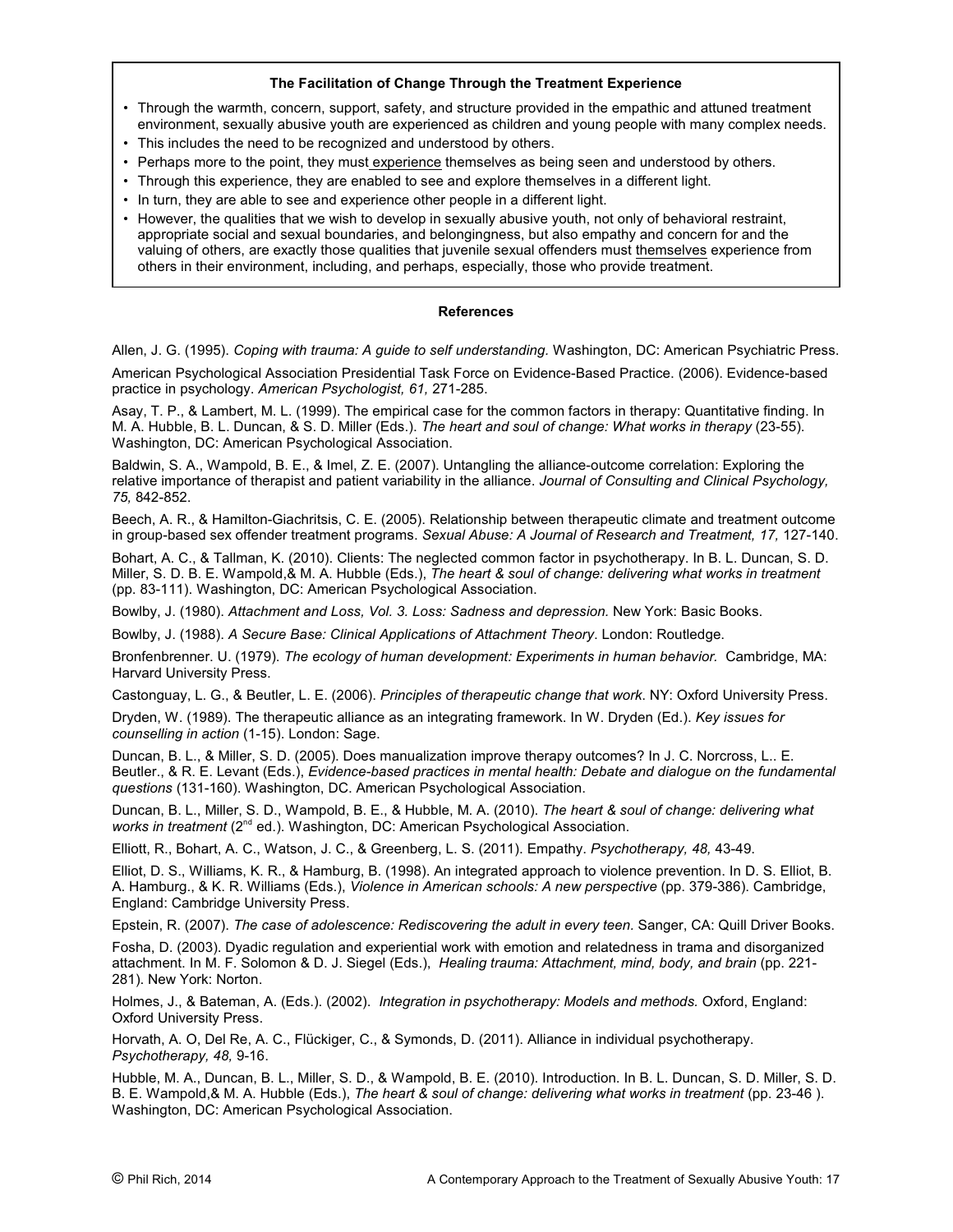**The Facilitation of Change Through the Treatment Experience**

- Through the warmth, concern, support, safety, and structure provided in the empathic and attuned treatment environment, sexually abusive youth are experienced as children and young people with many complex needs.
- This includes the need to be recognized and understood by others.
- Perhaps more to the point, they must experience themselves as being seen and understood by others.
- Through this experience, they are enabled to see and explore themselves in a different light.
- In turn, they are able to see and experience other people in a different light.
- However, the qualities that we wish to develop in sexually abusive youth, not only of behavioral restraint, appropriate social and sexual boundaries, and belongingness, but also empathy and concern for and the valuing of others, are exactly those qualities that juvenile sexual offenders must themselves experience from others in their environment, including, and perhaps, especially, those who provide treatment.

**References**

Allen, J. G. (1995). *Coping with trauma: A guide to self understanding.* Washington, DC: American Psychiatric Press.

American Psychological Association Presidential Task Force on Evidence-Based Practice. (2006). Evidence-based practice in psychology. *American Psychologist, 61,* 271-285.

Asay, T. P., & Lambert, M. L. (1999). The empirical case for the common factors in therapy: Quantitative finding. In M. A. Hubble, B. L. Duncan, & S. D. Miller (Eds.). *The heart and soul of change: What works in therapy* (23-55). Washington, DC: American Psychological Association.

Baldwin, S. A., Wampold, B. E., & Imel, Z. E. (2007). Untangling the alliance-outcome correlation: Exploring the relative importance of therapist and patient variability in the alliance. *Journal of Consulting and Clinical Psychology, 75,* 842-852.

Beech, A. R., & Hamilton-Giachritsis, C. E. (2005). Relationship between therapeutic climate and treatment outcome in group-based sex offender treatment programs. *Sexual Abuse: A Journal of Research and Treatment, 17,* 127-140.

Bohart, A. C., & Tallman, K. (2010). Clients: The neglected common factor in psychotherapy. In B. L. Duncan, S. D. Miller, S. D. B. E. Wampold,& M. A. Hubble (Eds.), *The heart & soul of change: delivering what works in treatment* (pp. 83-111). Washington, DC: American Psychological Association.

Bowlby, J. (1980). *Attachment and Loss, Vol. 3. Loss: Sadness and depression.* New York: Basic Books.

Bowlby, J. (1988). *A Secure Base: Clinical Applications of Attachment Theory*. London: Routledge.

Bronfenbrenner. U. (1979). *The ecology of human development: Experiments in human behavior.* Cambridge, MA: Harvard University Press.

Castonguay, L. G., & Beutler, L. E. (2006). *Principles of therapeutic change that work*. NY: Oxford University Press.

Dryden, W. (1989). The therapeutic alliance as an integrating framework. In W. Dryden (Ed.). *Key issues for counselling in action* (1-15). London: Sage.

Duncan, B. L., & Miller, S. D. (2005). Does manualization improve therapy outcomes? In J. C. Norcross, L.. E. Beutler., & R. E. Levant (Eds.), *Evidence-based practices in mental health: Debate and dialogue on the fundamental questions* (131-160). Washington, DC. American Psychological Association.

Duncan, B. L., Miller, S. D., Wampold, B. E., & Hubble, M. A. (2010). *The heart & soul of change: delivering what works in treatment* (2nd ed.). Washington, DC: American Psychological Association.

Elliott, R., Bohart, A. C., Watson, J. C., & Greenberg, L. S. (2011). Empathy. *Psychotherapy, 48,* 43-49.

Elliot, D. S., Williams, K. R., & Hamburg, B. (1998). An integrated approach to violence prevention. In D. S. Elliot, B. A. Hamburg., & K. R. Williams (Eds.), *Violence in American schools: A new perspective* (pp. 379-386). Cambridge, England: Cambridge University Press.

Epstein, R. (2007). *The case of adolescence: Rediscovering the adult in every teen.* Sanger, CA: Quill Driver Books.

Fosha, D. (2003). Dyadic regulation and experiential work with emotion and relatedness in trama and disorganized attachment. In M. F. Solomon & D. J. Siegel (Eds.), *Healing trauma: Attachment, mind, body, and brain* (pp. 221-281). New York: Norton.

Holmes, J., & Bateman, A. (Eds.). (2002). *Integration in psychotherapy: Models and methods.* Oxford, England: Oxford University Press.

Horvath, A. O, Del Re, A. C., Flückiger, C., & Symonds, D. (2011). Alliance in individual psychotherapy. *Psychotherapy, 48,* 9-16.

Hubble, M. A., Duncan, B. L., Miller, S. D., & Wampold, B. E. (2010). Introduction. In B. L. Duncan, S. D. Miller, S. D. B. E. Wampold,& M. A. Hubble (Eds.), *The heart & soul of change: delivering what works in treatment* (pp. 23-46 ). Washington, DC: American Psychological Association.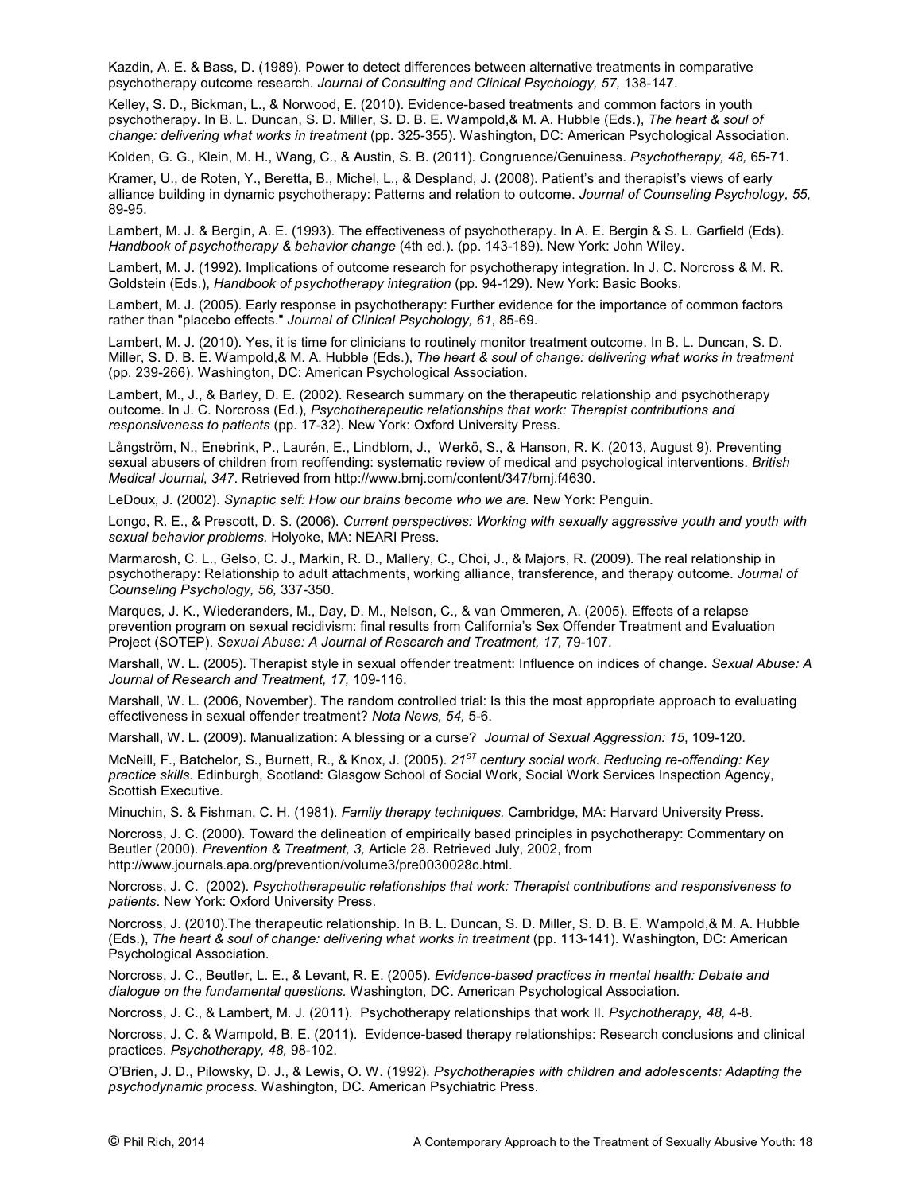Kazdin, A. E. & Bass, D. (1989). Power to detect differences between alternative treatments in comparative psychotherapy outcome research. *Journal of Consulting and Clinical Psychology, 57,* 138-147.

Kelley, S. D., Bickman, L., & Norwood, E. (2010). Evidence-based treatments and common factors in youth psychotherapy. In B. L. Duncan, S. D. Miller, S. D. B. E. Wampold,& M. A. Hubble (Eds.), *The heart & soul of change: delivering what works in treatment* (pp. 325-355). Washington, DC: American Psychological Association.

Kolden, G. G., Klein, M. H., Wang, C., & Austin, S. B. (2011). Congruence/Genuiness. *Psychotherapy, 48,* 65-71.

Kramer, U., de Roten, Y., Beretta, B., Michel, L., & Despland, J. (2008). Patient's and therapist's views of early alliance building in dynamic psychotherapy: Patterns and relation to outcome. *Journal of Counseling Psychology, 55,* 89-95.

Lambert, M. J. & Bergin, A. E. (1993). The effectiveness of psychotherapy. In A. E. Bergin & S. L. Garfield (Eds). *Handbook of psychotherapy & behavior change* (4th ed.). (pp. 143-189). New York: John Wiley.

Lambert, M. J. (1992). Implications of outcome research for psychotherapy integration. In J. C. Norcross & M. R. Goldstein (Eds.), *Handbook of psychotherapy integration* (pp. 94-129). New York: Basic Books.

Lambert, M. J. (2005). Early response in psychotherapy: Further evidence for the importance of common factors rather than "placebo effects." *Journal of Clinical Psychology, 61*, 85-69.

Lambert, M. J. (2010). Yes, it is time for clinicians to routinely monitor treatment outcome. In B. L. Duncan, S. D. Miller, S. D. B. E. Wampold,& M. A. Hubble (Eds.), *The heart & soul of change: delivering what works in treatment* (pp. 239-266). Washington, DC: American Psychological Association.

Lambert, M., J., & Barley, D. E. (2002). Research summary on the therapeutic relationship and psychotherapy outcome. In J. C. Norcross (Ed.), *Psychotherapeutic relationships that work: Therapist contributions and responsiveness to patients* (pp. 17-32). New York: Oxford University Press.

Långström, N., Enebrink, P., Laurén, E., Lindblom, J., Werkö, S., & Hanson, R. K. (2013, August 9). Preventing sexual abusers of children from reoffending: systematic review of medical and psychological interventions. *British Medical Journal, 347*. Retrieved from http://www.bmj.com/content/347/bmj.f4630.

LeDoux, J. (2002). *Synaptic self: How our brains become who we are.* New York: Penguin.

Longo, R. E., & Prescott, D. S. (2006). *Current perspectives: Working with sexually aggressive youth and youth with sexual behavior problems.* Holyoke, MA: NEARI Press.

Marmarosh, C. L., Gelso, C. J., Markin, R. D., Mallery, C., Choi, J., & Majors, R. (2009). The real relationship in psychotherapy: Relationship to adult attachments, working alliance, transference, and therapy outcome. *Journal of Counseling Psychology, 56,* 337-350.

Marques, J. K., Wiederanders, M., Day, D. M., Nelson, C., & van Ommeren, A. (2005). Effects of a relapse prevention program on sexual recidivism: final results from California's Sex Offender Treatment and Evaluation Project (SOTEP). *Sexual Abuse: A Journal of Research and Treatment, 17,* 79-107.

Marshall, W. L. (2005). Therapist style in sexual offender treatment: Influence on indices of change. *Sexual Abuse: A Journal of Research and Treatment, 17,* 109-116.

Marshall, W. L. (2006, November). The random controlled trial: Is this the most appropriate approach to evaluating effectiveness in sexual offender treatment? *Nota News, 54,* 5-6.

Marshall, W. L. (2009). Manualization: A blessing or a curse? *Journal of Sexual Aggression: 15*, 109-120.

McNeill, F., Batchelor, S., Burnett, R., & Knox, J. (2005). *21st century social work. Reducing re-offending: Key practice skills.* Edinburgh, Scotland: Glasgow School of Social Work, Social Work Services Inspection Agency, Scottish Executive.

Minuchin, S. & Fishman, C. H. (1981). *Family therapy techniques.* Cambridge, MA: Harvard University Press.

Norcross, J. C. (2000). Toward the delineation of empirically based principles in psychotherapy: Commentary on Beutler (2000). *Prevention & Treatment, 3,* Article 28. Retrieved July, 2002, from http://www.journals.apa.org/prevention/volume3/pre0030028c.html.

Norcross, J. C. (2002). *Psychotherapeutic relationships that work: Therapist contributions and responsiveness to patients*. New York: Oxford University Press.

Norcross, J. (2010).The therapeutic relationship. In B. L. Duncan, S. D. Miller, S. D. B. E. Wampold,& M. A. Hubble (Eds.), *The heart & soul of change: delivering what works in treatment* (pp. 113-141). Washington, DC: American Psychological Association.

Norcross, J. C., Beutler, L. E., & Levant, R. E. (2005). *Evidence-based practices in mental health: Debate and dialogue on the fundamental questions.* Washington, DC. American Psychological Association.

Norcross, J. C., & Lambert, M. J. (2011). Psychotherapy relationships that work II. *Psychotherapy, 48,* 4-8.

Norcross, J. C. & Wampold, B. E. (2011). Evidence-based therapy relationships: Research conclusions and clinical practices. *Psychotherapy, 48,* 98-102.

O'Brien, J. D., Pilowsky, D. J., & Lewis, O. W. (1992). *Psychotherapies with children and adolescents: Adapting the psychodynamic process.* Washington, DC. American Psychiatric Press.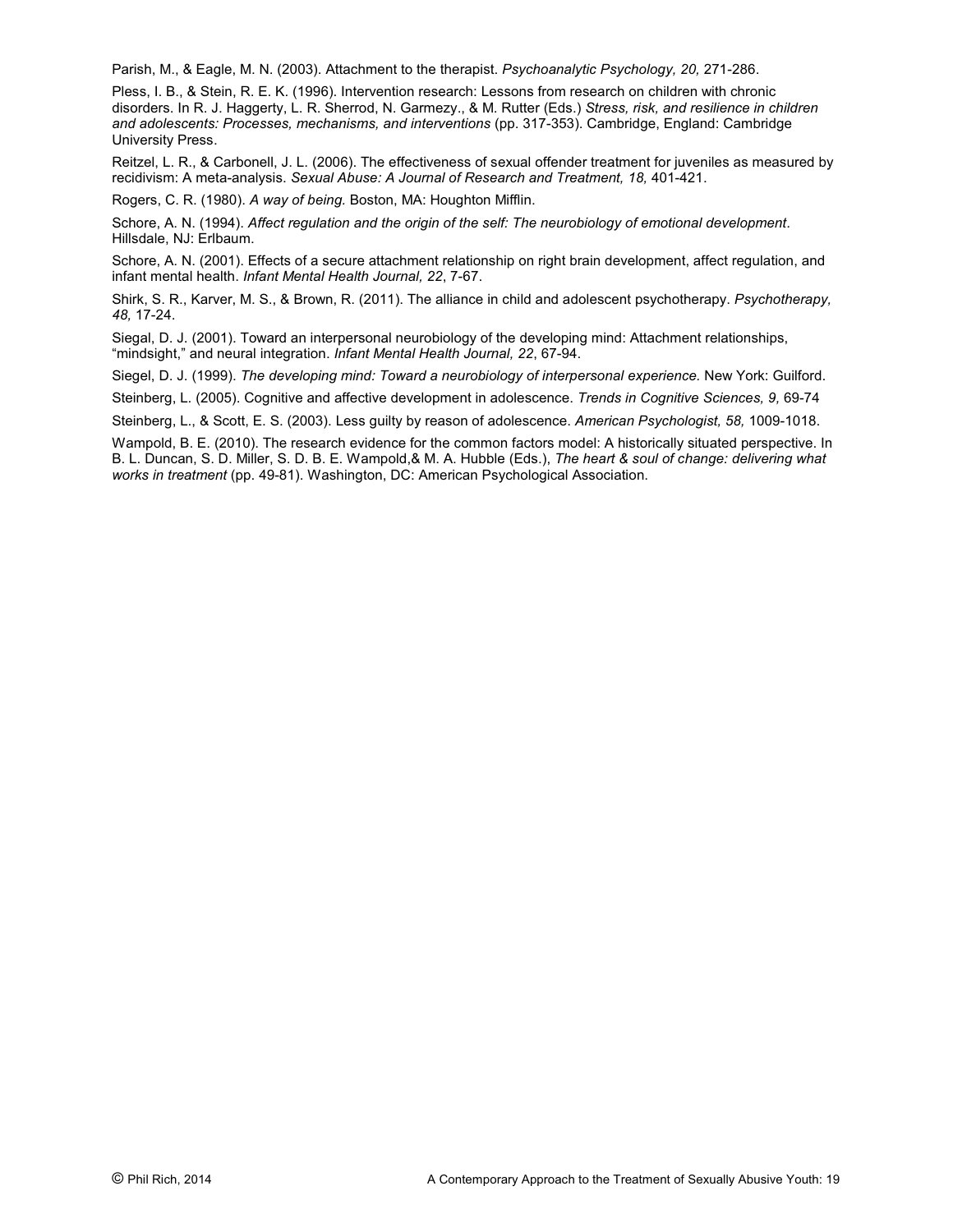Parish, M., & Eagle, M. N. (2003). Attachment to the therapist. *Psychoanalytic Psychology, 20,* 271-286.

Pless, I. B., & Stein, R. E. K. (1996). Intervention research: Lessons from research on children with chronic disorders. In R. J. Haggerty, L. R. Sherrod, N. Garmezy., & M. Rutter (Eds.) *Stress, risk, and resilience in children and adolescents: Processes, mechanisms, and interventions* (pp. 317-353). Cambridge, England: Cambridge University Press.

Reitzel, L. R., & Carbonell, J. L. (2006). The effectiveness of sexual offender treatment for juveniles as measured by recidivism: A meta-analysis. *Sexual Abuse: A Journal of Research and Treatment, 18,* 401-421.

Rogers, C. R. (1980). *A way of being.* Boston, MA: Houghton Mifflin.

Schore, A. N. (1994). *Affect regulation and the origin of the self: The neurobiology of emotional development*. Hillsdale, NJ: Erlbaum.

Schore, A. N. (2001). Effects of a secure attachment relationship on right brain development, affect regulation, and infant mental health. *Infant Mental Health Journal, 22*, 7-67.

Shirk, S. R., Karver, M. S., & Brown, R. (2011). The alliance in child and adolescent psychotherapy. *Psychotherapy, 48,* 17-24.

Siegal, D. J. (2001). Toward an interpersonal neurobiology of the developing mind: Attachment relationships, "mindsight," and neural integration. *Infant Mental Health Journal, 22*, 67-94.

Siegel, D. J. (1999). *The developing mind: Toward a neurobiology of interpersonal experience.* New York: Guilford.

Steinberg, L. (2005). Cognitive and affective development in adolescence. *Trends in Cognitive Sciences, 9,* 69-74

Steinberg, L., & Scott, E. S. (2003). Less guilty by reason of adolescence. *American Psychologist, 58,* 1009-1018.

Wampold, B. E. (2010). The research evidence for the common factors model: A historically situated perspective. In B. L. Duncan, S. D. Miller, S. D. B. E. Wampold,& M. A. Hubble (Eds.), *The heart & soul of change: delivering what works in treatment* (pp. 49-81). Washington, DC: American Psychological Association.